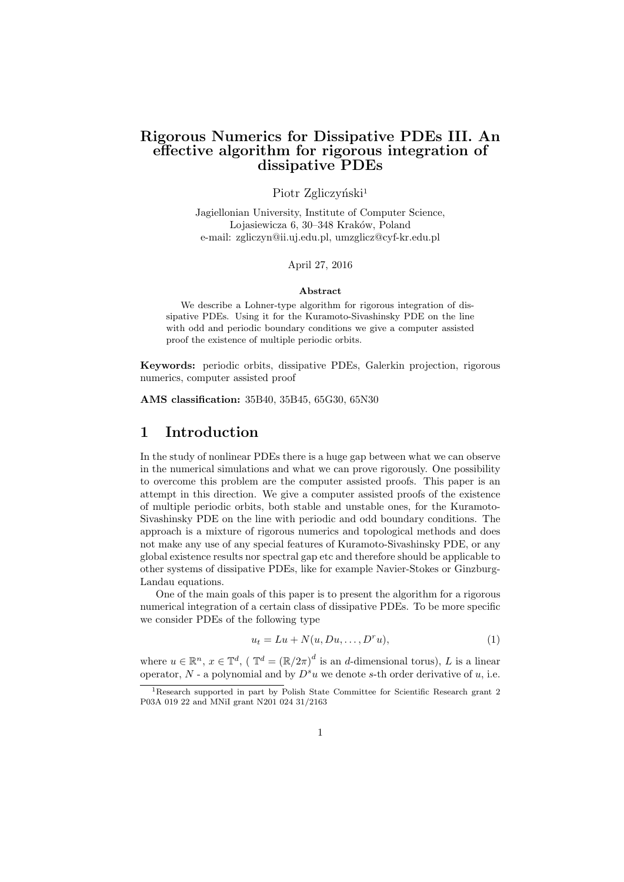# Rigorous Numerics for Dissipative PDEs III. An effective algorithm for rigorous integration of dissipative PDEs

Piotr Zgliczyński[1]

Jagiellonian University, Institute of Computer Science,
Lojasiewicza 6, 30–348 Kraków, Poland
e-mail: zgliczyn@ii.uj.edu.pl, umzglicz@cyf-kr.edu.pl

April 27, 2016

**Abstract**

We describe a Lohner-type algorithm for rigorous integration of dissipative PDEs. Using it for the Kuramoto-Sivashinsky PDE on the line with odd and periodic boundary conditions we give a computer assisted proof the existence of multiple periodic orbits.

**Keywords:** periodic orbits, dissipative PDEs, Galerkin projection, rigorous numerics, computer assisted proof

**AMS classification:** 35B40, 35B45, 65G30, 65N30

## 1 Introduction

In the study of nonlinear PDEs there is a huge gap between what we can observe in the numerical simulations and what we can prove rigorously. One possibility to overcome this problem are the computer assisted proofs. This paper is an attempt in this direction. We give a computer assisted proofs of the existence of multiple periodic orbits, both stable and unstable ones, for the Kuramoto-Sivashinsky PDE on the line with periodic and odd boundary conditions. The approach is a mixture of rigorous numerics and topological methods and does not make any use of any special features of Kuramoto-Sivashinsky PDE, or any global existence results nor spectral gap etc and therefore should be applicable to other systems of dissipative PDEs, like for example Navier-Stokes or Ginzburg-Landau equations.

One of the main goals of this paper is to present the algorithm for a rigorous numerical integration of a certain class of dissipative PDEs. To be more specific we consider PDEs of the following type

$$u_t = Lu + N(u, Du, \ldots, D^r u), \tag{1}$$

where $u \in \mathbb{R}^n$, $x \in \mathbb{T}^d$, ( $\mathbb{T}^d = (\mathbb{R}/2\pi)^d$ is an $d$-dimensional torus), $L$ is a linear operator, $N$ - a polynomial and by $D^s u$ we denote $s$-th order derivative of $u$, i.e.

[1] Research supported in part by Polish State Committee for Scientific Research grant 2 P03A 019 22 and MNiI grant N201 024 31/2163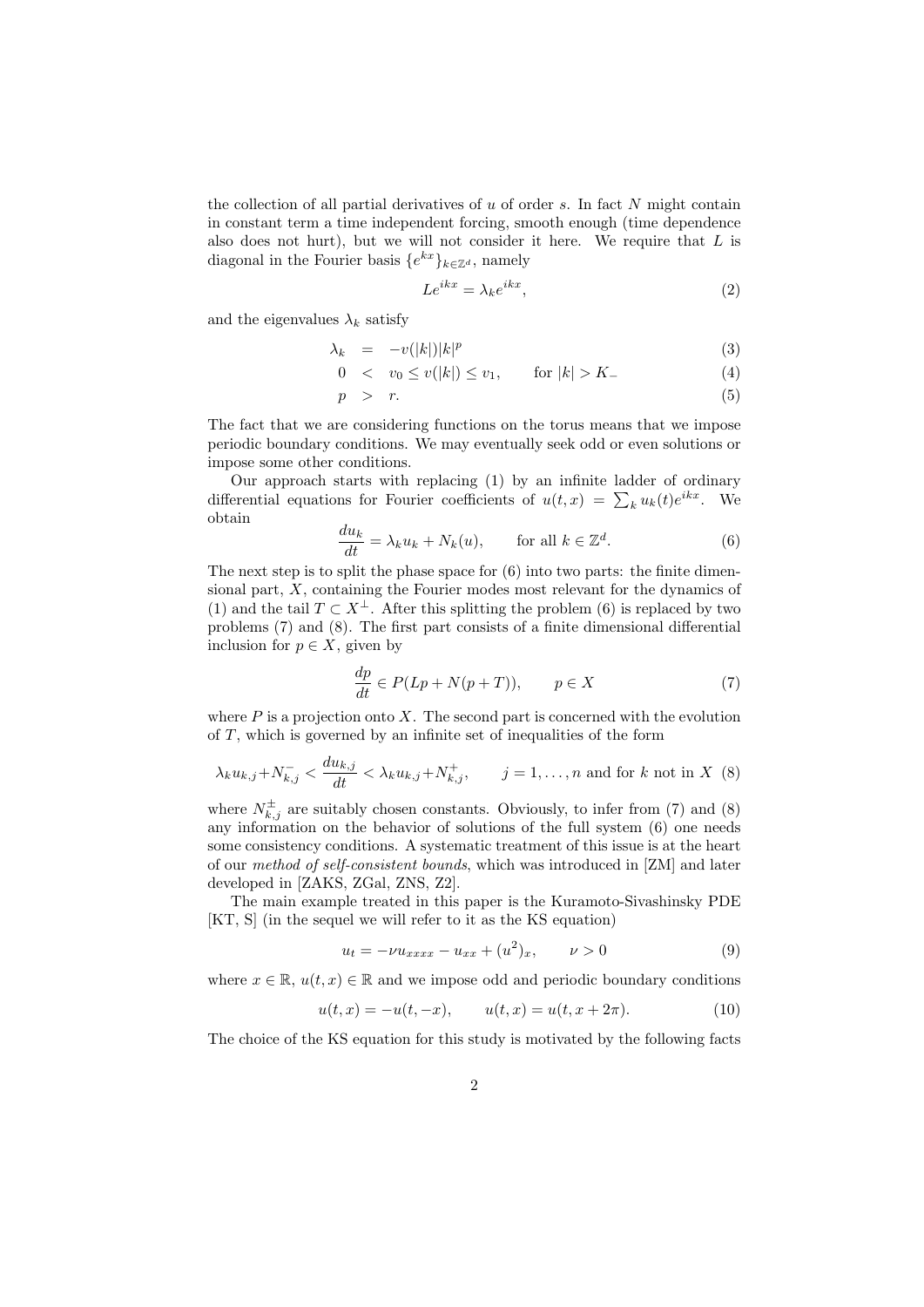the collection of all partial derivatives of $u$ of order $s$. In fact $N$ might contain in constant term a time independent forcing, smooth enough (time dependence also does not hurt), but we will not consider it here. We require that $L$ is diagonal in the Fourier basis $\{e^{kx}\}_{k\in\mathbb{Z}^d}$, namely

$$Le^{ikx} = \lambda_k e^{ikx}, \tag{2}$$

and the eigenvalues $\lambda_k$ satisfy

$$\lambda_k = -v(|k|)|k|^p \tag{3}$$

$$0 < v_0 \leq v(|k|) \leq v_1, \qquad \text{for } |k| > K_- \tag{4}$$

$$p > r. \tag{5}$$

The fact that we are considering functions on the torus means that we impose periodic boundary conditions. We may eventually seek odd or even solutions or impose some other conditions.

Our approach starts with replacing (1) by an infinite ladder of ordinary differential equations for Fourier coefficients of $u(t,x) = \sum_k u_k(t)e^{ikx}$. We obtain

$$\frac{du_k}{dt} = \lambda_k u_k + N_k(u), \qquad \text{for all } k \in \mathbb{Z}^d. \tag{6}$$

The next step is to split the phase space for (6) into two parts: the finite dimensional part, $X$, containing the Fourier modes most relevant for the dynamics of (1) and the tail $T \subset X^\perp$. After this splitting the problem (6) is replaced by two problems (7) and (8). The first part consists of a finite dimensional differential inclusion for $p \in X$, given by

$$\frac{dp}{dt} \in P(Lp + N(p+T)), \qquad p \in X \tag{7}$$

where $P$ is a projection onto $X$. The second part is concerned with the evolution of $T$, which is governed by an infinite set of inequalities of the form

$$\lambda_k u_{k,j} + N^-_{k,j} < \frac{du_{k,j}}{dt} < \lambda_k u_{k,j} + N^+_{k,j}, \qquad j = 1,\dots,n \text{ and for } k \text{ not in } X \tag{8}$$

where $N^\pm_{k,j}$ are suitably chosen constants. Obviously, to infer from (7) and (8) any information on the behavior of solutions of the full system (6) one needs some consistency conditions. A systematic treatment of this issue is at the heart of our *method of self-consistent bounds*, which was introduced in [ZM] and later developed in [ZAKS, ZGal, ZNS, Z2].

The main example treated in this paper is the Kuramoto-Sivashinsky PDE [KT, S] (in the sequel we will refer to it as the KS equation)

$$u_t = -\nu u_{xxxx} - u_{xx} + (u^2)_x, \qquad \nu > 0 \tag{9}$$

where $x \in \mathbb{R}$, $u(t,x) \in \mathbb{R}$ and we impose odd and periodic boundary conditions

$$u(t,x) = -u(t,-x), \qquad u(t,x) = u(t, x+2\pi). \tag{10}$$

The choice of the KS equation for this study is motivated by the following facts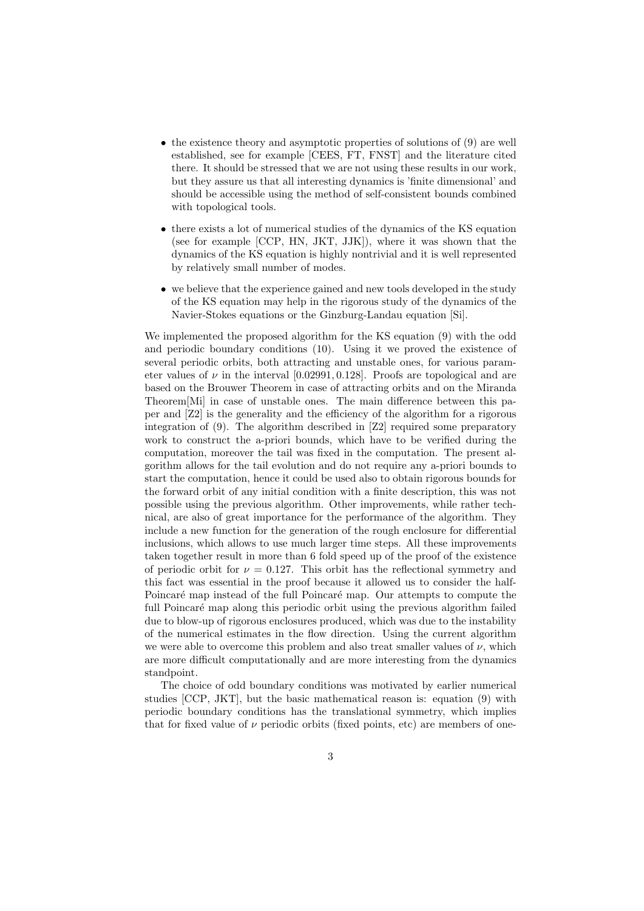- the existence theory and asymptotic properties of solutions of (9) are well established, see for example [CEES, FT, FNST] and the literature cited there. It should be stressed that we are not using these results in our work, but they assure us that all interesting dynamics is 'finite dimensional' and should be accessible using the method of self-consistent bounds combined with topological tools.
- there exists a lot of numerical studies of the dynamics of the KS equation (see for example [CCP, HN, JKT, JJK]), where it was shown that the dynamics of the KS equation is highly nontrivial and it is well represented by relatively small number of modes.
- we believe that the experience gained and new tools developed in the study of the KS equation may help in the rigorous study of the dynamics of the Navier-Stokes equations or the Ginzburg-Landau equation [Si].

We implemented the proposed algorithm for the KS equation (9) with the odd and periodic boundary conditions (10). Using it we proved the existence of several periodic orbits, both attracting and unstable ones, for various parameter values of $\nu$ in the interval $[0.02991, 0.128]$. Proofs are topological and are based on the Brouwer Theorem in case of attracting orbits and on the Miranda Theorem[Mi] in case of unstable ones. The main difference between this paper and [Z2] is the generality and the efficiency of the algorithm for a rigorous integration of (9). The algorithm described in [Z2] required some preparatory work to construct the a-priori bounds, which have to be verified during the computation, moreover the tail was fixed in the computation. The present algorithm allows for the tail evolution and do not require any a-priori bounds to start the computation, hence it could be used also to obtain rigorous bounds for the forward orbit of any initial condition with a finite description, this was not possible using the previous algorithm. Other improvements, while rather technical, are also of great importance for the performance of the algorithm. They include a new function for the generation of the rough enclosure for differential inclusions, which allows to use much larger time steps. All these improvements taken together result in more than 6 fold speed up of the proof of the existence of periodic orbit for $\nu = 0.127$. This orbit has the reflectional symmetry and this fact was essential in the proof because it allowed us to consider the half-Poincaré map instead of the full Poincaré map. Our attempts to compute the full Poincaré map along this periodic orbit using the previous algorithm failed due to blow-up of rigorous enclosures produced, which was due to the instability of the numerical estimates in the flow direction. Using the current algorithm we were able to overcome this problem and also treat smaller values of $\nu$, which are more difficult computationally and are more interesting from the dynamics standpoint.

The choice of odd boundary conditions was motivated by earlier numerical studies [CCP, JKT], but the basic mathematical reason is: equation (9) with periodic boundary conditions has the translational symmetry, which implies that for fixed value of $\nu$ periodic orbits (fixed points, etc) are members of one-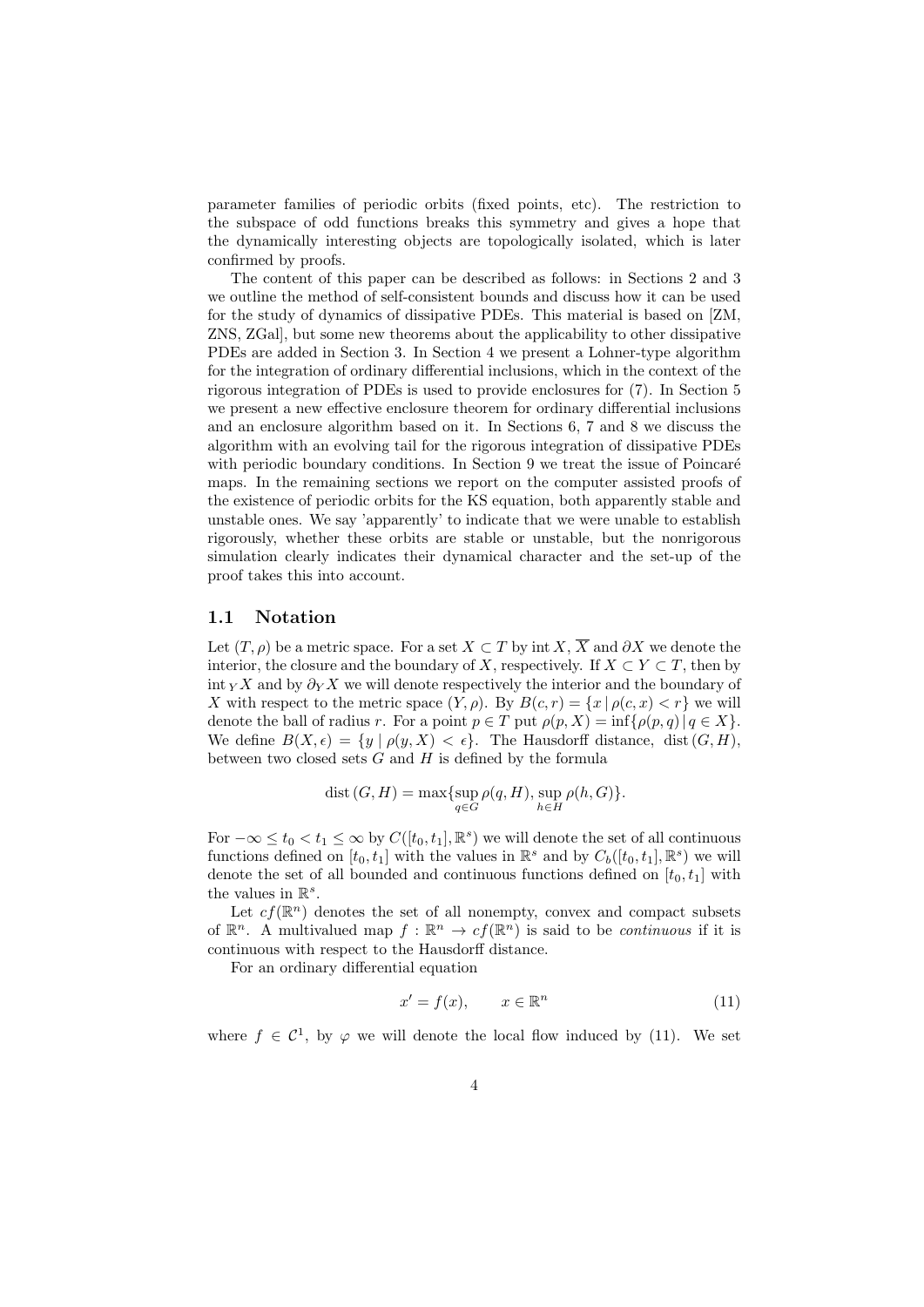parameter families of periodic orbits (fixed points, etc). The restriction to the subspace of odd functions breaks this symmetry and gives a hope that the dynamically interesting objects are topologically isolated, which is later confirmed by proofs.

The content of this paper can be described as follows: in Sections 2 and 3 we outline the method of self-consistent bounds and discuss how it can be used for the study of dynamics of dissipative PDEs. This material is based on [ZM, ZNS, ZGal], but some new theorems about the applicability to other dissipative PDEs are added in Section 3. In Section 4 we present a Lohner-type algorithm for the integration of ordinary differential inclusions, which in the context of the rigorous integration of PDEs is used to provide enclosures for (7). In Section 5 we present a new effective enclosure theorem for ordinary differential inclusions and an enclosure algorithm based on it. In Sections 6, 7 and 8 we discuss the algorithm with an evolving tail for the rigorous integration of dissipative PDEs with periodic boundary conditions. In Section 9 we treat the issue of Poincaré maps. In the remaining sections we report on the computer assisted proofs of the existence of periodic orbits for the KS equation, both apparently stable and unstable ones. We say 'apparently' to indicate that we were unable to establish rigorously, whether these orbits are stable or unstable, but the nonrigorous simulation clearly indicates their dynamical character and the set-up of the proof takes this into account.

## 1.1 Notation

Let $(T, \rho)$ be a metric space. For a set $X \subset T$ by $\operatorname{int} X$, $\overline{X}$ and $\partial X$ we denote the interior, the closure and the boundary of $X$, respectively. If $X \subset Y \subset T$, then by $\operatorname{int}_Y X$ and by $\partial_Y X$ we will denote respectively the interior and the boundary of $X$ with respect to the metric space $(Y, \rho)$. By $B(c,r) = \{x \,|\, \rho(c,x) < r\}$ we will denote the ball of radius $r$. For a point $p \in T$ put $\rho(p, X) = \inf\{\rho(p,q) \,|\, q \in X\}$. We define $B(X, \epsilon) = \{y \mid \rho(y, X) < \epsilon\}$. The Hausdorff distance, $\operatorname{dist}(G, H)$, between two closed sets $G$ and $H$ is defined by the formula

$$\operatorname{dist}(G,H) = \max\{\sup_{q \in G} \rho(q, H), \sup_{h \in H} \rho(h, G)\}.$$

For $-\infty \leq t_0 < t_1 \leq \infty$ by $C([t_0,t_1], \mathbb{R}^s)$ we will denote the set of all continuous functions defined on $[t_0, t_1]$ with the values in $\mathbb{R}^s$ and by $C_b([t_0,t_1], \mathbb{R}^s)$ we will denote the set of all bounded and continuous functions defined on $[t_0, t_1]$ with the values in $\mathbb{R}^s$.

Let $cf(\mathbb{R}^n)$ denotes the set of all nonempty, convex and compact subsets of $\mathbb{R}^n$. A multivalued map $f : \mathbb{R}^n \to cf(\mathbb{R}^n)$ is said to be *continuous* if it is continuous with respect to the Hausdorff distance.

For an ordinary differential equation

$$x' = f(x), \qquad x \in \mathbb{R}^n \tag{11}$$

where $f \in \mathcal{C}^1$, by $\varphi$ we will denote the local flow induced by (11). We set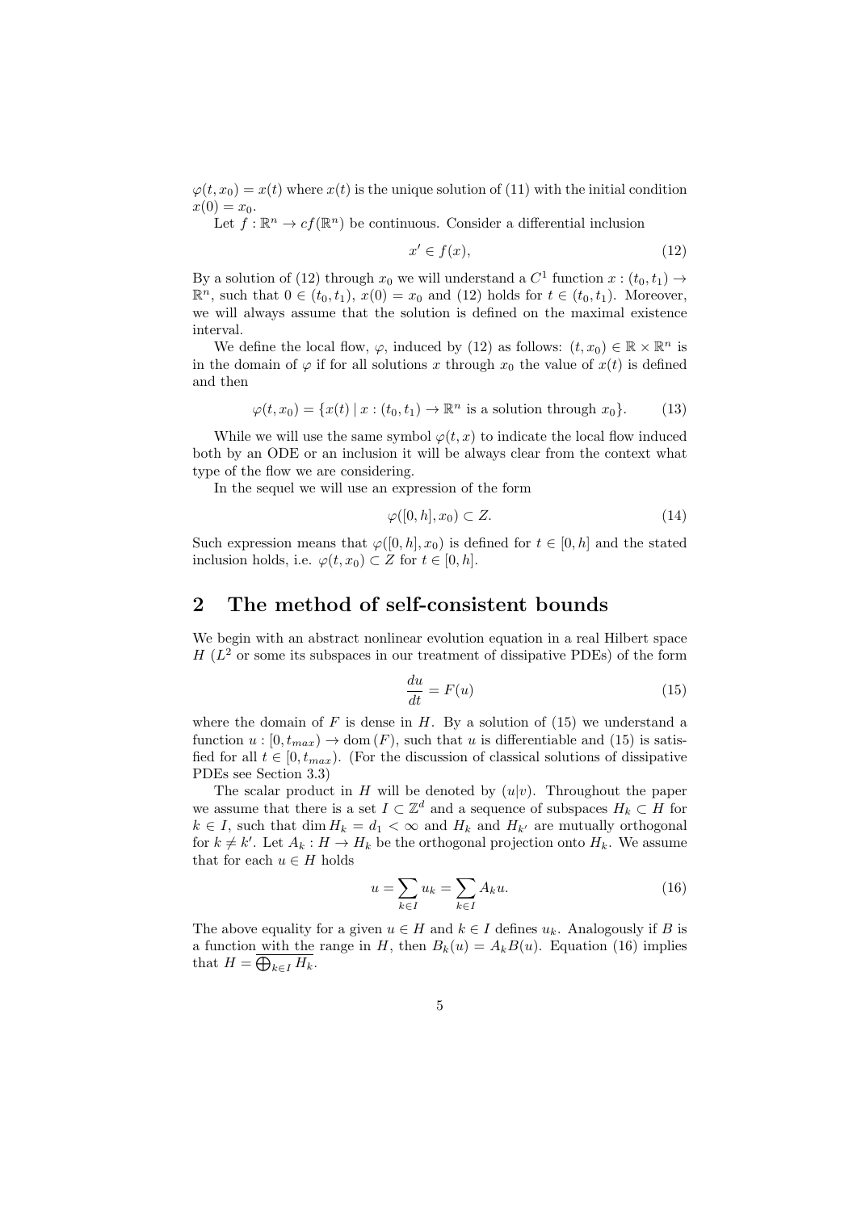$\varphi(t, x_0) = x(t)$ where $x(t)$ is the unique solution of (11) with the initial condition $x(0) = x_0$.

Let $f : \mathbb{R}^n \to cf(\mathbb{R}^n)$ be continuous. Consider a differential inclusion

$$x' \in f(x), \tag{12}$$

By a solution of (12) through $x_0$ we will understand a $C^1$ function $x : (t_0, t_1) \to \mathbb{R}^n$, such that $0 \in (t_0, t_1)$, $x(0) = x_0$ and (12) holds for $t \in (t_0, t_1)$. Moreover, we will always assume that the solution is defined on the maximal existence interval.

We define the local flow, $\varphi$, induced by (12) as follows: $(t, x_0) \in \mathbb{R} \times \mathbb{R}^n$ is in the domain of $\varphi$ if for all solutions $x$ through $x_0$ the value of $x(t)$ is defined and then

$$\varphi(t, x_0) = \{x(t) \mid x : (t_0, t_1) \to \mathbb{R}^n \text{ is a solution through } x_0\}. \tag{13}$$

While we will use the same symbol $\varphi(t, x)$ to indicate the local flow induced both by an ODE or an inclusion it will be always clear from the context what type of the flow we are considering.

In the sequel we will use an expression of the form

$$\varphi([0, h], x_0) \subset Z. \tag{14}$$

Such expression means that $\varphi([0, h], x_0)$ is defined for $t \in [0, h]$ and the stated inclusion holds, i.e. $\varphi(t, x_0) \subset Z$ for $t \in [0, h]$.

## 2 The method of self-consistent bounds

We begin with an abstract nonlinear evolution equation in a real Hilbert space $H$ ($L^2$ or some its subspaces in our treatment of dissipative PDEs) of the form

$$\frac{du}{dt} = F(u) \tag{15}$$

where the domain of $F$ is dense in $H$. By a solution of (15) we understand a function $u : [0, t_{max}) \to \operatorname{dom}(F)$, such that $u$ is differentiable and (15) is satisfied for all $t \in [0, t_{max})$. (For the discussion of classical solutions of dissipative PDEs see Section 3.3)

The scalar product in $H$ will be denoted by $(u|v)$. Throughout the paper we assume that there is a set $I \subset \mathbb{Z}^d$ and a sequence of subspaces $H_k \subset H$ for $k \in I$, such that $\dim H_k = d_1 < \infty$ and $H_k$ and $H_{k'}$ are mutually orthogonal for $k \neq k'$. Let $A_k : H \to H_k$ be the orthogonal projection onto $H_k$. We assume that for each $u \in H$ holds

$$u = \sum_{k \in I} u_k = \sum_{k \in I} A_k u. \tag{16}$$

The above equality for a given $u \in H$ and $k \in I$ defines $u_k$. Analogously if $B$ is a function with the range in $H$, then $B_k(u) = A_k B(u)$. Equation (16) implies that $H = \overline{\bigoplus_{k \in I} H_k}$.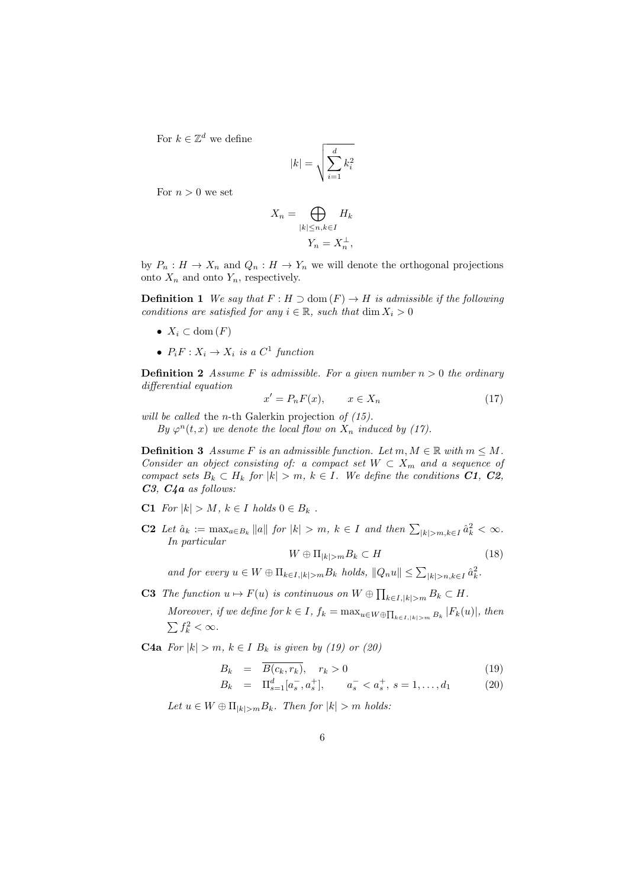For $k \in \mathbb{Z}^d$ we define

$$|k| = \sqrt{\sum_{i=1}^{d} k_i^2}$$

For $n > 0$ we set

$$X_n = \bigoplus_{|k| \leq n, k \in I} H_k$$
$$Y_n = X_n^{\perp},$$

by $P_n : H \to X_n$ and $Q_n : H \to Y_n$ we will denote the orthogonal projections onto $X_n$ and onto $Y_n$, respectively.

**Definition 1** *We say that $F : H \supset \operatorname{dom}(F) \to H$ is admissible if the following conditions are satisfied for any $i \in \mathbb{R}$, such that $\dim X_i > 0$*

- *$X_i \subset \operatorname{dom}(F)$*
- *$P_i F : X_i \to X_i$ is a $C^1$ function*

**Definition 2** *Assume $F$ is admissible. For a given number $n > 0$ the ordinary differential equation*

$$x' = P_n F(x), \qquad x \in X_n \tag{17}$$

*will be called* the $n$-th Galerkin projection *of (15).*

*By $\varphi^n(t, x)$ we denote the local flow on $X_n$ induced by (17).*

**Definition 3** *Assume $F$ is an admissible function. Let $m, M \in \mathbb{R}$ with $m \leq M$. Consider an object consisting of: a compact set $W \subset X_m$ and a sequence of compact sets $B_k \subset H_k$ for $|k| > m$, $k \in I$. We define the conditions **C1**, **C2**, **C3**, **C4a** as follows:*

**C1** *For $|k| > M$, $k \in I$ holds $0 \in B_k$ .*

**C2** *Let $\hat{a}_k := \max_{a \in B_k} \|a\|$ for $|k| > m$, $k \in I$ and then $\sum_{|k|>m, k \in I} \hat{a}_k^2 < \infty$. In particular*

$$W \oplus \Pi_{|k|>m} B_k \subset H \tag{18}$$

*and for every $u \in W \oplus \Pi_{k \in I, |k|>m} B_k$ holds, $\|Q_n u\| \leq \sum_{|k|>n, k \in I} \hat{a}_k^2$.*

**C3** *The function $u \mapsto F(u)$ is continuous on $W \oplus \prod_{k \in I, |k|>m} B_k \subset H$.*

*Moreover, if we define for $k \in I$, $f_k = \max_{u \in W \oplus \prod_{k \in I, |k|>m} B_k} |F_k(u)|$, then $\sum f_k^2 < \infty$.*

**C4a** *For $|k| > m$, $k \in I$ $B_k$ is given by (19) or (20)*

$$B_k = \overline{B(c_k, r_k)}, \quad r_k > 0 \tag{19}$$
$$B_k = \Pi_{s=1}^{d}[a_s^-, a_s^+], \qquad a_s^- < a_s^+, \ s = 1, \ldots, d_1 \tag{20}$$

*Let $u \in W \oplus \Pi_{|k|>m} B_k$. Then for $|k| > m$ holds:*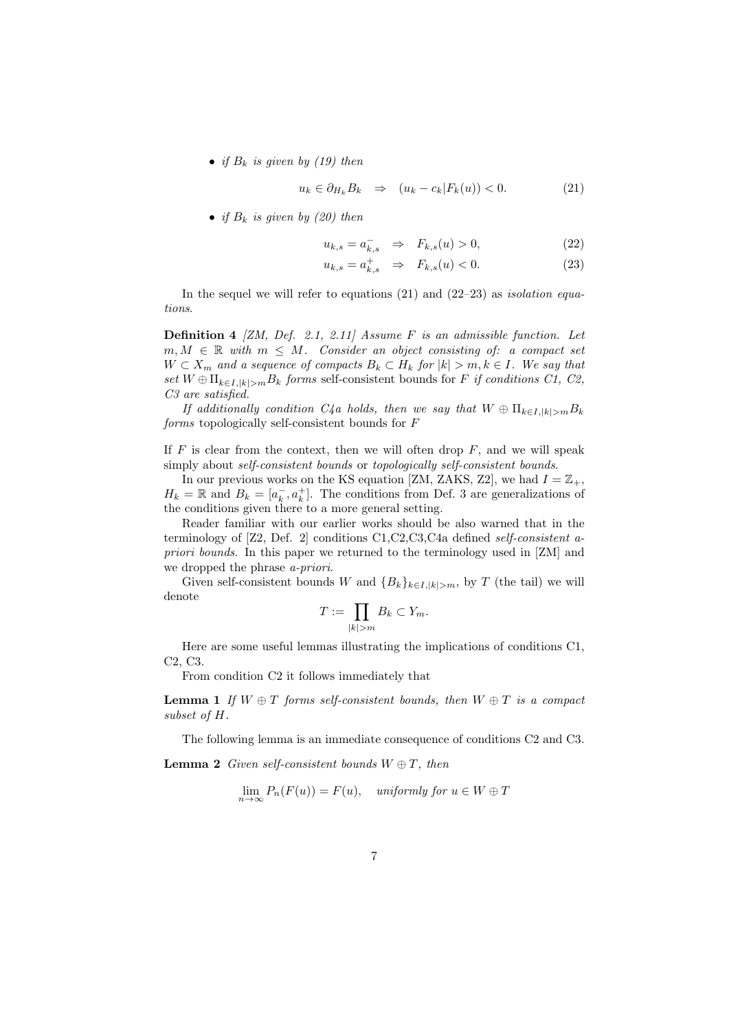- *if $B_k$ is given by (19) then*

$$u_k \in \partial_{H_k} B_k \quad \Rightarrow \quad (u_k - c_k | F_k(u)) < 0. \tag{21}$$

- *if $B_k$ is given by (20) then*

$$u_{k,s} = a^-_{k,s} \quad \Rightarrow \quad F_{k,s}(u) > 0, \tag{22}$$

$$u_{k,s} = a^+_{k,s} \quad \Rightarrow \quad F_{k,s}(u) < 0. \tag{23}$$

In the sequel we will refer to equations (21) and (22–23) as *isolation equations*.

**Definition 4** *[ZM, Def. 2.1, 2.11] Assume $F$ is an admissible function. Let $m, M \in \mathbb{R}$ with $m \leq M$. Consider an object consisting of: a compact set $W \subset X_m$ and a sequence of compacts $B_k \subset H_k$ for $|k| > m, k \in I$. We say that set $W \oplus \Pi_{k \in I, |k|>m} B_k$ forms* self-consistent bounds *for $F$ if conditions C1, C2, C3 are satisfied.*

*If additionally condition C4a holds, then we say that $W \oplus \Pi_{k \in I, |k|>m} B_k$ forms* topologically self-consistent bounds *for $F$*

If $F$ is clear from the context, then we will often drop $F$, and we will speak simply about *self-consistent bounds* or *topologically self-consistent bounds*.

In our previous works on the KS equation [ZM, ZAKS, Z2], we had $I = \mathbb{Z}_+$, $H_k = \mathbb{R}$ and $B_k = [a^-_k, a^+_k]$. The conditions from Def. 3 are generalizations of the conditions given there to a more general setting.

Reader familiar with our earlier works should be also warned that in the terminology of [Z2, Def. 2] conditions C1,C2,C3,C4a defined *self-consistent a-priori bounds*. In this paper we returned to the terminology used in [ZM] and we dropped the phrase *a-priori*.

Given self-consistent bounds $W$ and $\{B_k\}_{k \in I, |k|>m}$, by $T$ (the tail) we will denote

$$T := \prod_{|k|>m} B_k \subset Y_m.$$

Here are some useful lemmas illustrating the implications of conditions C1, C2, C3.

From condition C2 it follows immediately that

**Lemma 1** *If $W \oplus T$ forms self-consistent bounds, then $W \oplus T$ is a compact subset of $H$.*

The following lemma is an immediate consequence of conditions C2 and C3.

**Lemma 2** *Given self-consistent bounds $W \oplus T$, then*

$$\lim_{n \to \infty} P_n(F(u)) = F(u), \quad \textit{uniformly for } u \in W \oplus T$$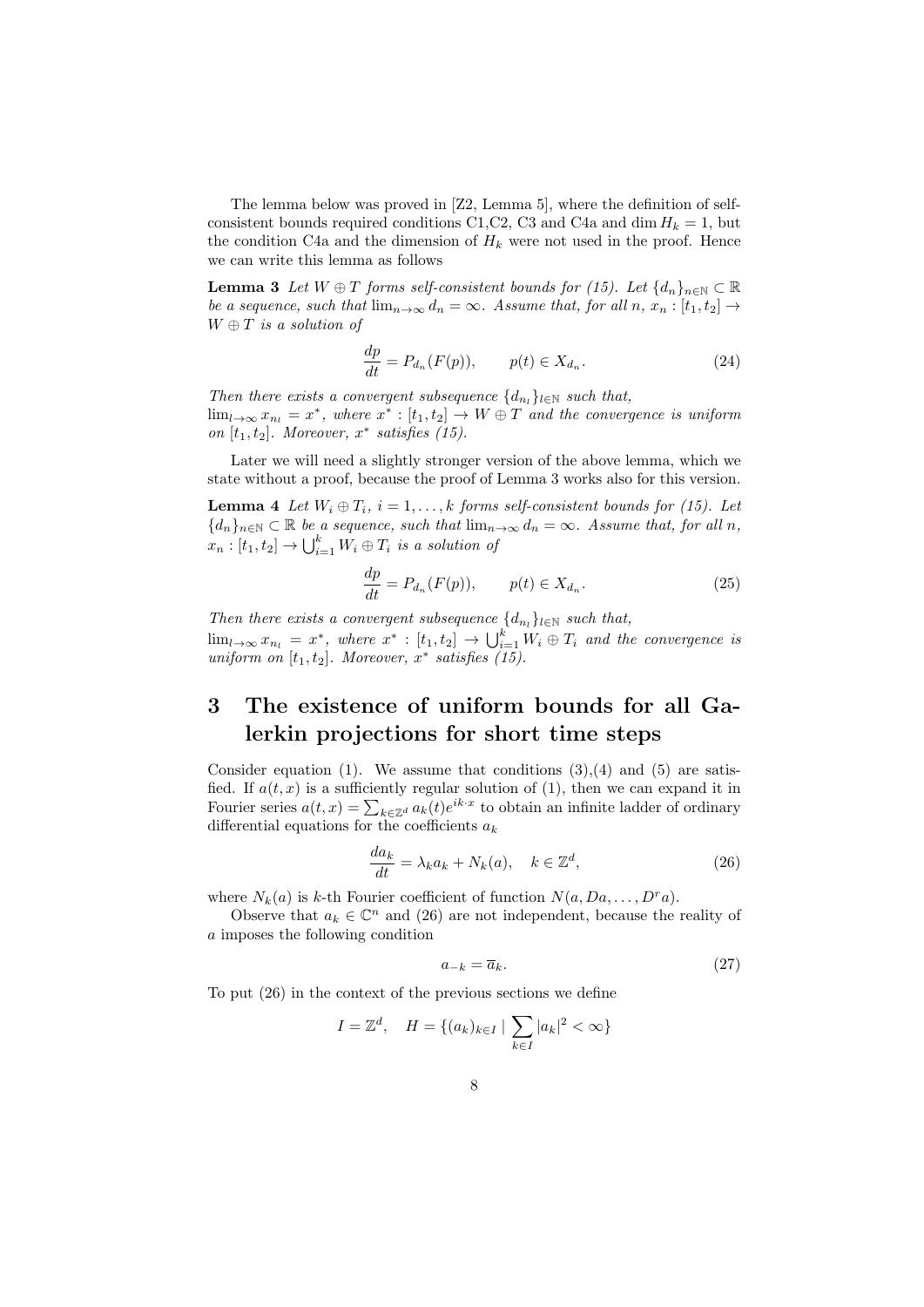The lemma below was proved in [Z2, Lemma 5], where the definition of self-consistent bounds required conditions C1,C2, C3 and C4a and $\dim H_k = 1$, but the condition C4a and the dimension of $H_k$ were not used in the proof. Hence we can write this lemma as follows

**Lemma 3** *Let $W \oplus T$ forms self-consistent bounds for (15). Let $\{d_n\}_{n\in\mathbb{N}} \subset \mathbb{R}$ be a sequence, such that $\lim_{n\to\infty} d_n = \infty$. Assume that, for all $n$, $x_n : [t_1, t_2] \to W \oplus T$ is a solution of*

$$\frac{dp}{dt} = P_{d_n}(F(p)), \qquad p(t) \in X_{d_n}. \tag{24}$$

*Then there exists a convergent subsequence $\{d_{n_l}\}_{l\in\mathbb{N}}$ such that, $\lim_{l\to\infty} x_{n_l} = x^*$, where $x^* : [t_1, t_2] \to W \oplus T$ and the convergence is uniform on $[t_1, t_2]$. Moreover, $x^*$ satisfies (15).*

Later we will need a slightly stronger version of the above lemma, which we state without a proof, because the proof of Lemma 3 works also for this version.

**Lemma 4** *Let $W_i \oplus T_i$, $i = 1, \dots, k$ forms self-consistent bounds for (15). Let $\{d_n\}_{n\in\mathbb{N}} \subset \mathbb{R}$ be a sequence, such that $\lim_{n\to\infty} d_n = \infty$. Assume that, for all $n$, $x_n : [t_1, t_2] \to \bigcup_{i=1}^k W_i \oplus T_i$ is a solution of*

$$\frac{dp}{dt} = P_{d_n}(F(p)), \qquad p(t) \in X_{d_n}. \tag{25}$$

*Then there exists a convergent subsequence $\{d_{n_l}\}_{l\in\mathbb{N}}$ such that, $\lim_{l\to\infty} x_{n_l} = x^*$, where $x^* : [t_1, t_2] \to \bigcup_{i=1}^k W_i \oplus T_i$ and the convergence is uniform on $[t_1, t_2]$. Moreover, $x^*$ satisfies (15).*

# 3 The existence of uniform bounds for all Galerkin projections for short time steps

Consider equation (1). We assume that conditions (3),(4) and (5) are satisfied. If $a(t, x)$ is a sufficiently regular solution of (1), then we can expand it in Fourier series $a(t, x) = \sum_{k\in\mathbb{Z}^d} a_k(t)e^{ik\cdot x}$ to obtain an infinite ladder of ordinary differential equations for the coefficients $a_k$

$$\frac{da_k}{dt} = \lambda_k a_k + N_k(a), \quad k \in \mathbb{Z}^d, \tag{26}$$

where $N_k(a)$ is $k$-th Fourier coefficient of function $N(a, Da, \dots, D^r a)$.

Observe that $a_k \in \mathbb{C}^n$ and (26) are not independent, because the reality of $a$ imposes the following condition

$$a_{-k} = \overline{a}_k. \tag{27}$$

To put (26) in the context of the previous sections we define

$$I = \mathbb{Z}^d, \quad H = \{(a_k)_{k\in I} \mid \sum_{k\in I} |a_k|^2 < \infty\}$$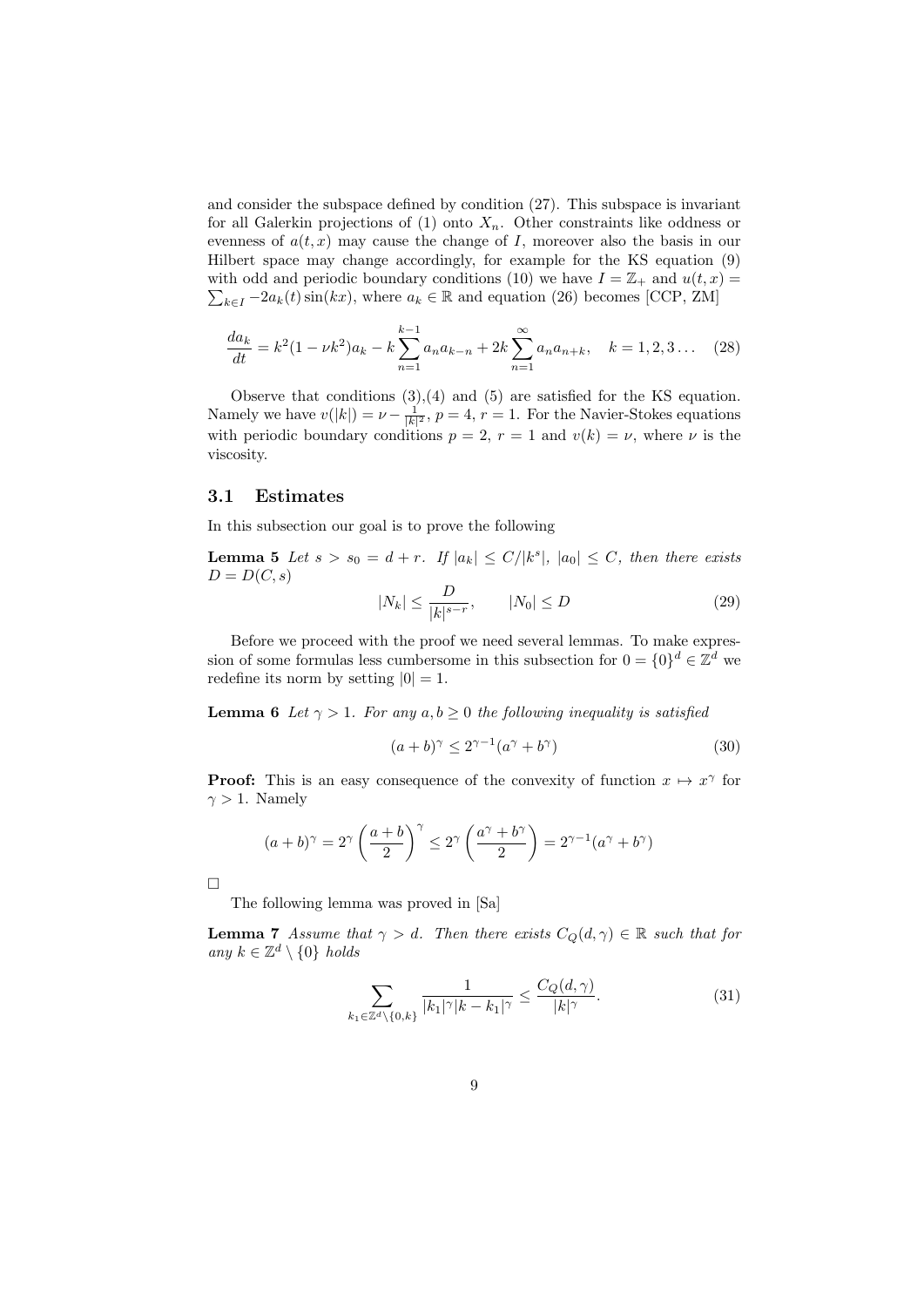and consider the subspace defined by condition (27). This subspace is invariant for all Galerkin projections of (1) onto $X_n$. Other constraints like oddness or evenness of $a(t,x)$ may cause the change of $I$, moreover also the basis in our Hilbert space may change accordingly, for example for the KS equation (9) with odd and periodic boundary conditions (10) we have $I = \mathbb{Z}_+$ and $u(t,x) = \sum_{k \in I} -2a_k(t)\sin(kx)$, where $a_k \in \mathbb{R}$ and equation (26) becomes [CCP, ZM]

$$\frac{da_k}{dt} = k^2(1-\nu k^2)a_k - k\sum_{n=1}^{k-1} a_n a_{k-n} + 2k\sum_{n=1}^{\infty} a_n a_{n+k}, \quad k = 1,2,3\dots \tag{28}$$

Observe that conditions (3),(4) and (5) are satisfied for the KS equation. Namely we have $v(|k|) = \nu - \frac{1}{|k|^2}$, $p = 4$, $r = 1$. For the Navier-Stokes equations with periodic boundary conditions $p = 2$, $r = 1$ and $v(k) = \nu$, where $\nu$ is the viscosity.

### 3.1 Estimates

In this subsection our goal is to prove the following

**Lemma 5** *Let $s > s_0 = d + r$. If $|a_k| \leq C/|k^s|$, $|a_0| \leq C$, then there exists $D = D(C,s)$*

$$|N_k| \leq \frac{D}{|k|^{s-r}}, \qquad |N_0| \leq D \tag{29}$$

Before we proceed with the proof we need several lemmas. To make expression of some formulas less cumbersome in this subsection for $0 = \{0\}^d \in \mathbb{Z}^d$ we redefine its norm by setting $|0| = 1$.

**Lemma 6** *Let $\gamma > 1$. For any $a, b \geq 0$ the following inequality is satisfied*

$$(a+b)^\gamma \leq 2^{\gamma-1}(a^\gamma + b^\gamma) \tag{30}$$

**Proof:** This is an easy consequence of the convexity of function $x \mapsto x^\gamma$ for $\gamma > 1$. Namely

$$(a+b)^\gamma = 2^\gamma \left(\frac{a+b}{2}\right)^\gamma \leq 2^\gamma \left(\frac{a^\gamma + b^\gamma}{2}\right) = 2^{\gamma-1}(a^\gamma + b^\gamma)$$

□

The following lemma was proved in [Sa]

**Lemma 7** *Assume that $\gamma > d$. Then there exists $C_Q(d,\gamma) \in \mathbb{R}$ such that for any $k \in \mathbb{Z}^d \setminus \{0\}$ holds*

$$\sum_{k_1 \in \mathbb{Z}^d \setminus \{0,k\}} \frac{1}{|k_1|^\gamma |k-k_1|^\gamma} \leq \frac{C_Q(d,\gamma)}{|k|^\gamma}. \tag{31}$$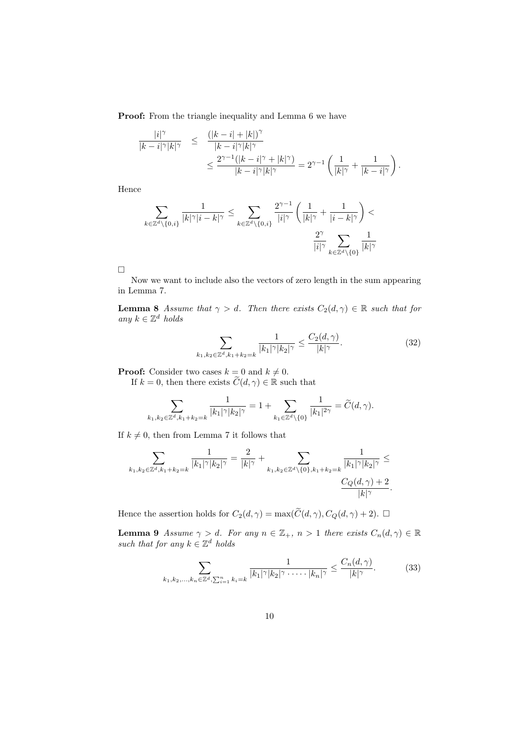**Proof:** From the triangle inequality and Lemma 6 we have

$$
\begin{aligned}
\frac{|i|^\gamma}{|k-i|^\gamma |k|^\gamma} &\leq \frac{(|k-i|+|k|)^\gamma}{|k-i|^\gamma |k|^\gamma} \\
&\leq \frac{2^{\gamma-1}(|k-i|^\gamma + |k|^\gamma)}{|k-i|^\gamma |k|^\gamma} = 2^{\gamma-1}\left(\frac{1}{|k|^\gamma} + \frac{1}{|k-i|^\gamma}\right).
\end{aligned}
$$

Hence

$$
\sum_{k\in\mathbb{Z}^d\setminus\{0,i\}} \frac{1}{|k|^\gamma |i-k|^\gamma} \leq \sum_{k\in\mathbb{Z}^d\setminus\{0,i\}} \frac{2^{\gamma-1}}{|i|^\gamma}\left(\frac{1}{|k|^\gamma} + \frac{1}{|i-k|^\gamma}\right) < \frac{2^\gamma}{|i|^\gamma} \sum_{k\in\mathbb{Z}^d\setminus\{0\}} \frac{1}{|k|^\gamma}
$$

□

Now we want to include also the vectors of zero length in the sum appearing in Lemma 7.

**Lemma 8** *Assume that $\gamma > d$. Then there exists $C_2(d,\gamma) \in \mathbb{R}$ such that for any $k \in \mathbb{Z}^d$ holds*

$$
\sum_{k_1,k_2\in\mathbb{Z}^d, k_1+k_2=k} \frac{1}{|k_1|^\gamma |k_2|^\gamma} \leq \frac{C_2(d,\gamma)}{|k|^\gamma}. \tag{32}
$$

**Proof:** Consider two cases $k=0$ and $k \neq 0$.

If $k=0$, then there exists $\widetilde{C}(d,\gamma) \in \mathbb{R}$ such that

$$
\sum_{k_1,k_2\in\mathbb{Z}^d, k_1+k_2=k} \frac{1}{|k_1|^\gamma |k_2|^\gamma} = 1 + \sum_{k_1\in\mathbb{Z}^d\setminus\{0\}} \frac{1}{|k_1|^{2\gamma}} = \widetilde{C}(d,\gamma).
$$

If $k \neq 0$, then from Lemma 7 it follows that

$$
\sum_{k_1,k_2\in\mathbb{Z}^d, k_1+k_2=k} \frac{1}{|k_1|^\gamma |k_2|^\gamma} = \frac{2}{|k|^\gamma} + \sum_{k_1,k_2\in\mathbb{Z}^d\setminus\{0\}, k_1+k_2=k} \frac{1}{|k_1|^\gamma |k_2|^\gamma} \leq \frac{C_Q(d,\gamma)+2}{|k|^\gamma}.
$$

Hence the assertion holds for $C_2(d,\gamma) = \max(\widetilde{C}(d,\gamma), C_Q(d,\gamma)+2)$. □

**Lemma 9** *Assume $\gamma > d$. For any $n \in \mathbb{Z}_+$, $n > 1$ there exists $C_n(d,\gamma) \in \mathbb{R}$ such that for any $k \in \mathbb{Z}^d$ holds*

$$
\sum_{k_1,k_2,\ldots,k_n\in\mathbb{Z}^d, \sum_{i=1}^n k_i = k} \frac{1}{|k_1|^\gamma |k_2|^\gamma \cdot \ldots \cdot |k_n|^\gamma} \leq \frac{C_n(d,\gamma)}{|k|^\gamma}. \tag{33}
$$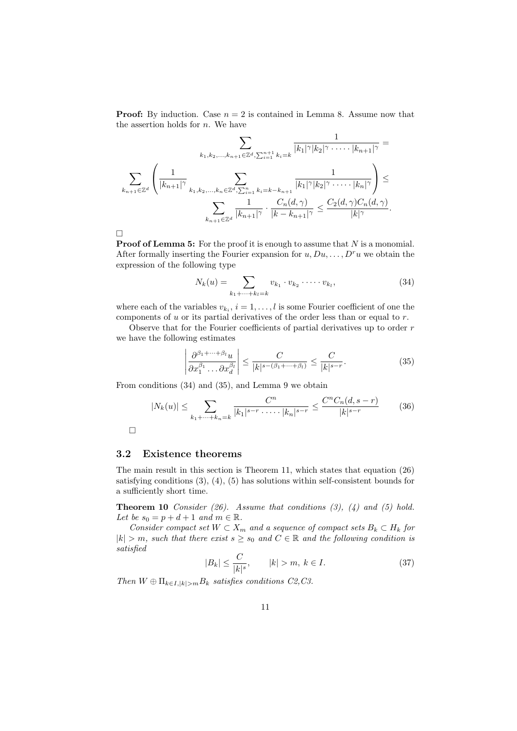**Proof:** By induction. Case $n = 2$ is contained in Lemma 8. Assume now that the assertion holds for $n$. We have

$$
\sum_{k_1,k_2,\ldots,k_{n+1}\in\mathbb{Z}^d, \sum_{i=1}^{n+1} k_i = k} \frac{1}{|k_1|^\gamma |k_2|^\gamma \cdot \cdots \cdot |k_{n+1}|^\gamma} =
$$

$$
\sum_{k_{n+1}\in\mathbb{Z}^d} \left( \frac{1}{|k_{n+1}|^\gamma} \sum_{k_1,k_2,\ldots,k_n\in\mathbb{Z}^d, \sum_{i=1}^{n} k_i = k-k_{n+1}} \frac{1}{|k_1|^\gamma |k_2|^\gamma \cdot \cdots \cdot |k_n|^\gamma} \right) \leq
$$

$$
\sum_{k_{n+1}\in\mathbb{Z}^d} \frac{1}{|k_{n+1}|^\gamma} \cdot \frac{C_n(d,\gamma)}{|k-k_{n+1}|^\gamma} \leq \frac{C_2(d,\gamma) C_n(d,\gamma)}{|k|^\gamma}.
$$

□

**Proof of Lemma 5:** For the proof it is enough to assume that $N$ is a monomial. After formally inserting the Fourier expansion for $u, Du, \ldots, D^r u$ we obtain the expression of the following type

$$
N_k(u) = \sum_{k_1+\cdots+k_l=k} v_{k_1} \cdot v_{k_2} \cdot \cdots \cdot v_{k_l}, \tag{34}
$$

where each of the variables $v_{k_i}$, $i = 1, \ldots, l$ is some Fourier coefficient of one the components of $u$ or its partial derivatives of the order less than or equal to $r$.

Observe that for the Fourier coefficients of partial derivatives up to order $r$ we have the following estimates

$$
\left| \frac{\partial^{\beta_1+\cdots+\beta_l} u}{\partial x_1^{\beta_1} \ldots \partial x_d^{\beta_l}} \right| \leq \frac{C}{|k|^{s-(\beta_1+\cdots+\beta_l)}} \leq \frac{C}{|k|^{s-r}}. \tag{35}
$$

From conditions (34) and (35), and Lemma 9 we obtain

$$
|N_k(u)| \leq \sum_{k_1+\cdots+k_n=k} \frac{C^n}{|k_1|^{s-r} \cdot \cdots \cdot |k_n|^{s-r}} \leq \frac{C^n C_n(d, s-r)}{|k|^{s-r}} \tag{36}
$$

□

### 3.2 Existence theorems

The main result in this section is Theorem 11, which states that equation (26) satisfying conditions (3), (4), (5) has solutions within self-consistent bounds for a sufficiently short time.

**Theorem 10** *Consider (26). Assume that conditions (3), (4) and (5) hold. Let be $s_0 = p + d + 1$ and $m \in \mathbb{R}$.*

*Consider compact set $W \subset X_m$ and a sequence of compact sets $B_k \subset H_k$ for $|k| > m$, such that there exist $s \geq s_0$ and $C \in \mathbb{R}$ and the following condition is satisfied*

$$
|B_k| \leq \frac{C}{|k|^s}, \qquad |k| > m,\ k \in I. \tag{37}
$$

*Then $W \oplus \Pi_{k\in I, |k|>m} B_k$ satisfies conditions C2,C3.*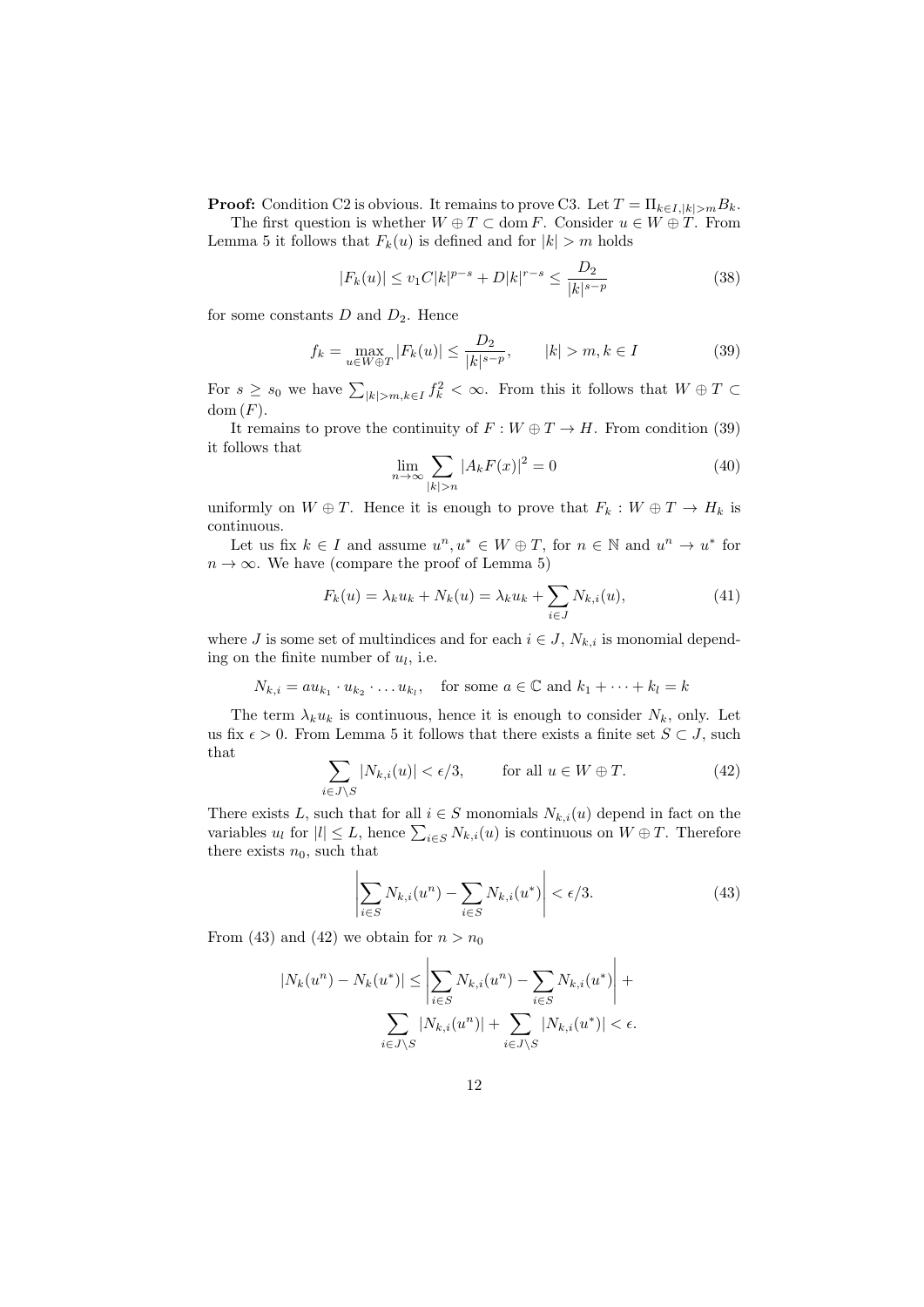**Proof:** Condition C2 is obvious. It remains to prove C3. Let $T = \Pi_{k \in I, |k|>m} B_k$.

The first question is whether $W \oplus T \subset \operatorname{dom} F$. Consider $u \in W \oplus T$. From Lemma 5 it follows that $F_k(u)$ is defined and for $|k| > m$ holds

$$|F_k(u)| \leq v_1 C |k|^{p-s} + D|k|^{r-s} \leq \frac{D_2}{|k|^{s-p}} \tag{38}$$

for some constants $D$ and $D_2$. Hence

$$f_k = \max_{u \in W \oplus T} |F_k(u)| \leq \frac{D_2}{|k|^{s-p}}, \qquad |k| > m, k \in I \tag{39}$$

For $s \geq s_0$ we have $\sum_{|k|>m, k \in I} f_k^2 < \infty$. From this it follows that $W \oplus T \subset \operatorname{dom}(F)$.

It remains to prove the continuity of $F : W \oplus T \to H$. From condition (39) it follows that

$$\lim_{n \to \infty} \sum_{|k|>n} |A_k F(x)|^2 = 0 \tag{40}$$

uniformly on $W \oplus T$. Hence it is enough to prove that $F_k : W \oplus T \to H_k$ is continuous.

Let us fix $k \in I$ and assume $u^n, u^* \in W \oplus T$, for $n \in \mathbb{N}$ and $u^n \to u^*$ for $n \to \infty$. We have (compare the proof of Lemma 5)

$$F_k(u) = \lambda_k u_k + N_k(u) = \lambda_k u_k + \sum_{i \in J} N_{k,i}(u), \tag{41}$$

where $J$ is some set of multindices and for each $i \in J$, $N_{k,i}$ is monomial depending on the finite number of $u_l$, i.e.

$$N_{k,i} = a u_{k_1} \cdot u_{k_2} \cdot \ldots u_{k_l}, \quad \text{for some } a \in \mathbb{C} \text{ and } k_1 + \cdots + k_l = k$$

The term $\lambda_k u_k$ is continuous, hence it is enough to consider $N_k$, only. Let us fix $\epsilon > 0$. From Lemma 5 it follows that there exists a finite set $S \subset J$, such that

$$\sum_{i \in J \setminus S} |N_{k,i}(u)| < \epsilon/3, \qquad \text{for all } u \in W \oplus T. \tag{42}$$

There exists $L$, such that for all $i \in S$ monomials $N_{k,i}(u)$ depend in fact on the variables $u_l$ for $|l| \leq L$, hence $\sum_{i \in S} N_{k,i}(u)$ is continuous on $W \oplus T$. Therefore there exists $n_0$, such that

$$\left| \sum_{i \in S} N_{k,i}(u^n) - \sum_{i \in S} N_{k,i}(u^*) \right| < \epsilon/3. \tag{43}$$

From (43) and (42) we obtain for $n > n_0$

$$|N_k(u^n) - N_k(u^*)| \leq \left| \sum_{i \in S} N_{k,i}(u^n) - \sum_{i \in S} N_{k,i}(u^*) \right| + \sum_{i \in J \setminus S} |N_{k,i}(u^n)| + \sum_{i \in J \setminus S} |N_{k,i}(u^*)| < \epsilon.$$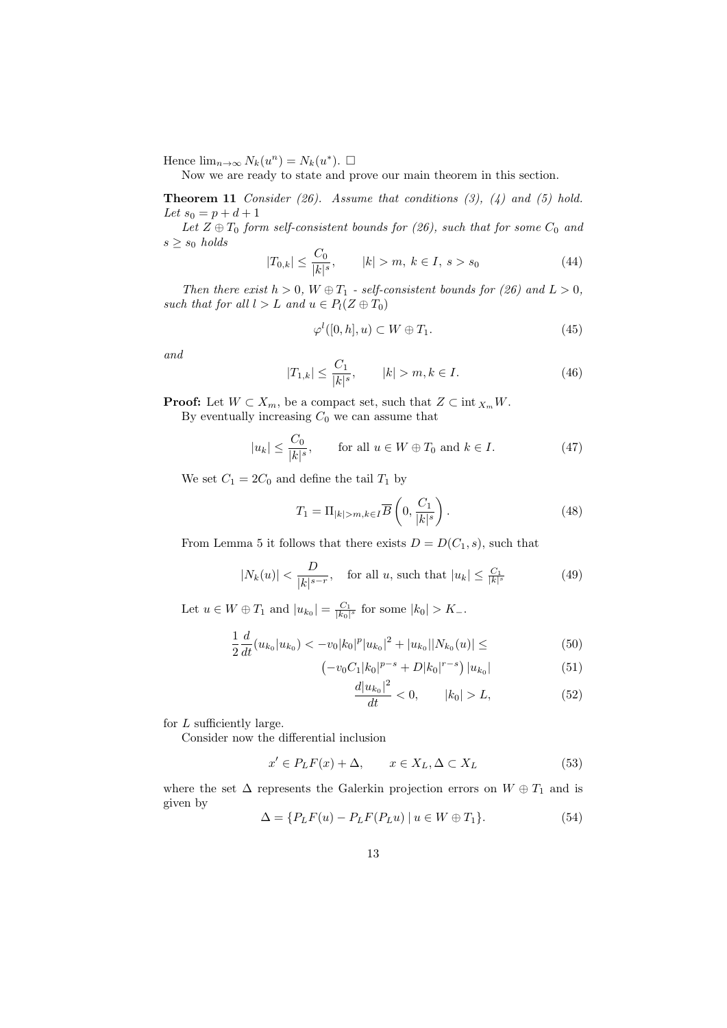Hence $\lim_{n\to\infty} N_k(u^n) = N_k(u^*)$. $\square$

Now we are ready to state and prove our main theorem in this section.

**Theorem 11** *Consider (26). Assume that conditions (3), (4) and (5) hold. Let $s_0 = p + d + 1$*

*Let $Z \oplus T_0$ form self-consistent bounds for (26), such that for some $C_0$ and $s \geq s_0$ holds*

$$|T_{0,k}| \leq \frac{C_0}{|k|^s}, \qquad |k| > m,\ k \in I,\ s > s_0 \tag{44}$$

*Then there exist $h > 0$, $W \oplus T_1$ - self-consistent bounds for (26) and $L > 0$, such that for all $l > L$ and $u \in P_l(Z \oplus T_0)$*

$$\varphi^l([0,h],u) \subset W \oplus T_1. \tag{45}$$

*and*

$$|T_{1,k}| \leq \frac{C_1}{|k|^s}, \qquad |k| > m, k \in I. \tag{46}$$

**Proof:** Let $W \subset X_m$, be a compact set, such that $Z \subset \operatorname{int}_{X_m} W$.

By eventually increasing $C_0$ we can assume that

$$|u_k| \leq \frac{C_0}{|k|^s}, \qquad \text{for all } u \in W \oplus T_0 \text{ and } k \in I. \tag{47}$$

We set $C_1 = 2C_0$ and define the tail $T_1$ by

$$T_1 = \Pi_{|k|>m, k\in I} \overline{B}\left(0, \frac{C_1}{|k|^s}\right). \tag{48}$$

From Lemma 5 it follows that there exists $D = D(C_1, s)$, such that

$$|N_k(u)| < \frac{D}{|k|^{s-r}}, \quad \text{for all } u \text{, such that } |u_k| \leq \tfrac{C_1}{|k|^s} \tag{49}$$

Let $u \in W \oplus T_1$ and $|u_{k_0}| = \frac{C_1}{|k_0|^s}$ for some $|k_0| > K_-$.

$$\frac{1}{2}\frac{d}{dt}(u_{k_0}|u_{k_0}) < -v_0|k_0|^p|u_{k_0}|^2 + |u_{k_0}||N_{k_0}(u)| \leq \tag{50}$$

$$\left(-v_0 C_1 |k_0|^{p-s} + D|k_0|^{r-s}\right)|u_{k_0}| \tag{51}$$

$$\frac{d|u_{k_0}|^2}{dt} < 0, \qquad |k_0| > L, \tag{52}$$

for $L$ sufficiently large.

Consider now the differential inclusion

$$x' \in P_L F(x) + \Delta, \qquad x \in X_L, \Delta \subset X_L \tag{53}$$

where the set $\Delta$ represents the Galerkin projection errors on $W \oplus T_1$ and is given by

$$\Delta = \{P_L F(u) - P_L F(P_L u) \mid u \in W \oplus T_1\}. \tag{54}$$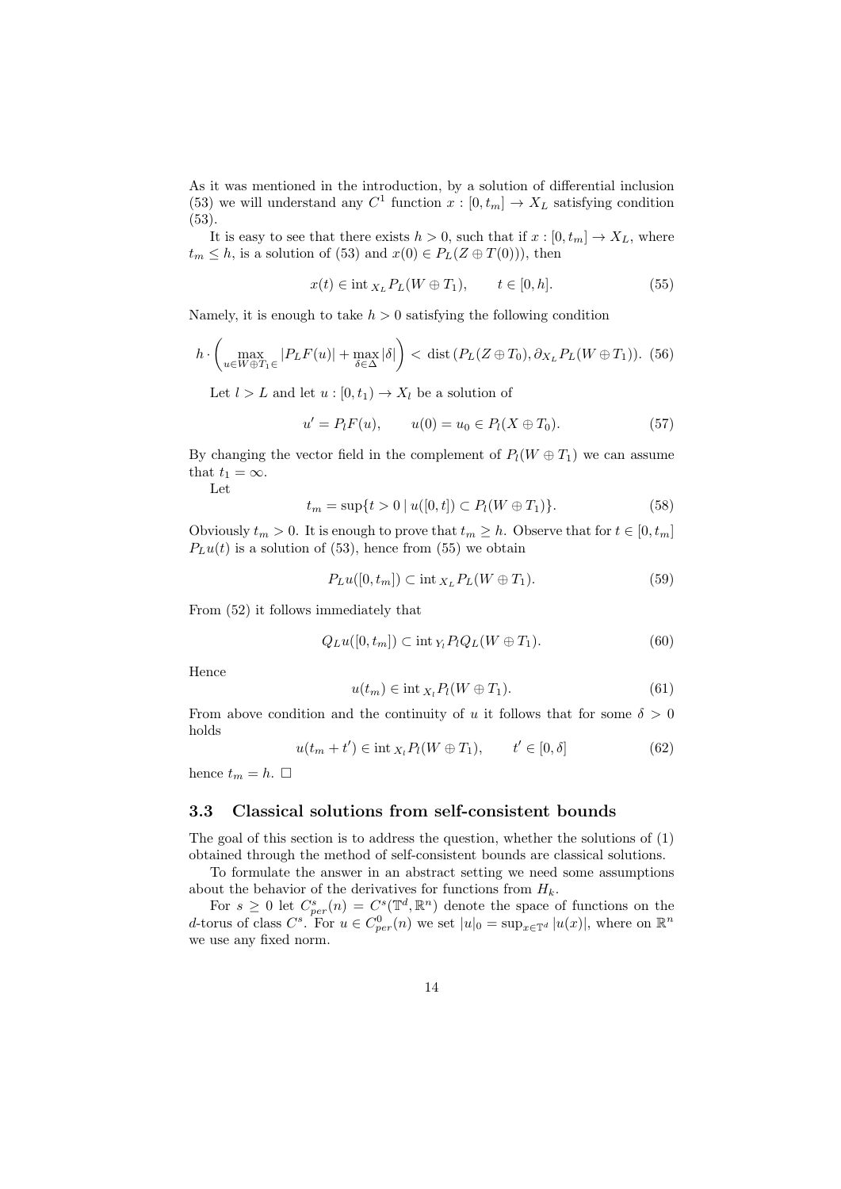As it was mentioned in the introduction, by a solution of differential inclusion (53) we will understand any $C^1$ function $x : [0, t_m] \to X_L$ satisfying condition (53).

It is easy to see that there exists $h > 0$, such that if $x : [0, t_m] \to X_L$, where $t_m \leq h$, is a solution of (53) and $x(0) \in P_L(Z \oplus T(0)))$, then

$$x(t) \in \operatorname{int}_{X_L} P_L(W \oplus T_1), \qquad t \in [0, h]. \tag{55}$$

Namely, it is enough to take $h > 0$ satisfying the following condition

$$h \cdot \left( \max_{u \in W \oplus T_1 \in} |P_L F(u)| + \max_{\delta \in \Delta} |\delta| \right) < \operatorname{dist}\left(P_L(Z \oplus T_0), \partial_{X_L} P_L(W \oplus T_1)\right). \tag{56}$$

Let $l > L$ and let $u : [0, t_1) \to X_l$ be a solution of

$$u' = P_l F(u), \qquad u(0) = u_0 \in P_l(X \oplus T_0). \tag{57}$$

By changing the vector field in the complement of $P_l(W \oplus T_1)$ we can assume that $t_1 = \infty$.

Let

$$t_m = \sup\{t > 0 \mid u([0, t]) \subset P_l(W \oplus T_1)\}. \tag{58}$$

Obviously $t_m > 0$. It is enough to prove that $t_m \geq h$. Observe that for $t \in [0, t_m]$ $P_L u(t)$ is a solution of (53), hence from (55) we obtain

$$P_L u([0, t_m]) \subset \operatorname{int}_{X_L} P_L(W \oplus T_1). \tag{59}$$

From (52) it follows immediately that

$$Q_L u([0, t_m]) \subset \operatorname{int}_{Y_l} P_l Q_L(W \oplus T_1). \tag{60}$$

Hence

$$u(t_m) \in \operatorname{int}_{X_l} P_l(W \oplus T_1). \tag{61}$$

From above condition and the continuity of $u$ it follows that for some $\delta > 0$ holds

$$u(t_m + t') \in \operatorname{int}_{X_l} P_l(W \oplus T_1), \qquad t' \in [0, \delta] \tag{62}$$

hence $t_m = h$. $\square$

### 3.3 Classical solutions from self-consistent bounds

The goal of this section is to address the question, whether the solutions of (1) obtained through the method of self-consistent bounds are classical solutions.

To formulate the answer in an abstract setting we need some assumptions about the behavior of the derivatives for functions from $H_k$.

For $s \geq 0$ let $C^s_{per}(n) = C^s(\mathbb{T}^d, \mathbb{R}^n)$ denote the space of functions on the $d$-torus of class $C^s$. For $u \in C^0_{per}(n)$ we set $|u|_0 = \sup_{x \in \mathbb{T}^d} |u(x)|$, where on $\mathbb{R}^n$ we use any fixed norm.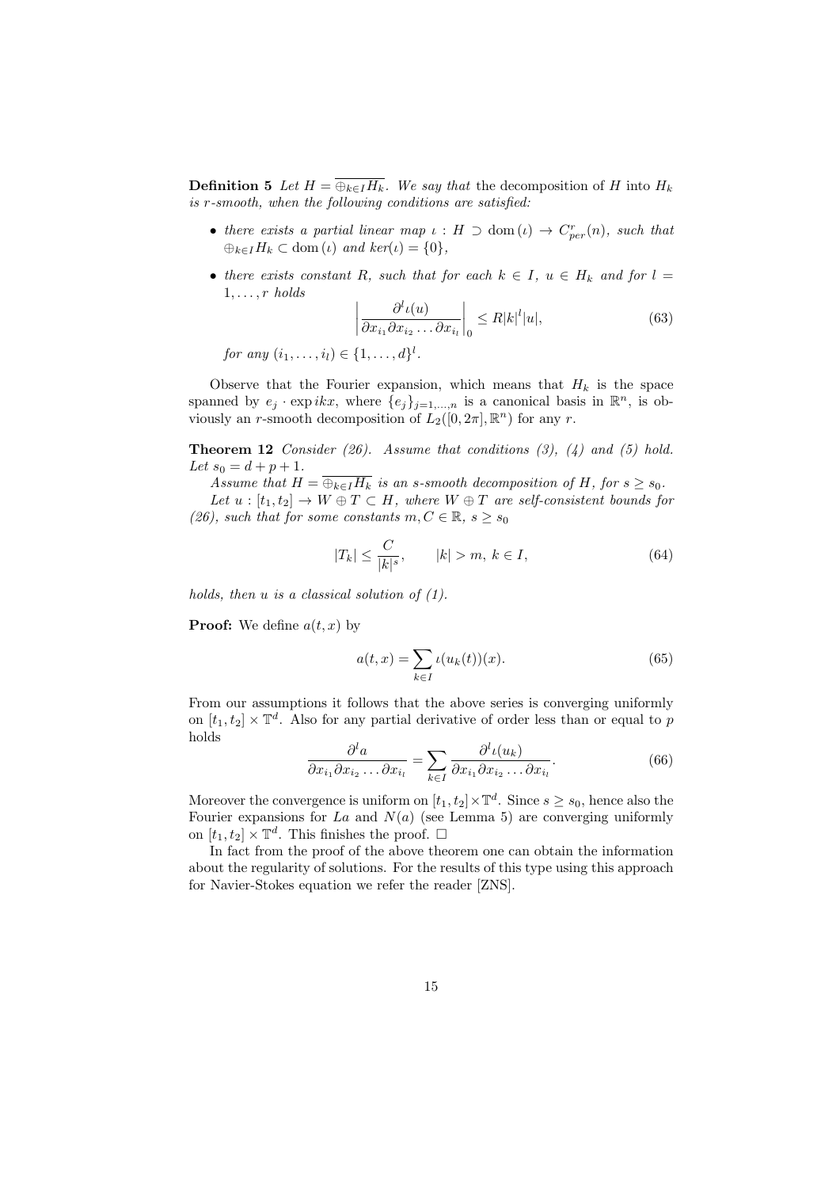**Definition 5** *Let $H = \overline{\oplus_{k\in I} H_k}$. We say that* the decomposition of $H$ into $H_k$ *is $r$-smooth, when the following conditions are satisfied:*

- *there exists a partial linear map $\iota : H \supset \mathrm{dom}\,(\iota) \to C^r_{per}(n)$, such that $\oplus_{k\in I} H_k \subset \mathrm{dom}\,(\iota)$ and $ker(\iota) = \{0\}$,*
- *there exists constant $R$, such that for each $k \in I$, $u \in H_k$ and for $l = 1, \ldots, r$ holds*

$$\left| \frac{\partial^l \iota(u)}{\partial x_{i_1} \partial x_{i_2} \ldots \partial x_{i_l}} \right|_0 \leq R |k|^l |u|, \tag{63}$$

*for any $(i_1, \ldots, i_l) \in \{1, \ldots, d\}^l$.*

Observe that the Fourier expansion, which means that $H_k$ is the space spanned by $e_j \cdot \exp ikx$, where $\{e_j\}_{j=1,\ldots,n}$ is a canonical basis in $\mathbb{R}^n$, is obviously an $r$-smooth decomposition of $L_2([0, 2\pi], \mathbb{R}^n)$ for any $r$.

**Theorem 12** *Consider (26). Assume that conditions (3), (4) and (5) hold. Let $s_0 = d + p + 1$.*

*Assume that $H = \overline{\oplus_{k\in I} H_k}$ is an $s$-smooth decomposition of $H$, for $s \geq s_0$.*

*Let $u : [t_1, t_2] \to W \oplus T \subset H$, where $W \oplus T$ are self-consistent bounds for (26), such that for some constants $m, C \in \mathbb{R}$, $s \geq s_0$*

$$|T_k| \leq \frac{C}{|k|^s}, \qquad |k| > m, \ k \in I, \tag{64}$$

*holds, then $u$ is a classical solution of (1).*

**Proof:** We define $a(t, x)$ by

$$a(t, x) = \sum_{k\in I} \iota(u_k(t))(x). \tag{65}$$

From our assumptions it follows that the above series is converging uniformly on $[t_1, t_2] \times \mathbb{T}^d$. Also for any partial derivative of order less than or equal to $p$ holds

$$\frac{\partial^l a}{\partial x_{i_1} \partial x_{i_2} \ldots \partial x_{i_l}} = \sum_{k\in I} \frac{\partial^l \iota(u_k)}{\partial x_{i_1} \partial x_{i_2} \ldots \partial x_{i_l}}. \tag{66}$$

Moreover the convergence is uniform on $[t_1, t_2] \times \mathbb{T}^d$. Since $s \geq s_0$, hence also the Fourier expansions for $La$ and $N(a)$ (see Lemma 5) are converging uniformly on $[t_1, t_2] \times \mathbb{T}^d$. This finishes the proof. $\square$

In fact from the proof of the above theorem one can obtain the information about the regularity of solutions. For the results of this type using this approach for Navier-Stokes equation we refer the reader [ZNS].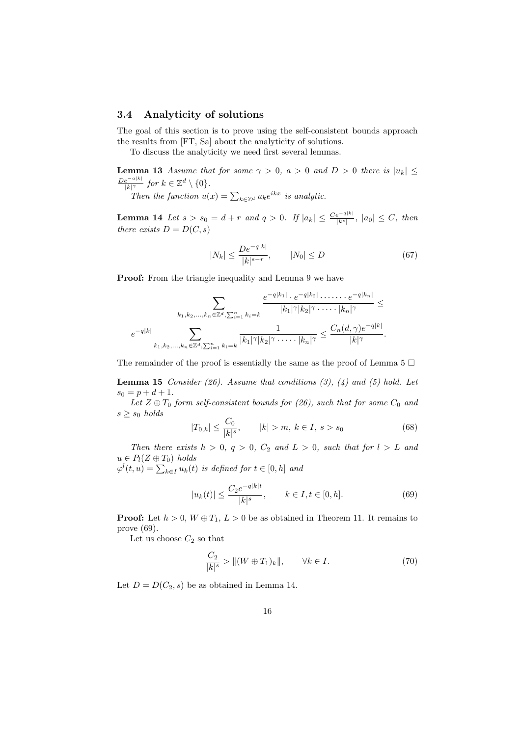### 3.4 Analyticity of solutions

The goal of this section is to prove using the self-consistent bounds approach the results from [FT, Sa] about the analyticity of solutions.

To discuss the analyticity we need first several lemmas.

**Lemma 13** *Assume that for some $\gamma > 0$, $a > 0$ and $D > 0$ there is $|u_k| \leq \frac{De^{-a|k|}}{|k|^\gamma}$ for $k \in \mathbb{Z}^d \setminus \{0\}$.*

*Then the function $u(x) = \sum_{k \in \mathbb{Z}^d} u_k e^{ikx}$ is analytic.*

**Lemma 14** *Let $s > s_0 = d + r$ and $q > 0$. If $|a_k| \leq \frac{Ce^{-q|k|}}{|k^s|}$, $|a_0| \leq C$, then there exists $D = D(C, s)$*

$$|N_k| \leq \frac{De^{-q|k|}}{|k|^{s-r}}, \qquad |N_0| \leq D \tag{67}$$

**Proof:** From the triangle inequality and Lemma 9 we have

$$\sum_{k_1,k_2,\ldots,k_n \in \mathbb{Z}^d, \sum_{i=1}^n k_i = k} \frac{e^{-q|k_1|} \cdot e^{-q|k_2|} \cdot \cdots \cdot e^{-q|k_n|}}{|k_1|^\gamma |k_2|^\gamma \cdot \cdots \cdot |k_n|^\gamma} \leq$$

$$e^{-q|k|} \sum_{k_1,k_2,\ldots,k_n \in \mathbb{Z}^d, \sum_{i=1}^n k_i = k} \frac{1}{|k_1|^\gamma |k_2|^\gamma \cdot \cdots \cdot |k_n|^\gamma} \leq \frac{C_n(d,\gamma) e^{-q|k|}}{|k|^\gamma}.$$

The remainder of the proof is essentially the same as the proof of Lemma 5 □

**Lemma 15** *Consider (26). Assume that conditions (3), (4) and (5) hold. Let $s_0 = p + d + 1$.*

*Let $Z \oplus T_0$ form self-consistent bounds for (26), such that for some $C_0$ and $s \geq s_0$ holds*

$$|T_{0,k}| \leq \frac{C_0}{|k|^s}, \qquad |k| > m, \ k \in I, \ s > s_0 \tag{68}$$

*Then there exists $h > 0$, $q > 0$, $C_2$ and $L > 0$, such that for $l > L$ and $u \in P_l(Z \oplus T_0)$ holds*
*$\varphi^l(t, u) = \sum_{k \in I} u_k(t)$ is defined for $t \in [0, h]$ and*

$$|u_k(t)| \leq \frac{C_2 e^{-q|k|t}}{|k|^s}, \qquad k \in I, t \in [0, h]. \tag{69}$$

**Proof:** Let $h > 0$, $W \oplus T_1$, $L > 0$ be as obtained in Theorem 11. It remains to prove (69).

Let us choose $C_2$ so that

$$\frac{C_2}{|k|^s} > \|(W \oplus T_1)_k\|, \qquad \forall k \in I. \tag{70}$$

Let $D = D(C_2, s)$ be as obtained in Lemma 14.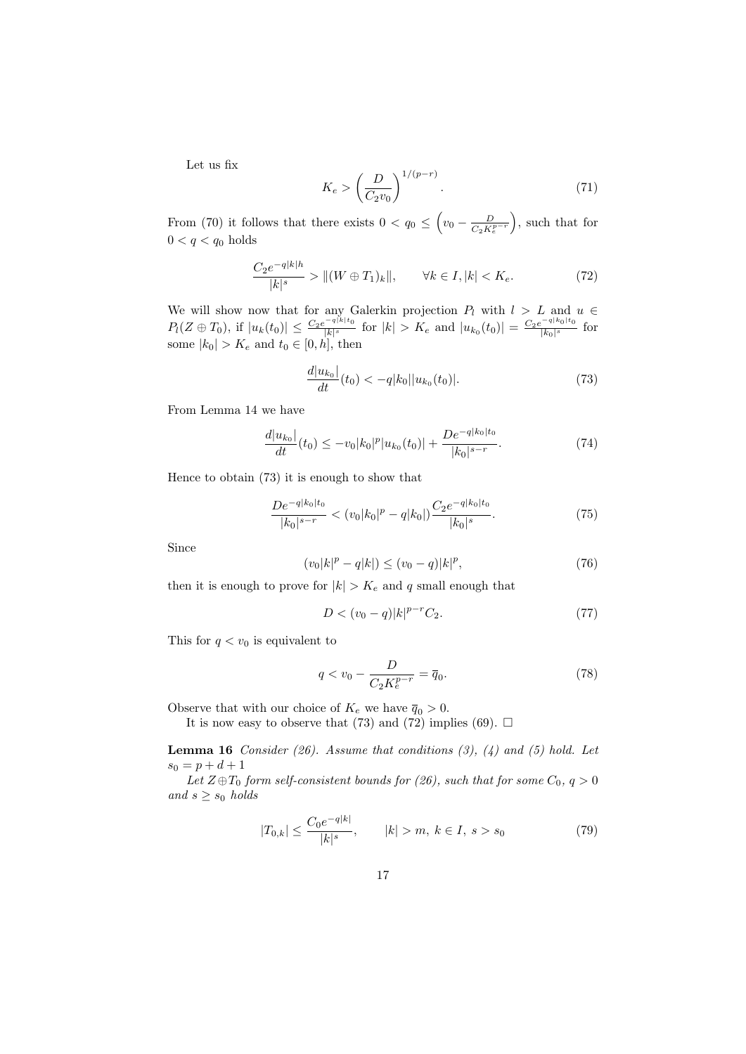Let us fix

$$K_e > \left( \frac{D}{C_2 v_0} \right)^{1/(p-r)}. \tag{71}$$

From (70) it follows that there exists $0 < q_0 \leq \left( v_0 - \frac{D}{C_2 K_e^{p-r}} \right)$, such that for $0 < q < q_0$ holds

$$\frac{C_2 e^{-q|k|h}}{|k|^s} > \|(W \oplus T_1)_k\|, \qquad \forall k \in I, |k| < K_e. \tag{72}$$

We will show now that for any Galerkin projection $P_l$ with $l > L$ and $u \in P_l(Z \oplus T_0)$, if $|u_k(t_0)| \leq \frac{C_2 e^{-q|k|t_0}}{|k|^s}$ for $|k| > K_e$ and $|u_{k_0}(t_0)| = \frac{C_2 e^{-q|k_0|t_0}}{|k_0|^s}$ for some $|k_0| > K_e$ and $t_0 \in [0, h]$, then

$$\frac{d|u_{k_0}|}{dt}(t_0) < -q|k_0||u_{k_0}(t_0)|. \tag{73}$$

From Lemma 14 we have

$$\frac{d|u_{k_0}|}{dt}(t_0) \leq -v_0|k_0|^p|u_{k_0}(t_0)| + \frac{D e^{-q|k_0|t_0}}{|k_0|^{s-r}}. \tag{74}$$

Hence to obtain (73) it is enough to show that

$$\frac{D e^{-q|k_0|t_0}}{|k_0|^{s-r}} < (v_0|k_0|^p - q|k_0|) \frac{C_2 e^{-q|k_0|t_0}}{|k_0|^s}. \tag{75}$$

Since

$$(v_0|k|^p - q|k|) \leq (v_0 - q)|k|^p, \tag{76}$$

then it is enough to prove for $|k| > K_e$ and $q$ small enough that

$$D < (v_0 - q)|k|^{p-r} C_2. \tag{77}$$

This for $q < v_0$ is equivalent to

$$q < v_0 - \frac{D}{C_2 K_e^{p-r}} = \overline{q}_0. \tag{78}$$

Observe that with our choice of $K_e$ we have $\overline{q}_0 > 0$.

It is now easy to observe that (73) and (72) implies (69). $\square$

**Lemma 16** *Consider (26). Assume that conditions (3), (4) and (5) hold. Let* $s_0 = p + d + 1$

*Let* $Z \oplus T_0$ *form self-consistent bounds for (26), such that for some* $C_0$, $q > 0$ *and* $s \geq s_0$ *holds*

$$|T_{0,k}| \leq \frac{C_0 e^{-q|k|}}{|k|^s}, \qquad |k| > m, \; k \in I, \; s > s_0 \tag{79}$$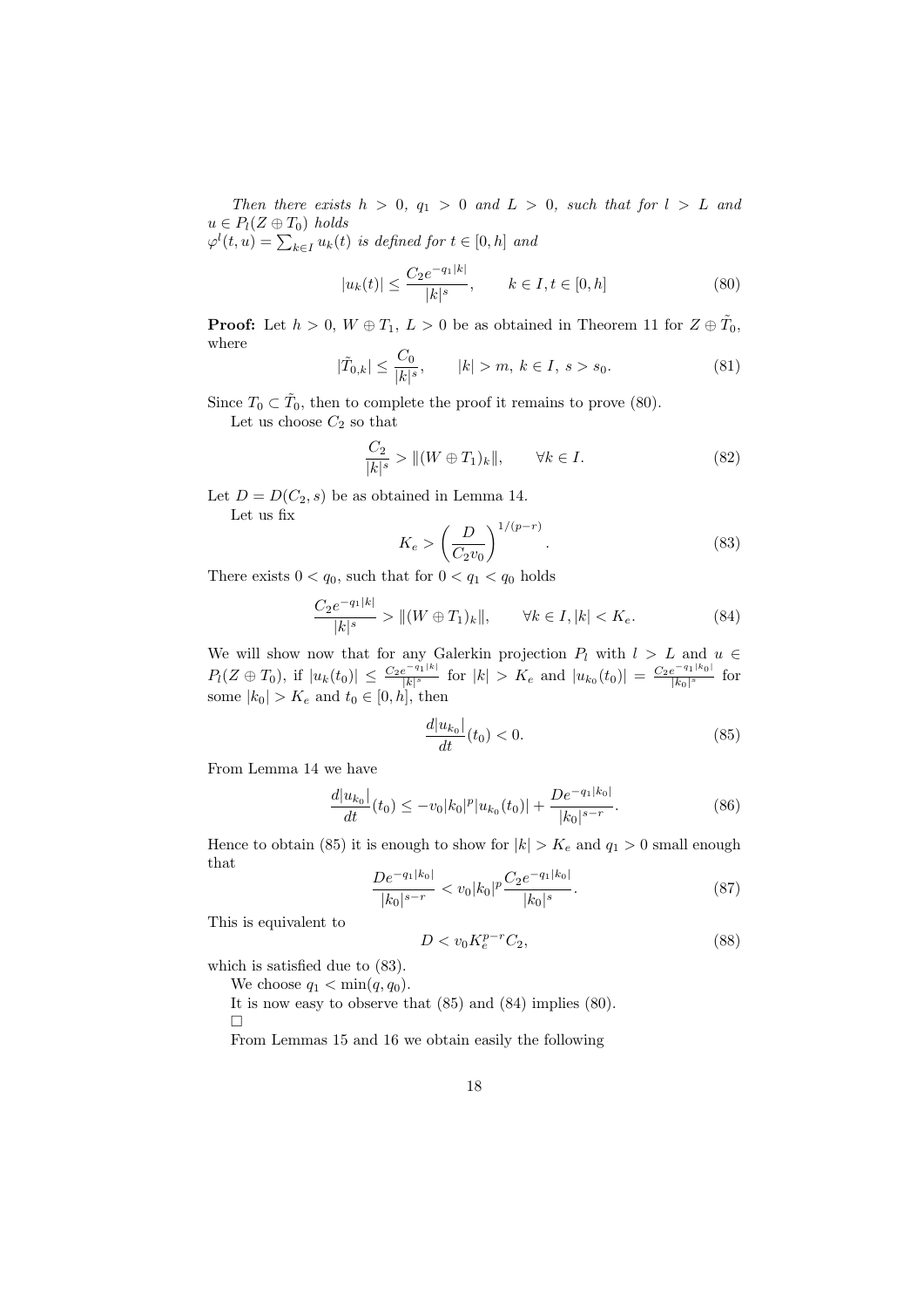*Then there exists $h > 0$, $q_1 > 0$ and $L > 0$, such that for $l > L$ and $u \in P_l(Z \oplus T_0)$ holds*
*$\varphi^l(t,u) = \sum_{k \in I} u_k(t)$ is defined for $t \in [0,h]$ and*

$$|u_k(t)| \leq \frac{C_2 e^{-q_1|k|}}{|k|^s}, \qquad k \in I, t \in [0,h] \tag{80}$$

**Proof:** Let $h > 0$, $W \oplus T_1$, $L > 0$ be as obtained in Theorem 11 for $Z \oplus \tilde{T}_0$, where

$$|\tilde{T}_{0,k}| \leq \frac{C_0}{|k|^s}, \qquad |k| > m, \ k \in I, \ s > s_0. \tag{81}$$

Since $T_0 \subset \tilde{T}_0$, then to complete the proof it remains to prove (80).

Let us choose $C_2$ so that

$$\frac{C_2}{|k|^s} > \|(W \oplus T_1)_k\|, \qquad \forall k \in I. \tag{82}$$

Let $D = D(C_2, s)$ be as obtained in Lemma 14.

Let us fix

$$K_e > \left(\frac{D}{C_2 v_0}\right)^{1/(p-r)}. \tag{83}$$

There exists $0 < q_0$, such that for $0 < q_1 < q_0$ holds

$$\frac{C_2 e^{-q_1|k|}}{|k|^s} > \|(W \oplus T_1)_k\|, \qquad \forall k \in I, |k| < K_e. \tag{84}$$

We will show now that for any Galerkin projection $P_l$ with $l > L$ and $u \in P_l(Z \oplus T_0)$, if $|u_k(t_0)| \leq \frac{C_2 e^{-q_1|k|}}{|k|^s}$ for $|k| > K_e$ and $|u_{k_0}(t_0)| = \frac{C_2 e^{-q_1|k_0|}}{|k_0|^s}$ for some $|k_0| > K_e$ and $t_0 \in [0,h]$, then

$$\frac{d|u_{k_0}|}{dt}(t_0) < 0. \tag{85}$$

From Lemma 14 we have

$$\frac{d|u_{k_0}|}{dt}(t_0) \leq -v_0|k_0|^p|u_{k_0}(t_0)| + \frac{D e^{-q_1|k_0|}}{|k_0|^{s-r}}. \tag{86}$$

Hence to obtain (85) it is enough to show for $|k| > K_e$ and $q_1 > 0$ small enough that

$$\frac{D e^{-q_1|k_0|}}{|k_0|^{s-r}} < v_0|k_0|^p \frac{C_2 e^{-q_1|k_0|}}{|k_0|^s}. \tag{87}$$

This is equivalent to

$$D < v_0 K_e^{p-r} C_2, \tag{88}$$

which is satisfied due to (83).

We choose $q_1 < \min(q, q_0)$.

It is now easy to observe that (85) and (84) implies (80).

□

From Lemmas 15 and 16 we obtain easily the following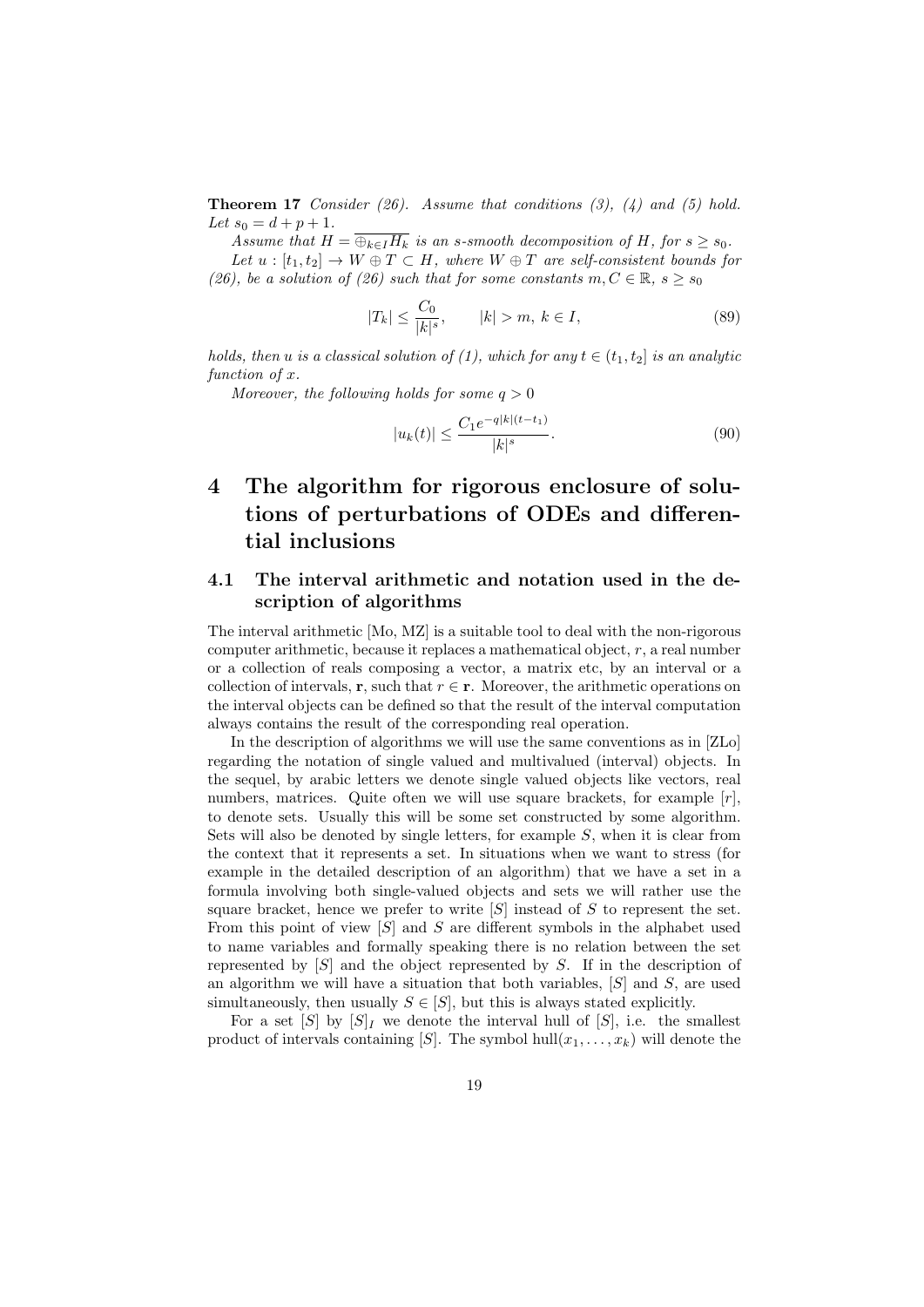**Theorem 17** *Consider (26). Assume that conditions (3), (4) and (5) hold. Let $s_0 = d + p + 1$.*

*Assume that $H = \overline{\oplus_{k \in I} H_k}$ is an s-smooth decomposition of $H$, for $s \geq s_0$.*

*Let $u : [t_1, t_2] \to W \oplus T \subset H$, where $W \oplus T$ are self-consistent bounds for (26), be a solution of (26) such that for some constants $m, C \in \mathbb{R}$, $s \geq s_0$*

$$|T_k| \leq \frac{C_0}{|k|^s}, \qquad |k| > m, \; k \in I, \tag{89}$$

*holds, then $u$ is a classical solution of (1), which for any $t \in (t_1, t_2]$ is an analytic function of $x$.*

*Moreover, the following holds for some $q > 0$*

$$|u_k(t)| \leq \frac{C_1 e^{-q|k|(t-t_1)}}{|k|^s}. \tag{90}$$

# 4 The algorithm for rigorous enclosure of solutions of perturbations of ODEs and differential inclusions

## 4.1 The interval arithmetic and notation used in the description of algorithms

The interval arithmetic [Mo, MZ] is a suitable tool to deal with the non-rigorous computer arithmetic, because it replaces a mathematical object, $r$, a real number or a collection of reals composing a vector, a matrix etc, by an interval or a collection of intervals, $\mathbf{r}$, such that $r \in \mathbf{r}$. Moreover, the arithmetic operations on the interval objects can be defined so that the result of the interval computation always contains the result of the corresponding real operation.

In the description of algorithms we will use the same conventions as in [ZLo] regarding the notation of single valued and multivalued (interval) objects. In the sequel, by arabic letters we denote single valued objects like vectors, real numbers, matrices. Quite often we will use square brackets, for example $[r]$, to denote sets. Usually this will be some set constructed by some algorithm. Sets will also be denoted by single letters, for example $S$, when it is clear from the context that it represents a set. In situations when we want to stress (for example in the detailed description of an algorithm) that we have a set in a formula involving both single-valued objects and sets we will rather use the square bracket, hence we prefer to write $[S]$ instead of $S$ to represent the set. From this point of view $[S]$ and $S$ are different symbols in the alphabet used to name variables and formally speaking there is no relation between the set represented by $[S]$ and the object represented by $S$. If in the description of an algorithm we will have a situation that both variables, $[S]$ and $S$, are used simultaneously, then usually $S \in [S]$, but this is always stated explicitly.

For a set $[S]$ by $[S]_I$ we denote the interval hull of $[S]$, i.e. the smallest product of intervals containing $[S]$. The symbol $\text{hull}(x_1, \ldots, x_k)$ will denote the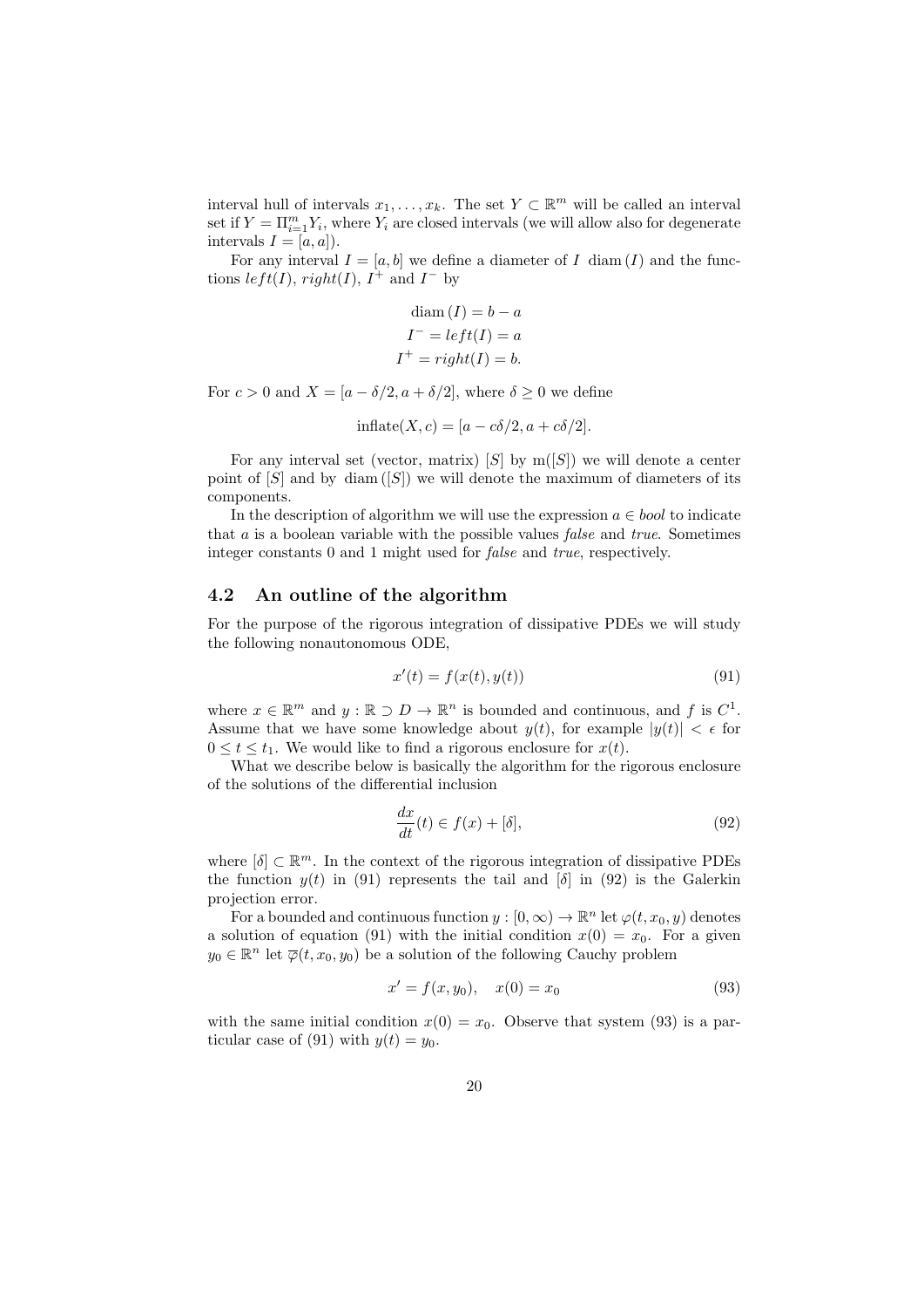interval hull of intervals $x_1, \ldots, x_k$. The set $Y \subset \mathbb{R}^m$ will be called an interval set if $Y = \Pi_{i=1}^m Y_i$, where $Y_i$ are closed intervals (we will allow also for degenerate intervals $I = [a, a]$).

For any interval $I = [a, b]$ we define a diameter of $I$ $\mathrm{diam}\,(I)$ and the functions $left(I)$, $right(I)$, $I^+$ and $I^-$ by

$$
\begin{aligned}
\mathrm{diam}\,(I) &= b - a \\
I^- = left(I) &= a \\
I^+ = right(I) &= b.
\end{aligned}
$$

For $c > 0$ and $X = [a - \delta/2, a + \delta/2]$, where $\delta \geq 0$ we define

$$
\mathrm{inflate}(X, c) = [a - c\delta/2, a + c\delta/2].
$$

For any interval set (vector, matrix) $[S]$ by $\mathrm{m}([S])$ we will denote a center point of $[S]$ and by $\mathrm{diam}\,([S])$ we will denote the maximum of diameters of its components.

In the description of algorithm we will use the expression $a \in$ *bool* to indicate that $a$ is a boolean variable with the possible values *false* and *true*. Sometimes integer constants 0 and 1 might used for *false* and *true*, respectively.

## 4.2 An outline of the algorithm

For the purpose of the rigorous integration of dissipative PDEs we will study the following nonautonomous ODE,

$$
x'(t) = f(x(t), y(t)) \tag{91}
$$

where $x \in \mathbb{R}^m$ and $y : \mathbb{R} \supset D \to \mathbb{R}^n$ is bounded and continuous, and $f$ is $C^1$. Assume that we have some knowledge about $y(t)$, for example $|y(t)| < \epsilon$ for $0 \leq t \leq t_1$. We would like to find a rigorous enclosure for $x(t)$.

What we describe below is basically the algorithm for the rigorous enclosure of the solutions of the differential inclusion

$$
\frac{dx}{dt}(t) \in f(x) + [\delta], \tag{92}
$$

where $[\delta] \subset \mathbb{R}^m$. In the context of the rigorous integration of dissipative PDEs the function $y(t)$ in (91) represents the tail and $[\delta]$ in (92) is the Galerkin projection error.

For a bounded and continuous function $y : [0, \infty) \to \mathbb{R}^n$ let $\varphi(t, x_0, y)$ denotes a solution of equation (91) with the initial condition $x(0) = x_0$. For a given $y_0 \in \mathbb{R}^n$ let $\overline{\varphi}(t, x_0, y_0)$ be a solution of the following Cauchy problem

$$
x' = f(x, y_0), \quad x(0) = x_0 \tag{93}
$$

with the same initial condition $x(0) = x_0$. Observe that system (93) is a particular case of (91) with $y(t) = y_0$.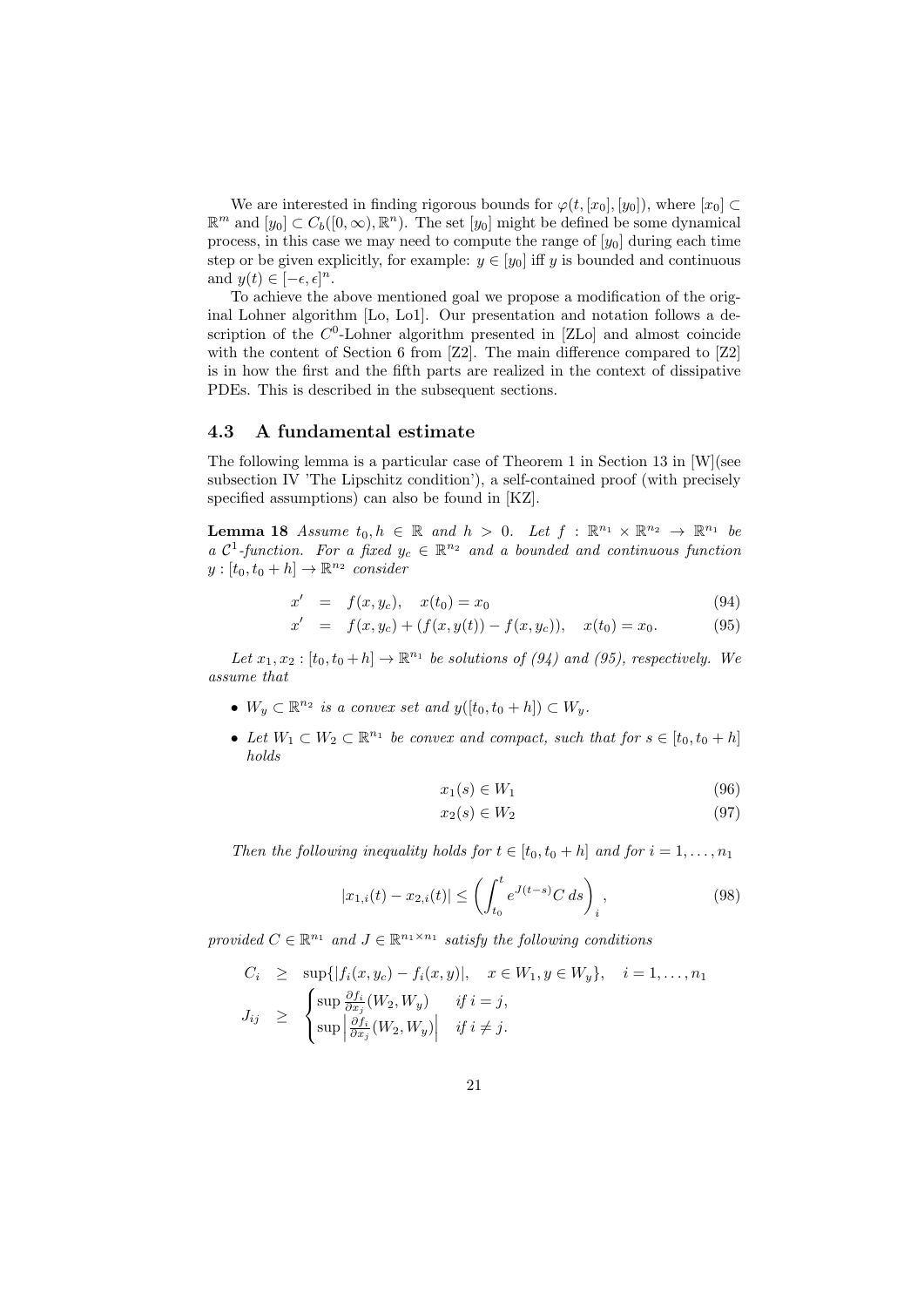We are interested in finding rigorous bounds for $\varphi(t,[x_0],[y_0])$, where $[x_0] \subset \mathbb{R}^m$ and $[y_0] \subset C_b([0,\infty),\mathbb{R}^n)$. The set $[y_0]$ might be defined be some dynamical process, in this case we may need to compute the range of $[y_0]$ during each time step or be given explicitly, for example: $y \in [y_0]$ iff $y$ is bounded and continuous and $y(t) \in [-\epsilon,\epsilon]^n$.

To achieve the above mentioned goal we propose a modification of the original Lohner algorithm [Lo, Lo1]. Our presentation and notation follows a description of the $C^0$-Lohner algorithm presented in [ZLo] and almost coincide with the content of Section 6 from [Z2]. The main difference compared to [Z2] is in how the first and the fifth parts are realized in the context of dissipative PDEs. This is described in the subsequent sections.

### 4.3 A fundamental estimate

The following lemma is a particular case of Theorem 1 in Section 13 in [W](see subsection IV 'The Lipschitz condition'), a self-contained proof (with precisely specified assumptions) can also be found in [KZ].

**Lemma 18** *Assume $t_0, h \in \mathbb{R}$ and $h > 0$. Let $f : \mathbb{R}^{n_1} \times \mathbb{R}^{n_2} \to \mathbb{R}^{n_1}$ be a $\mathcal{C}^1$-function. For a fixed $y_c \in \mathbb{R}^{n_2}$ and a bounded and continuous function $y : [t_0, t_0+h] \to \mathbb{R}^{n_2}$ consider*

$$x' = f(x, y_c), \quad x(t_0) = x_0 \tag{94}$$

$$x' = f(x, y_c) + (f(x, y(t)) - f(x, y_c)), \quad x(t_0) = x_0. \tag{95}$$

*Let $x_1, x_2 : [t_0, t_0+h] \to \mathbb{R}^{n_1}$ be solutions of (94) and (95), respectively. We assume that*

- *$W_y \subset \mathbb{R}^{n_2}$ is a convex set and $y([t_0, t_0+h]) \subset W_y$.*
- *Let $W_1 \subset W_2 \subset \mathbb{R}^{n_1}$ be convex and compact, such that for $s \in [t_0, t_0+h]$ holds*

$$x_1(s) \in W_1 \tag{96}$$

$$x_2(s) \in W_2 \tag{97}$$

*Then the following inequality holds for $t \in [t_0, t_0+h]$ and for $i = 1, \dots, n_1$*

$$|x_{1,i}(t) - x_{2,i}(t)| \leq \left( \int_{t_0}^{t} e^{J(t-s)} C \, ds \right)_i, \tag{98}$$

*provided $C \in \mathbb{R}^{n_1}$ and $J \in \mathbb{R}^{n_1 \times n_1}$ satisfy the following conditions*

$$C_i \geq \sup\{|f_i(x, y_c) - f_i(x, y)|, \quad x \in W_1, y \in W_y\}, \quad i = 1, \dots, n_1$$

$$J_{ij} \geq \begin{cases} \sup \frac{\partial f_i}{\partial x_j}(W_2, W_y) & \text{if } i = j, \\ \sup \left| \frac{\partial f_i}{\partial x_j}(W_2, W_y) \right| & \text{if } i \neq j. \end{cases}$$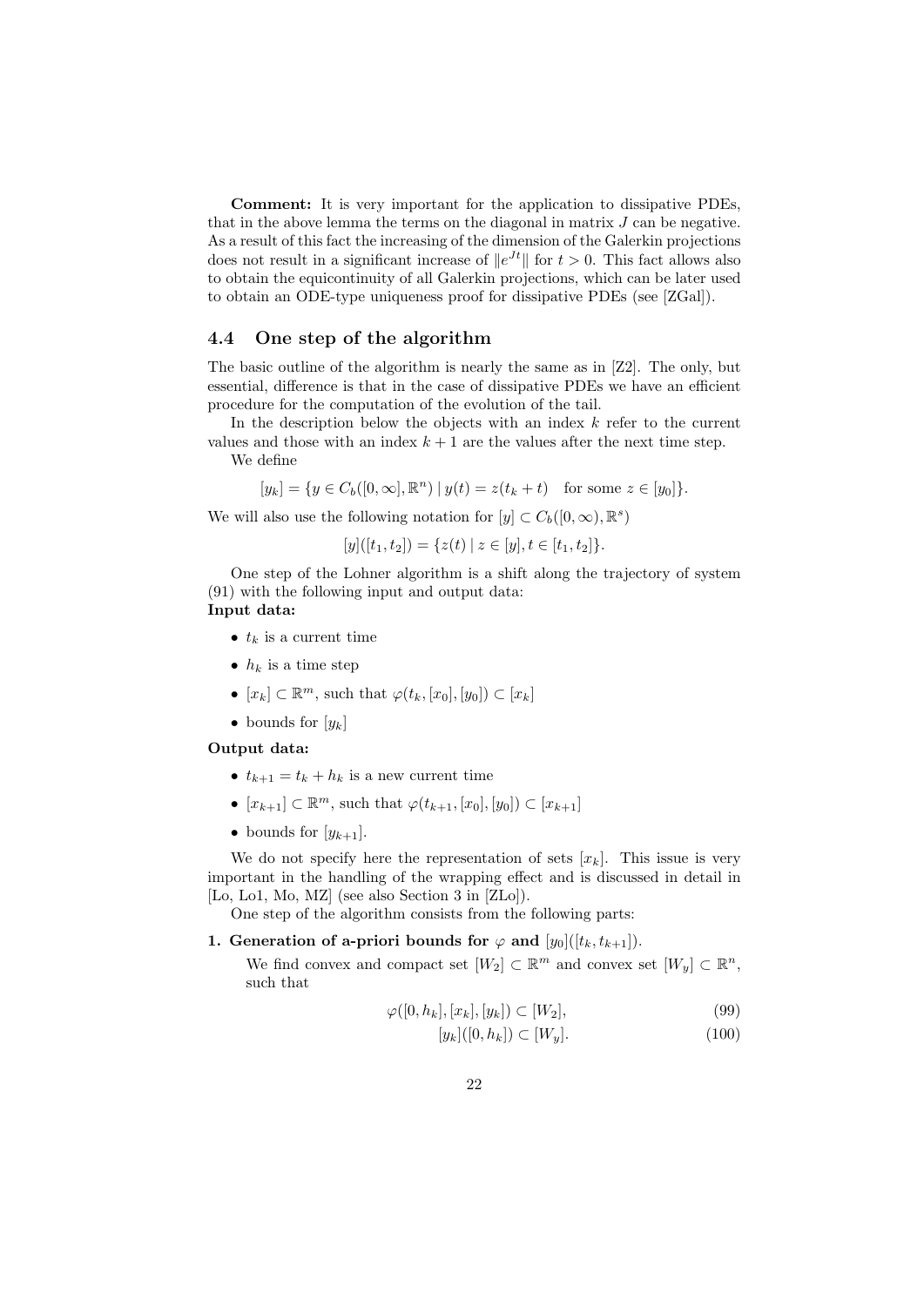**Comment:** It is very important for the application to dissipative PDEs, that in the above lemma the terms on the diagonal in matrix $J$ can be negative. As a result of this fact the increasing of the dimension of the Galerkin projections does not result in a significant increase of $\|e^{Jt}\|$ for $t > 0$. This fact allows also to obtain the equicontinuity of all Galerkin projections, which can be later used to obtain an ODE-type uniqueness proof for dissipative PDEs (see [ZGal]).

## 4.4 One step of the algorithm

The basic outline of the algorithm is nearly the same as in [Z2]. The only, but essential, difference is that in the case of dissipative PDEs we have an efficient procedure for the computation of the evolution of the tail.

In the description below the objects with an index $k$ refer to the current values and those with an index $k+1$ are the values after the next time step.

We define

$$[y_k] = \{y \in C_b([0,\infty], \mathbb{R}^n) \mid y(t) = z(t_k + t) \quad \text{for some } z \in [y_0]\}.$$

We will also use the following notation for $[y] \subset C_b([0,\infty), \mathbb{R}^s)$

$$[y]([t_1, t_2]) = \{z(t) \mid z \in [y], t \in [t_1, t_2]\}.$$

One step of the Lohner algorithm is a shift along the trajectory of system (91) with the following input and output data:

**Input data:**

- $t_k$ is a current time
- $h_k$ is a time step
- $[x_k] \subset \mathbb{R}^m$, such that $\varphi(t_k, [x_0], [y_0]) \subset [x_k]$
- bounds for $[y_k]$

**Output data:**

- $t_{k+1} = t_k + h_k$ is a new current time
- $[x_{k+1}] \subset \mathbb{R}^m$, such that $\varphi(t_{k+1}, [x_0], [y_0]) \subset [x_{k+1}]$
- bounds for $[y_{k+1}]$.

We do not specify here the representation of sets $[x_k]$. This issue is very important in the handling of the wrapping effect and is discussed in detail in [Lo, Lo1, Mo, MZ] (see also Section 3 in [ZLo]).

One step of the algorithm consists from the following parts:

**1. Generation of a-priori bounds for $\varphi$ and $[y_0]([t_k, t_{k+1}])$.**

We find convex and compact set $[W_2] \subset \mathbb{R}^m$ and convex set $[W_y] \subset \mathbb{R}^n$, such that

$$\varphi([0, h_k], [x_k], [y_k]) \subset [W_2], \tag{99}$$

$$[y_k]([0, h_k]) \subset [W_y]. \tag{100}$$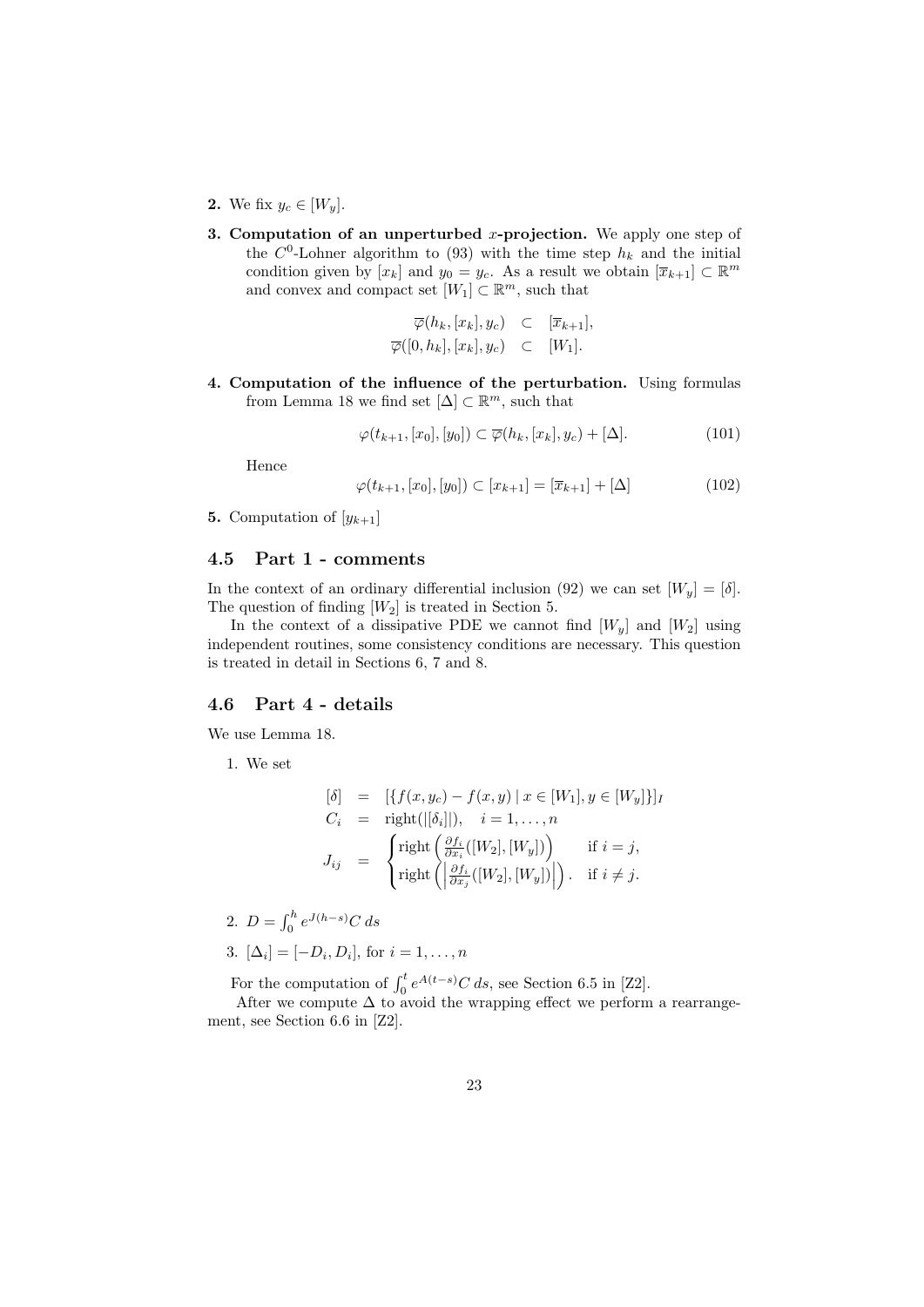**2.** We fix $y_c \in [W_y]$.

**3. Computation of an unperturbed $x$-projection.** We apply one step of the $C^0$-Lohner algorithm to (93) with the time step $h_k$ and the initial condition given by $[x_k]$ and $y_0 = y_c$. As a result we obtain $[\overline{x}_{k+1}] \subset \mathbb{R}^m$ and convex and compact set $[W_1] \subset \mathbb{R}^m$, such that

$$
\begin{aligned}
\overline{\varphi}(h_k, [x_k], y_c) &\subset [\overline{x}_{k+1}], \\
\overline{\varphi}([0, h_k], [x_k], y_c) &\subset [W_1].
\end{aligned}
$$

**4. Computation of the influence of the perturbation.** Using formulas from Lemma 18 we find set $[\Delta] \subset \mathbb{R}^m$, such that

$$
\varphi(t_{k+1}, [x_0], [y_0]) \subset \overline{\varphi}(h_k, [x_k], y_c) + [\Delta]. \tag{101}
$$

Hence

$$
\varphi(t_{k+1}, [x_0], [y_0]) \subset [x_{k+1}] = [\overline{x}_{k+1}] + [\Delta] \tag{102}
$$

**5.** Computation of $[y_{k+1}]$

## 4.5 Part 1 - comments

In the context of an ordinary differential inclusion (92) we can set $[W_y] = [\delta]$. The question of finding $[W_2]$ is treated in Section 5.

In the context of a dissipative PDE we cannot find $[W_y]$ and $[W_2]$ using independent routines, some consistency conditions are necessary. This question is treated in detail in Sections 6, 7 and 8.

## 4.6 Part 4 - details

We use Lemma 18.

1. We set

$$
\begin{aligned}
[\delta] &= [\{f(x, y_c) - f(x, y) \mid x \in [W_1], y \in [W_y]\}]_I \\
C_i &= \text{right}(|[\delta_i]|), \quad i = 1, \dots, n \\
J_{ij} &= \begin{cases} \text{right}\left(\frac{\partial f_i}{\partial x_i}([W_2], [W_y])\right) & \text{if } i = j, \\ \text{right}\left(\left|\frac{\partial f_i}{\partial x_j}([W_2], [W_y])\right|\right). & \text{if } i \neq j. \end{cases}
\end{aligned}
$$

2. $D = \int_0^h e^{J(h-s)} C \, ds$

3. $[\Delta_i] = [-D_i, D_i]$, for $i = 1, \dots, n$

For the computation of $\int_0^t e^{A(t-s)} C \, ds$, see Section 6.5 in [Z2].

After we compute $\Delta$ to avoid the wrapping effect we perform a rearrangement, see Section 6.6 in [Z2].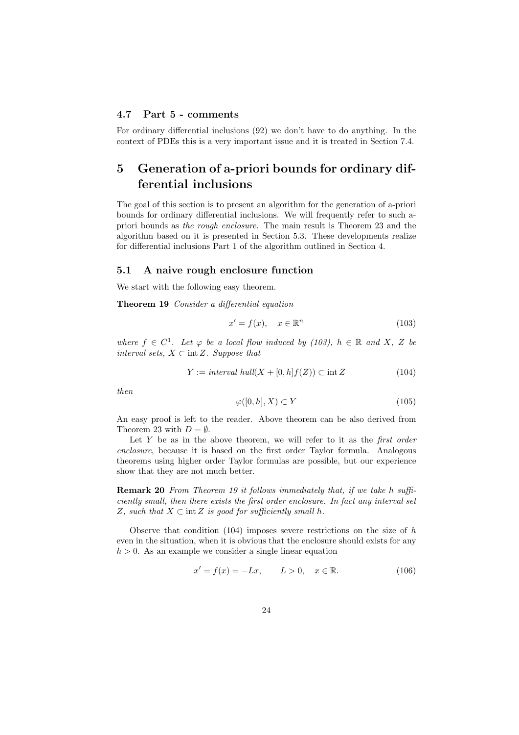### 4.7 Part 5 - comments

For ordinary differential inclusions (92) we don't have to do anything. In the context of PDEs this is a very important issue and it is treated in Section 7.4.

## 5 Generation of a-priori bounds for ordinary differential inclusions

The goal of this section is to present an algorithm for the generation of a-priori bounds for ordinary differential inclusions. We will frequently refer to such a-priori bounds as *the rough enclosure*. The main result is Theorem 23 and the algorithm based on it is presented in Section 5.3. These developments realize for differential inclusions Part 1 of the algorithm outlined in Section 4.

### 5.1 A naive rough enclosure function

We start with the following easy theorem.

**Theorem 19** *Consider a differential equation*

$$x' = f(x), \quad x \in \mathbb{R}^n \tag{103}$$

*where $f \in C^1$. Let $\varphi$ be a local flow induced by (103), $h \in \mathbb{R}$ and $X$, $Z$ be interval sets, $X \subset \operatorname{int} Z$. Suppose that*

$$Y := \textit{interval hull}(X + [0,h]f(Z)) \subset \operatorname{int} Z \tag{104}$$

*then*

$$\varphi([0,h], X) \subset Y \tag{105}$$

An easy proof is left to the reader. Above theorem can be also derived from Theorem 23 with $D = \emptyset$.

Let $Y$ be as in the above theorem, we will refer to it as the *first order enclosure*, because it is based on the first order Taylor formula. Analogous theorems using higher order Taylor formulas are possible, but our experience show that they are not much better.

**Remark 20** *From Theorem 19 it follows immediately that, if we take $h$ sufficiently small, then there exists the first order enclosure. In fact any interval set $Z$, such that $X \subset \operatorname{int} Z$ is good for sufficiently small $h$.*

Observe that condition (104) imposes severe restrictions on the size of $h$ even in the situation, when it is obvious that the enclosure should exists for any $h > 0$. As an example we consider a single linear equation

$$x' = f(x) = -Lx, \qquad L > 0, \quad x \in \mathbb{R}. \tag{106}$$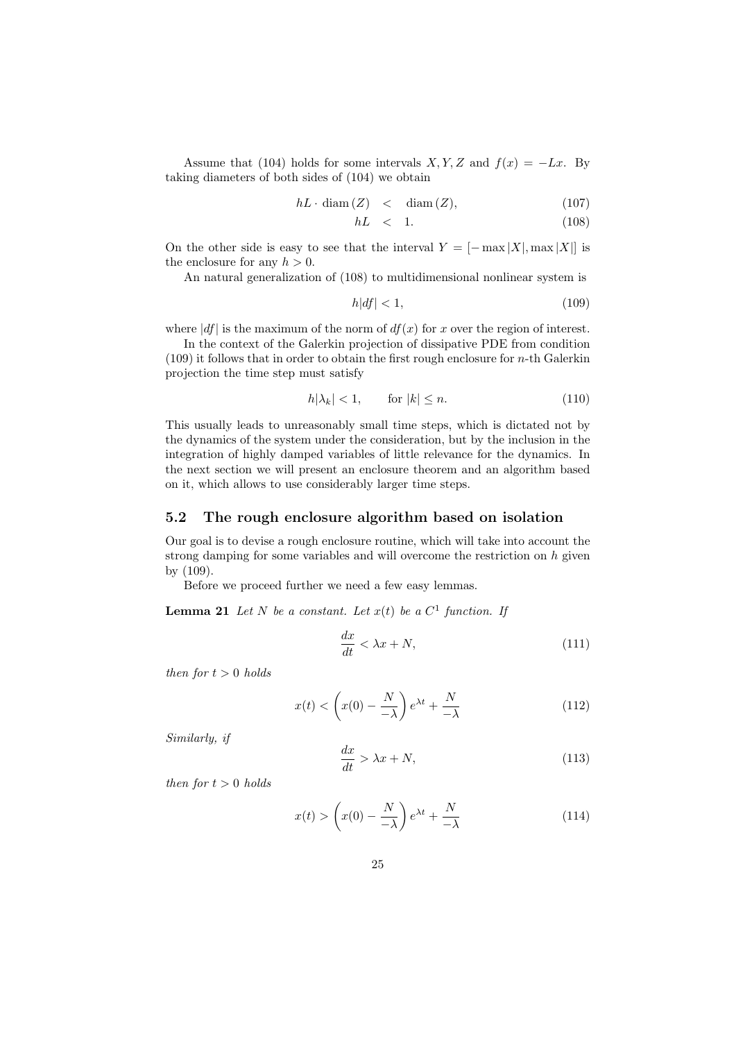Assume that (104) holds for some intervals $X, Y, Z$ and $f(x) = -Lx$. By taking diameters of both sides of (104) we obtain

$$hL \cdot \mathrm{diam}\,(Z) \quad < \quad \mathrm{diam}\,(Z), \tag{107}$$

$$hL \quad < \quad 1. \tag{108}$$

On the other side is easy to see that the interval $Y = [-\max|X|, \max|X|]$ is the enclosure for any $h > 0$.

An natural generalization of (108) to multidimensional nonlinear system is

$$h|df| < 1, \tag{109}$$

where $|df|$ is the maximum of the norm of $df(x)$ for $x$ over the region of interest.

In the context of the Galerkin projection of dissipative PDE from condition (109) it follows that in order to obtain the first rough enclosure for $n$-th Galerkin projection the time step must satisfy

$$h|\lambda_k| < 1, \qquad \text{for } |k| \leq n. \tag{110}$$

This usually leads to unreasonably small time steps, which is dictated not by the dynamics of the system under the consideration, but by the inclusion in the integration of highly damped variables of little relevance for the dynamics. In the next section we will present an enclosure theorem and an algorithm based on it, which allows to use considerably larger time steps.

## 5.2 The rough enclosure algorithm based on isolation

Our goal is to devise a rough enclosure routine, which will take into account the strong damping for some variables and will overcome the restriction on $h$ given by (109).

Before we proceed further we need a few easy lemmas.

**Lemma 21** *Let $N$ be a constant. Let $x(t)$ be a $C^1$ function. If*

$$\frac{dx}{dt} < \lambda x + N, \tag{111}$$

*then for $t > 0$ holds*

$$x(t) < \left( x(0) - \frac{N}{-\lambda} \right) e^{\lambda t} + \frac{N}{-\lambda} \tag{112}$$

*Similarly, if*

$$\frac{dx}{dt} > \lambda x + N, \tag{113}$$

*then for $t > 0$ holds*

$$x(t) > \left( x(0) - \frac{N}{-\lambda} \right) e^{\lambda t} + \frac{N}{-\lambda} \tag{114}$$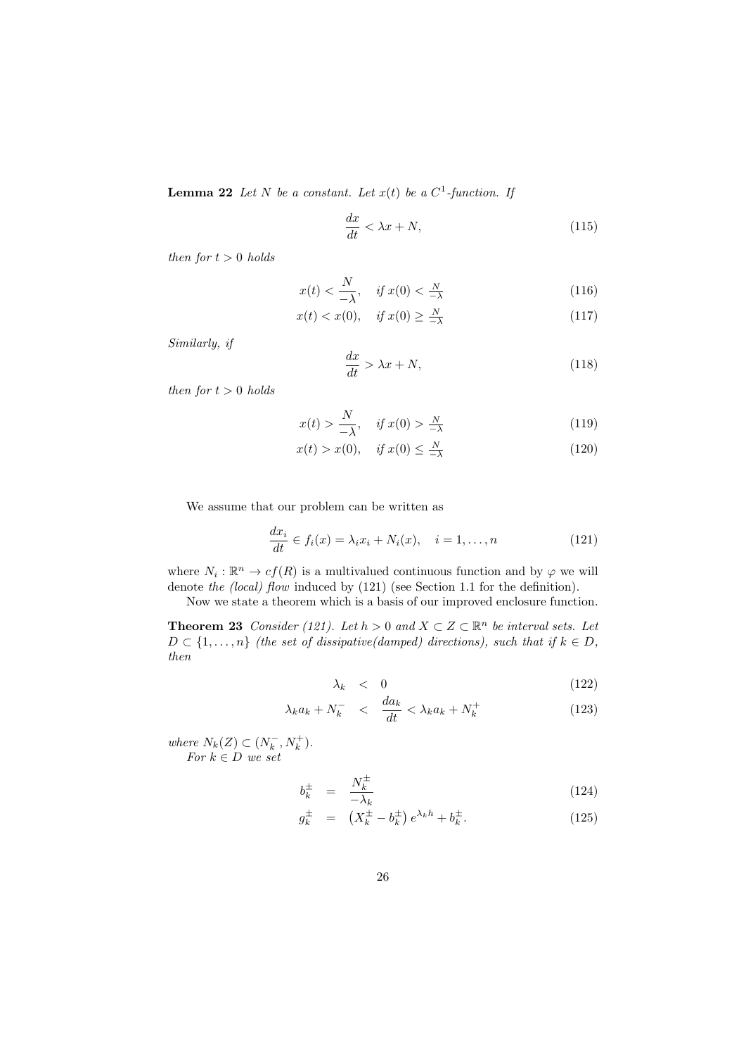**Lemma 22** *Let $N$ be a constant. Let $x(t)$ be a $C^1$-function. If*

$$\frac{dx}{dt} < \lambda x + N, \tag{115}$$

*then for $t > 0$ holds*

$$x(t) < \frac{N}{-\lambda}, \quad \textit{if } x(0) < \tfrac{N}{-\lambda} \tag{116}$$

$$x(t) < x(0), \quad \textit{if } x(0) \geq \tfrac{N}{-\lambda} \tag{117}$$

*Similarly, if*

$$\frac{dx}{dt} > \lambda x + N, \tag{118}$$

*then for $t > 0$ holds*

$$x(t) > \frac{N}{-\lambda}, \quad \textit{if } x(0) > \tfrac{N}{-\lambda} \tag{119}$$

$$x(t) > x(0), \quad \textit{if } x(0) \leq \tfrac{N}{-\lambda} \tag{120}$$

We assume that our problem can be written as

$$\frac{dx_i}{dt} \in f_i(x) = \lambda_i x_i + N_i(x), \quad i = 1, \ldots, n \tag{121}$$

where $N_i : \mathbb{R}^n \to cf(R)$ is a multivalued continuous function and by $\varphi$ we will denote *the (local) flow* induced by (121) (see Section 1.1 for the definition).

Now we state a theorem which is a basis of our improved enclosure function.

**Theorem 23** *Consider (121). Let $h > 0$ and $X \subset Z \subset \mathbb{R}^n$ be interval sets. Let $D \subset \{1, \ldots, n\}$ (the set of dissipative(damped) directions), such that if $k \in D$, then*

$$\lambda_k < 0 \tag{122}$$

$$\lambda_k a_k + N_k^- < \frac{da_k}{dt} < \lambda_k a_k + N_k^+ \tag{123}$$

*where $N_k(Z) \subset (N_k^-, N_k^+)$.*

*For $k \in D$ we set*

$$b_k^\pm = \frac{N_k^\pm}{-\lambda_k} \tag{124}$$

$$g_k^\pm = \left(X_k^\pm - b_k^\pm\right) e^{\lambda_k h} + b_k^\pm. \tag{125}$$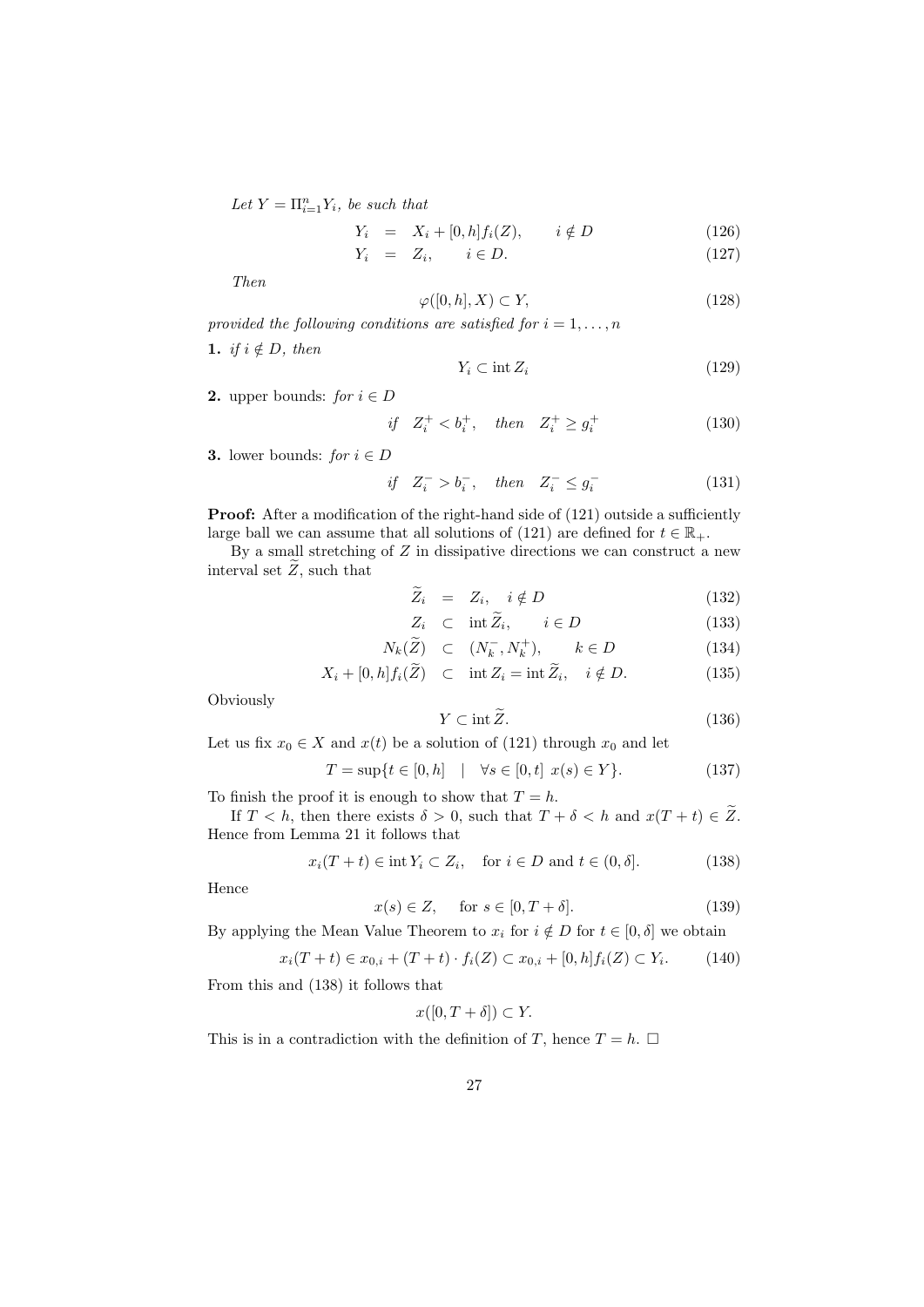*Let* $Y = \Pi_{i=1}^n Y_i$, *be such that*

$$
\begin{aligned}
Y_i &= X_i + [0,h] f_i(Z), \qquad i \notin D && (126)\\
Y_i &= Z_i, \qquad i \in D. && (127)
\end{aligned}
$$

*Then*

$$
\varphi([0,h], X) \subset Y, \tag{128}
$$

*provided the following conditions are satisfied for* $i = 1, \ldots, n$

**1.** *if* $i \notin D$, *then*

$$
Y_i \subset \operatorname{int} Z_i \tag{129}
$$

**2.** upper bounds: *for* $i \in D$

$$
\textit{if} \quad Z_i^+ < b_i^+, \quad \textit{then} \quad Z_i^+ \geq g_i^+ \tag{130}
$$

**3.** lower bounds: *for* $i \in D$

$$
\textit{if} \quad Z_i^- > b_i^-, \quad \textit{then} \quad Z_i^- \leq g_i^- \tag{131}
$$

**Proof:** After a modification of the right-hand side of (121) outside a sufficiently large ball we can assume that all solutions of (121) are defined for $t \in \mathbb{R}_+$.

By a small stretching of $Z$ in dissipative directions we can construct a new interval set $\widetilde{Z}$, such that

$$
\begin{aligned}
\widetilde{Z}_i &= Z_i, \quad i \notin D && (132)\\
Z_i &\subset \operatorname{int} \widetilde{Z}_i, \qquad i \in D && (133)\\
N_k(\widetilde{Z}) &\subset (N_k^-, N_k^+), \qquad k \in D && (134)\\
X_i + [0,h] f_i(\widetilde{Z}) &\subset \operatorname{int} Z_i = \operatorname{int} \widetilde{Z}_i, \quad i \notin D. && (135)
\end{aligned}
$$

Obviously

$$
Y \subset \operatorname{int} \widetilde{Z}. \tag{136}
$$

Let us fix $x_0 \in X$ and $x(t)$ be a solution of (121) through $x_0$ and let

$$
T = \sup\{t \in [0,h] \quad | \quad \forall s \in [0,t] \;\; x(s) \in Y\}. \tag{137}
$$

To finish the proof it is enough to show that $T = h$.

If $T < h$, then there exists $\delta > 0$, such that $T + \delta < h$ and $x(T+t) \in \widetilde{Z}$. Hence from Lemma 21 it follows that

$$
x_i(T+t) \in \operatorname{int} Y_i \subset Z_i, \quad \text{for } i \in D \text{ and } t \in (0, \delta]. \tag{138}
$$

Hence

$$
x(s) \in Z, \qquad \text{for } s \in [0, T+\delta]. \tag{139}
$$

By applying the Mean Value Theorem to $x_i$ for $i \notin D$ for $t \in [0,\delta]$ we obtain

$$
x_i(T+t) \in x_{0,i} + (T+t) \cdot f_i(Z) \subset x_{0,i} + [0,h] f_i(Z) \subset Y_i. \tag{140}
$$

From this and (138) it follows that

$$
x([0, T+\delta]) \subset Y.
$$

This is in a contradiction with the definition of $T$, hence $T = h$. □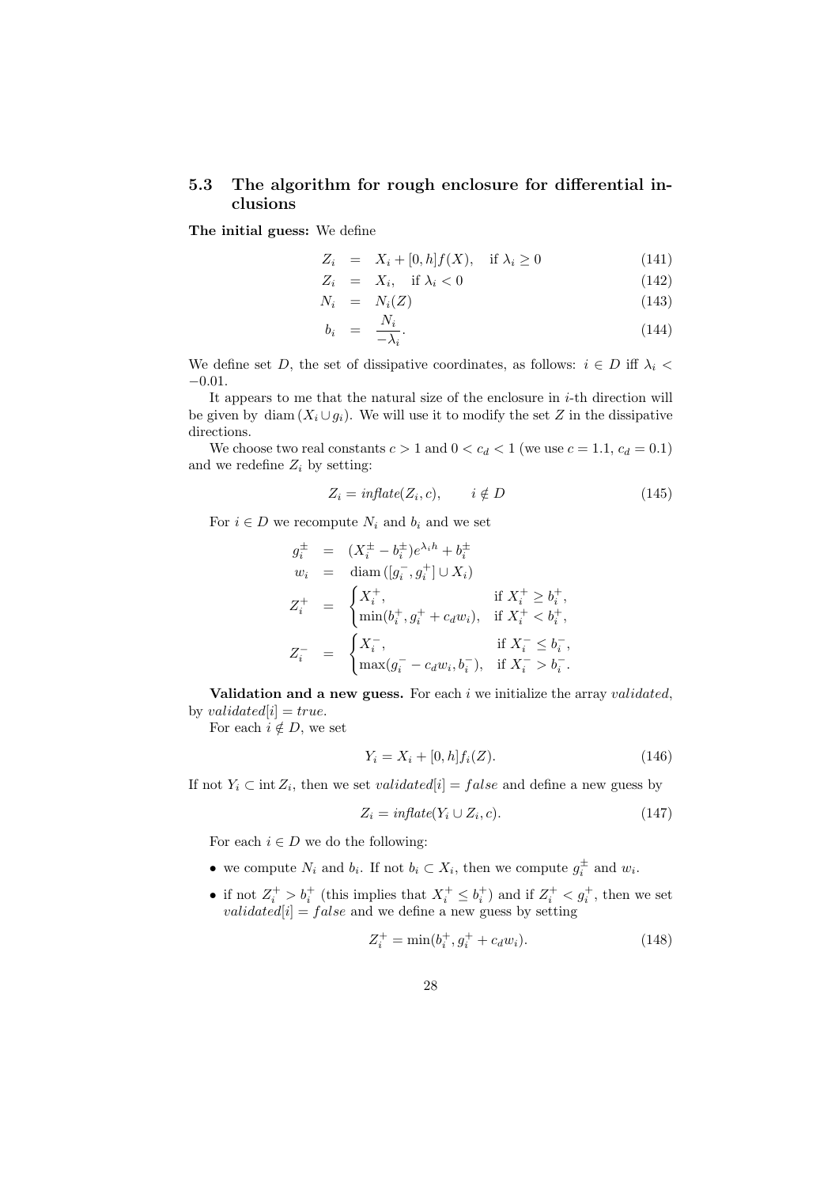### 5.3 The algorithm for rough enclosure for differential inclusions

**The initial guess:** We define

$$
\begin{aligned}
Z_i &= X_i + [0,h]f(X), \quad \text{if } \lambda_i \geq 0 && (141)\\
Z_i &= X_i, \quad \text{if } \lambda_i < 0 && (142)\\
N_i &= N_i(Z) && (143)\\
b_i &= \frac{N_i}{-\lambda_i}. && (144)
\end{aligned}
$$

We define set $D$, the set of dissipative coordinates, as follows: $i \in D$ iff $\lambda_i < -0.01$.

It appears to me that the natural size of the enclosure in $i$-th direction will be given by $\operatorname{diam}(X_i \cup g_i)$. We will use it to modify the set $Z$ in the dissipative directions.

We choose two real constants $c > 1$ and $0 < c_d < 1$ (we use $c = 1.1$, $c_d = 0.1$) and we redefine $Z_i$ by setting:

$$
Z_i = \mathit{inflate}(Z_i, c), \qquad i \notin D \tag{145}
$$

For $i \in D$ we recompute $N_i$ and $b_i$ and we set

$$
\begin{aligned}
g_i^{\pm} &= (X_i^{\pm} - b_i^{\pm})e^{\lambda_i h} + b_i^{\pm}\\
w_i &= \operatorname{diam}([g_i^-, g_i^+] \cup X_i)\\
Z_i^+ &= \begin{cases} X_i^+, & \text{if } X_i^+ \geq b_i^+,\\ \min(b_i^+, g_i^+ + c_d w_i), & \text{if } X_i^+ < b_i^+, \end{cases}\\
Z_i^- &= \begin{cases} X_i^-, & \text{if } X_i^- \leq b_i^-,\\ \max(g_i^- - c_d w_i, b_i^-), & \text{if } X_i^- > b_i^-. \end{cases}
\end{aligned}
$$

**Validation and a new guess.** For each $i$ we initialize the array *validated*, by $\mathit{validated}[i] = \mathit{true}$.

For each $i \notin D$, we set

$$
Y_i = X_i + [0,h]f_i(Z). \tag{146}
$$

If not $Y_i \subset \operatorname{int} Z_i$, then we set $\mathit{validated}[i] = \mathit{false}$ and define a new guess by

$$
Z_i = \mathit{inflate}(Y_i \cup Z_i, c). \tag{147}
$$

For each $i \in D$ we do the following:

- we compute $N_i$ and $b_i$. If not $b_i \subset X_i$, then we compute $g_i^{\pm}$ and $w_i$.
- if not $Z_i^+ > b_i^+$ (this implies that $X_i^+ \leq b_i^+$) and if $Z_i^+ < g_i^+$, then we set $\mathit{validated}[i] = \mathit{false}$ and we define a new guess by setting

$$
Z_i^+ = \min(b_i^+, g_i^+ + c_d w_i). \tag{148}
$$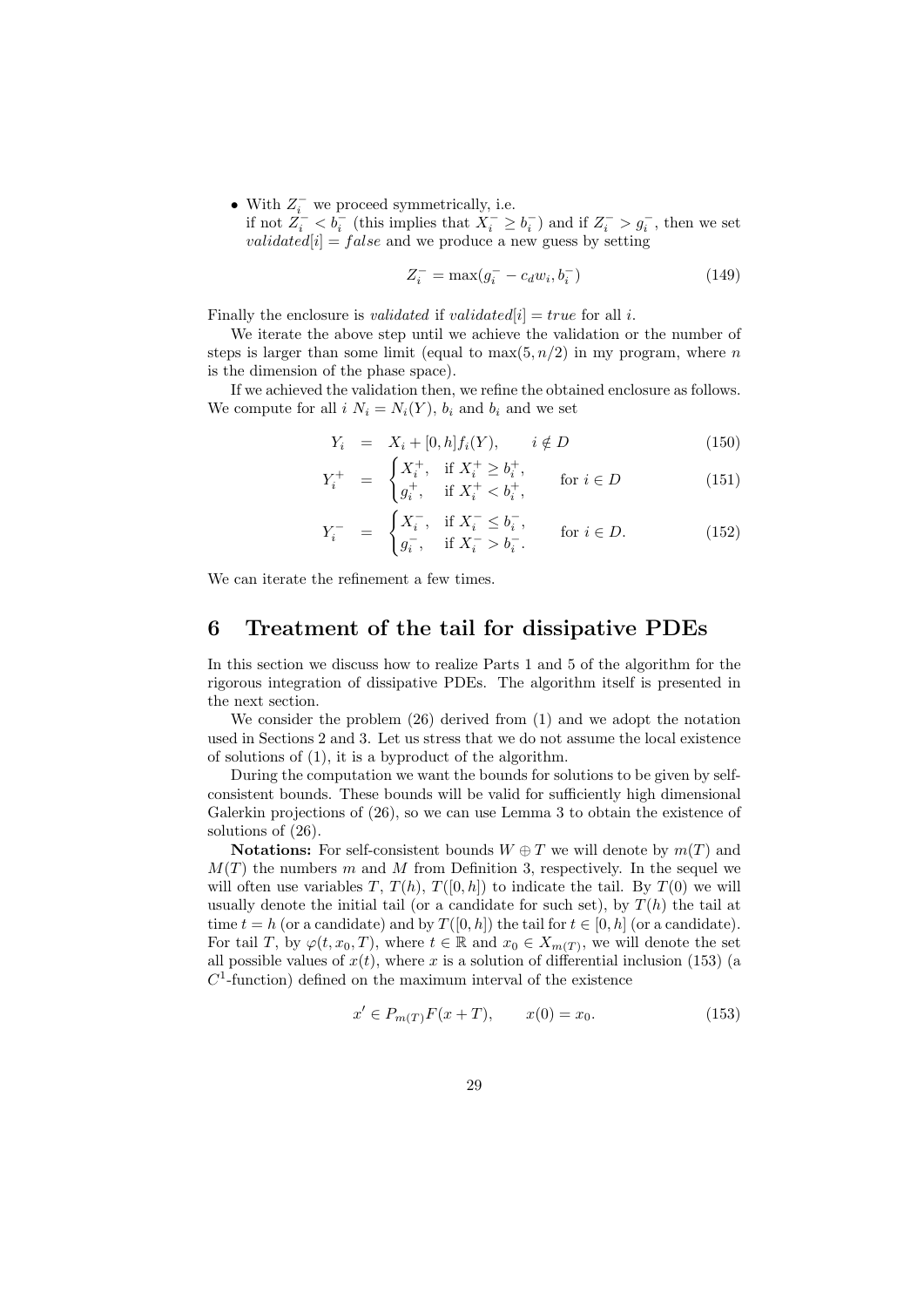- With $Z_i^-$ we proceed symmetrically, i.e.
  if not $Z_i^- < b_i^-$ (this implies that $X_i^- \geq b_i^-$) and if $Z_i^- > g_i^-$, then we set *validated*$[i] = false$ and we produce a new guess by setting

$$Z_i^- = \max(g_i^- - c_d w_i, b_i^-) \tag{149}$$

Finally the enclosure is *validated* if *validated*$[i] = true$ for all $i$.

We iterate the above step until we achieve the validation or the number of steps is larger than some limit (equal to $\max(5, n/2)$ in my program, where $n$ is the dimension of the phase space).

If we achieved the validation then, we refine the obtained enclosure as follows. We compute for all $i$ $N_i = N_i(Y)$, $b_i$ and $b_i$ and we set

$$Y_i = X_i + [0,h] f_i(Y), \qquad i \notin D \tag{150}$$

$$Y_i^+ = \begin{cases} X_i^+, & \text{if } X_i^+ \geq b_i^+, \\ g_i^+, & \text{if } X_i^+ < b_i^+, \end{cases} \qquad \text{for } i \in D \tag{151}$$

$$Y_i^- = \begin{cases} X_i^-, & \text{if } X_i^- \leq b_i^-, \\ g_i^-, & \text{if } X_i^- > b_i^-. \end{cases} \qquad \text{for } i \in D. \tag{152}$$

We can iterate the refinement a few times.

# 6 Treatment of the tail for dissipative PDEs

In this section we discuss how to realize Parts 1 and 5 of the algorithm for the rigorous integration of dissipative PDEs. The algorithm itself is presented in the next section.

We consider the problem (26) derived from (1) and we adopt the notation used in Sections 2 and 3. Let us stress that we do not assume the local existence of solutions of (1), it is a byproduct of the algorithm.

During the computation we want the bounds for solutions to be given by self-consistent bounds. These bounds will be valid for sufficiently high dimensional Galerkin projections of (26), so we can use Lemma 3 to obtain the existence of solutions of (26).

**Notations:** For self-consistent bounds $W \oplus T$ we will denote by $m(T)$ and $M(T)$ the numbers $m$ and $M$ from Definition 3, respectively. In the sequel we will often use variables $T$, $T(h)$, $T([0,h])$ to indicate the tail. By $T(0)$ we will usually denote the initial tail (or a candidate for such set), by $T(h)$ the tail at time $t = h$ (or a candidate) and by $T([0,h])$ the tail for $t \in [0,h]$ (or a candidate). For tail $T$, by $\varphi(t, x_0, T)$, where $t \in \mathbb{R}$ and $x_0 \in X_{m(T)}$, we will denote the set all possible values of $x(t)$, where $x$ is a solution of differential inclusion (153) (a $C^1$-function) defined on the maximum interval of the existence

$$x' \in P_{m(T)} F(x + T), \qquad x(0) = x_0. \tag{153}$$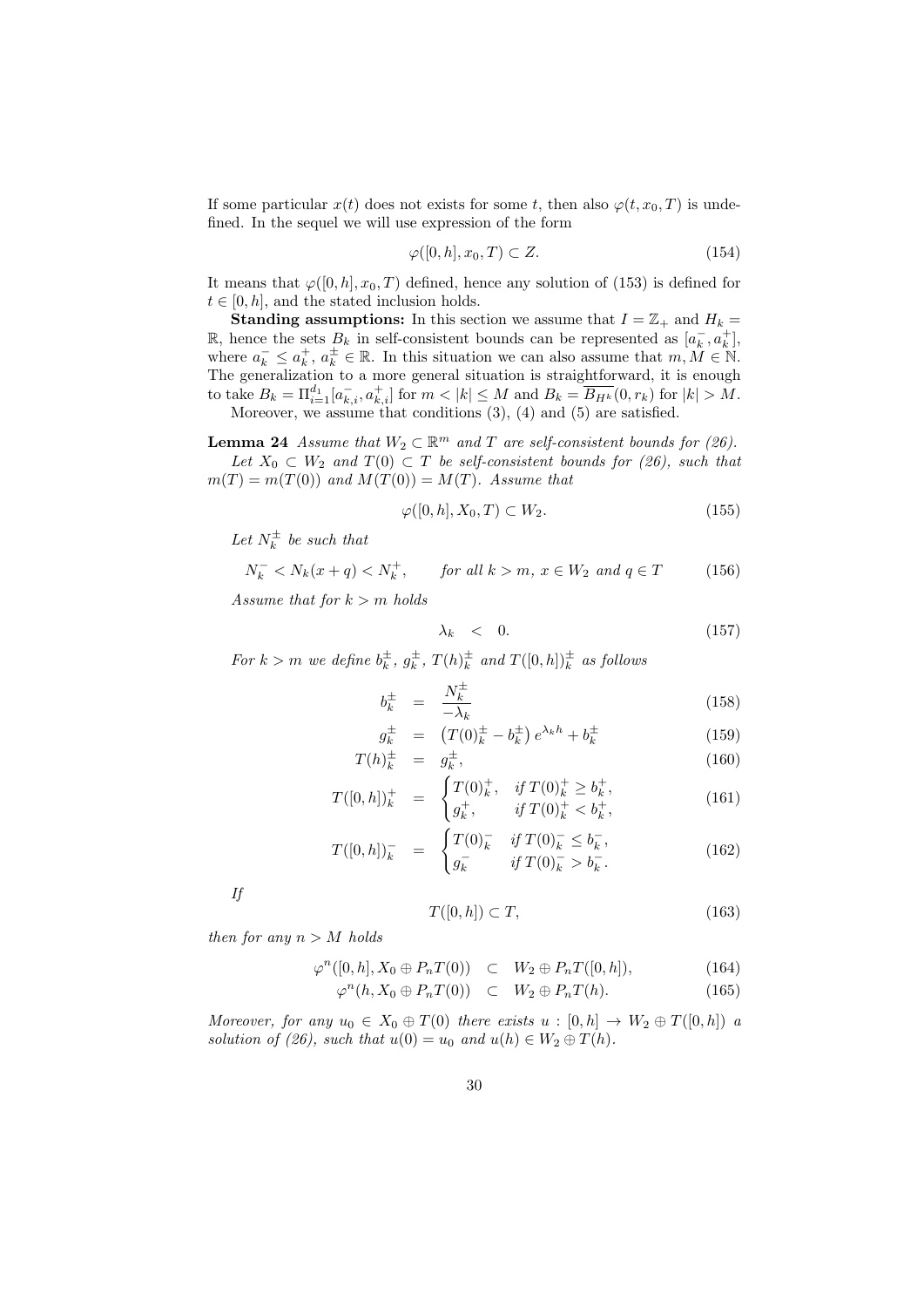If some particular $x(t)$ does not exists for some $t$, then also $\varphi(t, x_0, T)$ is undefined. In the sequel we will use expression of the form

$$\varphi([0, h], x_0, T) \subset Z. \tag{154}$$

It means that $\varphi([0, h], x_0, T)$ defined, hence any solution of (153) is defined for $t \in [0, h]$, and the stated inclusion holds.

**Standing assumptions:** In this section we assume that $I = \mathbb{Z}_+$ and $H_k = \mathbb{R}$, hence the sets $B_k$ in self-consistent bounds can be represented as $[a_k^-, a_k^+]$, where $a_k^- \leq a_k^+$, $a_k^\pm \in \mathbb{R}$. In this situation we can also assume that $m, M \in \mathbb{N}$. The generalization to a more general situation is straightforward, it is enough to take $B_k = \Pi_{i=1}^{d_1}[a_{k,i}^-, a_{k,i}^+]$ for $m < |k| \leq M$ and $B_k = \overline{B_{H^k}}(0, r_k)$ for $|k| > M$.

Moreover, we assume that conditions (3), (4) and (5) are satisfied.

**Lemma 24** *Assume that $W_2 \subset \mathbb{R}^m$ and $T$ are self-consistent bounds for (26).*

*Let $X_0 \subset W_2$ and $T(0) \subset T$ be self-consistent bounds for (26), such that $m(T) = m(T(0))$ and $M(T(0)) = M(T)$. Assume that*

$$\varphi([0, h], X_0, T) \subset W_2. \tag{155}$$

*Let $N_k^\pm$ be such that*

$$N_k^- < N_k(x + q) < N_k^+, \qquad \text{for all } k > m,\ x \in W_2 \text{ and } q \in T \tag{156}$$

*Assume that for $k > m$ holds*

$$\lambda_k \quad < \quad 0. \tag{157}$$

*For $k > m$ we define $b_k^\pm$, $g_k^\pm$, $T(h)_k^\pm$ and $T([0, h])_k^\pm$ as follows*

$$b_k^\pm \quad = \quad \frac{N_k^\pm}{-\lambda_k} \tag{158}$$

$$g_k^\pm \quad = \quad \left(T(0)_k^\pm - b_k^\pm\right) e^{\lambda_k h} + b_k^\pm \tag{159}$$

$$T(h)_k^\pm \quad = \quad g_k^\pm, \tag{160}$$

$$T([0, h])_k^+ \quad = \quad \begin{cases} T(0)_k^+, & \text{if } T(0)_k^+ \geq b_k^+, \\ g_k^+, & \text{if } T(0)_k^+ < b_k^+, \end{cases} \tag{161}$$

$$T([0, h])_k^- \quad = \quad \begin{cases} T(0)_k^- & \text{if } T(0)_k^- \leq b_k^-, \\ g_k^- & \text{if } T(0)_k^- > b_k^-. \end{cases} \tag{162}$$

*If*

$$T([0, h]) \subset T, \tag{163}$$

*then for any $n > M$ holds*

$$\varphi^n([0, h], X_0 \oplus P_n T(0)) \quad \subset \quad W_2 \oplus P_n T([0, h]), \tag{164}$$

$$\varphi^n(h, X_0 \oplus P_n T(0)) \quad \subset \quad W_2 \oplus P_n T(h). \tag{165}$$

*Moreover, for any $u_0 \in X_0 \oplus T(0)$ there exists $u : [0, h] \to W_2 \oplus T([0, h])$ a solution of (26), such that $u(0) = u_0$ and $u(h) \in W_2 \oplus T(h)$.*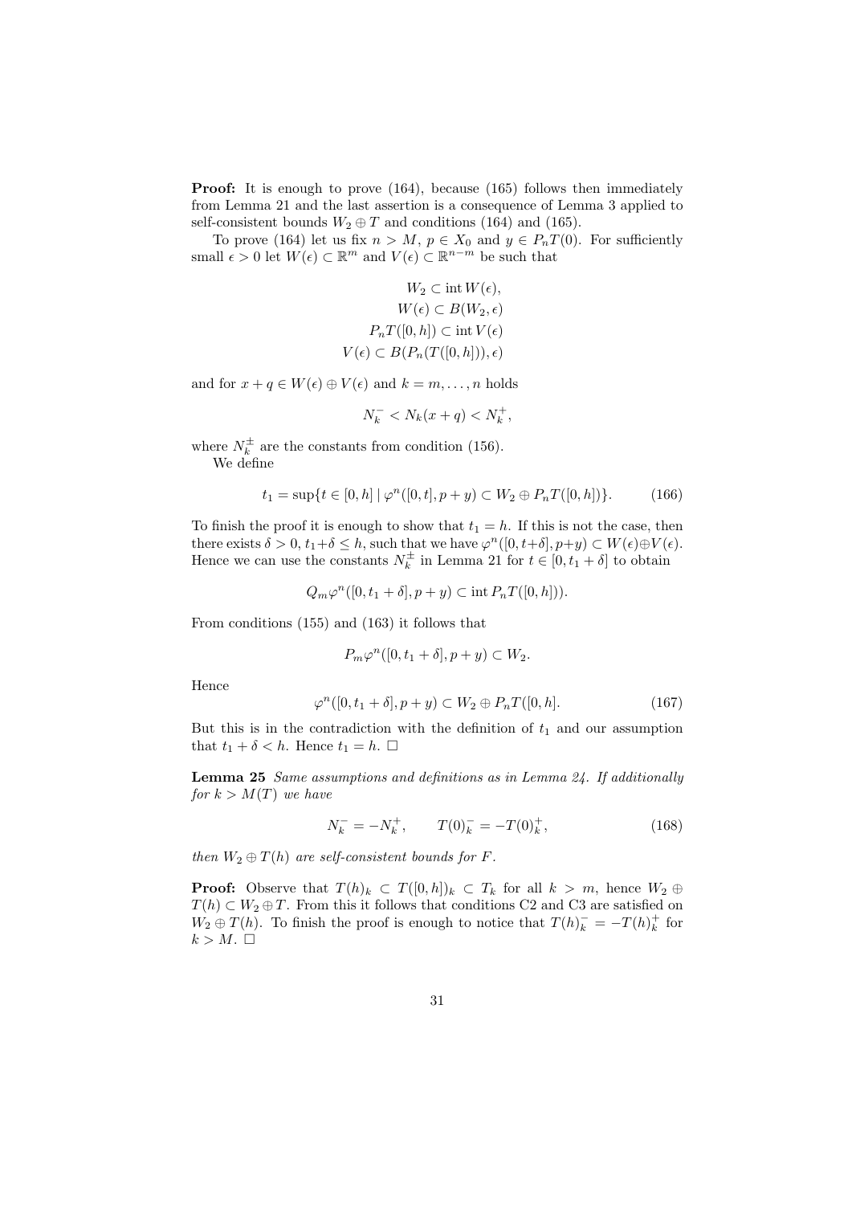**Proof:** It is enough to prove (164), because (165) follows then immediately from Lemma 21 and the last assertion is a consequence of Lemma 3 applied to self-consistent bounds $W_2 \oplus T$ and conditions (164) and (165).

To prove (164) let us fix $n > M$, $p \in X_0$ and $y \in P_n T(0)$. For sufficiently small $\epsilon > 0$ let $W(\epsilon) \subset \mathbb{R}^m$ and $V(\epsilon) \subset \mathbb{R}^{n-m}$ be such that

$$
\begin{aligned}
W_2 &\subset \operatorname{int} W(\epsilon), \\
W(\epsilon) &\subset B(W_2, \epsilon) \\
P_n T([0,h]) &\subset \operatorname{int} V(\epsilon) \\
V(\epsilon) &\subset B(P_n(T([0,h])), \epsilon)
\end{aligned}
$$

and for $x + q \in W(\epsilon) \oplus V(\epsilon)$ and $k = m, \dots, n$ holds

$$
N_k^- < N_k(x+q) < N_k^+,
$$

where $N_k^\pm$ are the constants from condition (156).

We define

$$
t_1 = \sup\{t \in [0,h] \mid \varphi^n([0,t], p+y) \subset W_2 \oplus P_n T([0,h])\}. \tag{166}
$$

To finish the proof it is enough to show that $t_1 = h$. If this is not the case, then there exists $\delta > 0$, $t_1 + \delta \leq h$, such that we have $\varphi^n([0, t+\delta], p+y) \subset W(\epsilon) \oplus V(\epsilon)$. Hence we can use the constants $N_k^\pm$ in Lemma 21 for $t \in [0, t_1+\delta]$ to obtain

$$
Q_m \varphi^n([0, t_1+\delta], p+y) \subset \operatorname{int} P_n T([0,h])).
$$

From conditions (155) and (163) it follows that

$$
P_m \varphi^n([0, t_1+\delta], p+y) \subset W_2.
$$

Hence

$$
\varphi^n([0, t_1+\delta], p+y) \subset W_2 \oplus P_n T([0,h]. \tag{167}
$$

But this is in the contradiction with the definition of $t_1$ and our assumption that $t_1 + \delta < h$. Hence $t_1 = h$. $\square$

**Lemma 25** *Same assumptions and definitions as in Lemma 24. If additionally for $k > M(T)$ we have*

$$
N_k^- = -N_k^+, \qquad T(0)_k^- = -T(0)_k^+, \tag{168}
$$

*then $W_2 \oplus T(h)$ are self-consistent bounds for $F$.*

**Proof:** Observe that $T(h)_k \subset T([0,h])_k \subset T_k$ for all $k > m$, hence $W_2 \oplus T(h) \subset W_2 \oplus T$. From this it follows that conditions C2 and C3 are satisfied on $W_2 \oplus T(h)$. To finish the proof is enough to notice that $T(h)_k^- = -T(h)_k^+$ for $k > M$. $\square$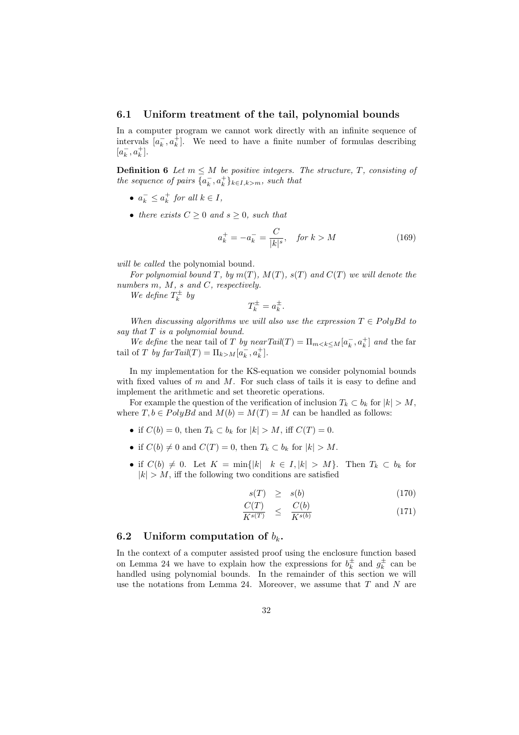### 6.1 Uniform treatment of the tail, polynomial bounds

In a computer program we cannot work directly with an infinite sequence of intervals $[a_k^-, a_k^+]$. We need to have a finite number of formulas describing $[a_k^-, a_k^+]$.

**Definition 6** *Let $m \leq M$ be positive integers. The structure, $T$, consisting of the sequence of pairs $\{a_k^-, a_k^+\}_{k \in I, k > m}$, such that*

- *$a_k^- \leq a_k^+$ for all $k \in I$,*
- *there exists $C \geq 0$ and $s \geq 0$, such that*

$$a_k^+ = -a_k^- = \frac{C}{|k|^s}, \quad \text{for } k > M \tag{169}$$

*will be called* the polynomial bound.

*For polynomial bound $T$, by $m(T)$, $M(T)$, $s(T)$ and $C(T)$ we will denote the numbers $m$, $M$, $s$ and $C$, respectively.*

*We define $T_k^\pm$ by*

$$T_k^\pm = a_k^\pm.$$

*When discussing algorithms we will also use the expression $T \in PolyBd$ to say that $T$ is a polynomial bound.*

*We define* the near tail of $T$ *by $nearTail(T) = \Pi_{m<k\leq M}[a_k^-, a_k^+]$ and* the far tail of $T$ *by $farTail(T) = \Pi_{k>M}[a_k^-, a_k^+]$.*

In my implementation for the KS-equation we consider polynomial bounds with fixed values of $m$ and $M$. For such class of tails it is easy to define and implement the arithmetic and set theoretic operations.

For example the question of the verification of inclusion $T_k \subset b_k$ for $|k| > M$, where $T, b \in PolyBd$ and $M(b) = M(T) = M$ can be handled as follows:

- if $C(b) = 0$, then $T_k \subset b_k$ for $|k| > M$, iff $C(T) = 0$.
- if $C(b) \neq 0$ and $C(T) = 0$, then $T_k \subset b_k$ for $|k| > M$.
- if $C(b) \neq 0$. Let $K = \min\{|k| \quad k \in I, |k| > M\}$. Then $T_k \subset b_k$ for $|k| > M$, iff the following two conditions are satisfied

$$s(T) \geq s(b) \tag{170}$$

$$\frac{C(T)}{K^{s(T)}} \leq \frac{C(b)}{K^{s(b)}} \tag{171}$$

### 6.2 Uniform computation of $b_k$.

In the context of a computer assisted proof using the enclosure function based on Lemma 24 we have to explain how the expressions for $b_k^\pm$ and $g_k^\pm$ can be handled using polynomial bounds. In the remainder of this section we will use the notations from Lemma 24. Moreover, we assume that $T$ and $N$ are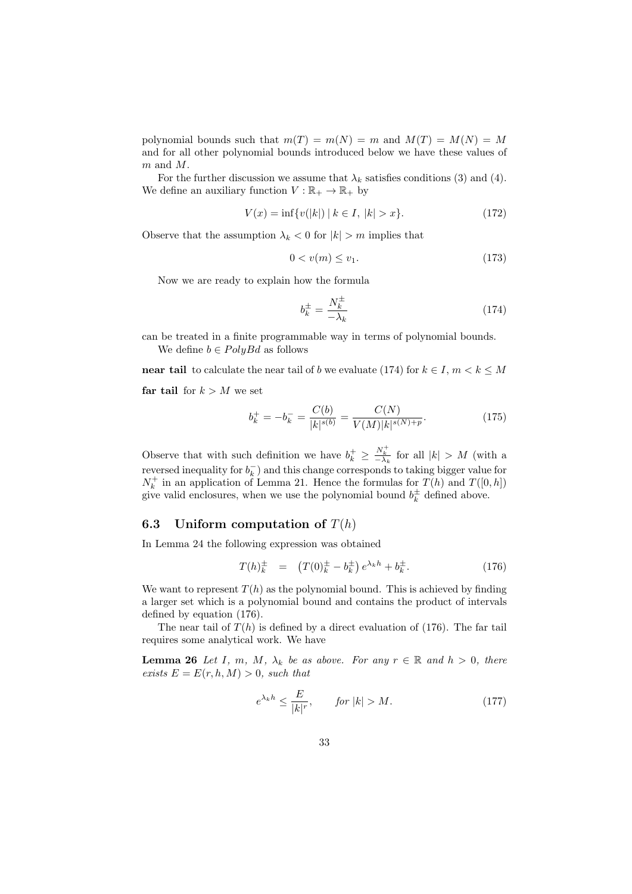polynomial bounds such that $m(T) = m(N) = m$ and $M(T) = M(N) = M$ and for all other polynomial bounds introduced below we have these values of $m$ and $M$.

For the further discussion we assume that $\lambda_k$ satisfies conditions (3) and (4). We define an auxiliary function $V : \mathbb{R}_+ \to \mathbb{R}_+$ by

$$V(x) = \inf\{v(|k|) \mid k \in I,\ |k| > x\}. \tag{172}$$

Observe that the assumption $\lambda_k < 0$ for $|k| > m$ implies that

$$0 < v(m) \leq v_1. \tag{173}$$

Now we are ready to explain how the formula

$$b_k^{\pm} = \frac{N_k^{\pm}}{-\lambda_k} \tag{174}$$

can be treated in a finite programmable way in terms of polynomial bounds.

We define $b \in PolyBd$ as follows

**near tail** to calculate the near tail of $b$ we evaluate (174) for $k \in I$, $m < k \leq M$

**far tail** for $k > M$ we set

$$b_k^+ = -b_k^- = \frac{C(b)}{|k|^{s(b)}} = \frac{C(N)}{V(M)|k|^{s(N)+p}}. \tag{175}$$

Observe that with such definition we have $b_k^+ \geq \frac{N_k^+}{-\lambda_k}$ for all $|k| > M$ (with a reversed inequality for $b_k^-$) and this change corresponds to taking bigger value for $N_k^+$ in an application of Lemma 21. Hence the formulas for $T(h)$ and $T([0,h])$ give valid enclosures, when we use the polynomial bound $b_k^{\pm}$ defined above.

### 6.3 Uniform computation of $T(h)$

In Lemma 24 the following expression was obtained

$$T(h)_k^{\pm} \quad = \quad \left(T(0)_k^{\pm} - b_k^{\pm}\right) e^{\lambda_k h} + b_k^{\pm}. \tag{176}$$

We want to represent $T(h)$ as the polynomial bound. This is achieved by finding a larger set which is a polynomial bound and contains the product of intervals defined by equation (176).

The near tail of $T(h)$ is defined by a direct evaluation of (176). The far tail requires some analytical work. We have

**Lemma 26** *Let $I$, $m$, $M$, $\lambda_k$ be as above. For any $r \in \mathbb{R}$ and $h > 0$, there exists $E = E(r,h,M) > 0$, such that*

$$e^{\lambda_k h} \leq \frac{E}{|k|^r}, \qquad \textit{for } |k| > M. \tag{177}$$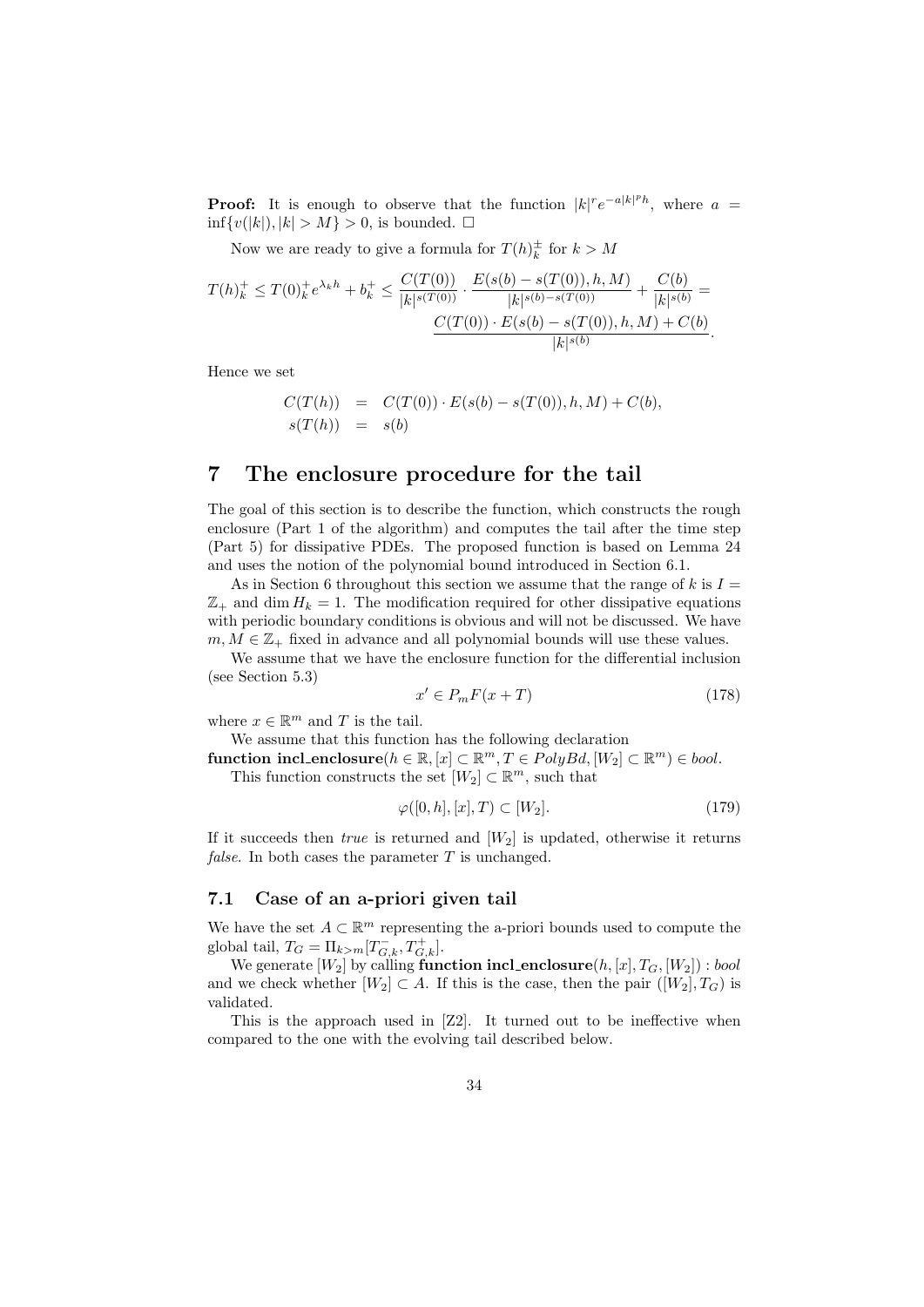**Proof:** It is enough to observe that the function $|k|^r e^{-a|k|^p h}$, where $a = \inf\{v(|k|), |k| > M\} > 0$, is bounded. □

Now we are ready to give a formula for $T(h)_k^\pm$ for $k > M$

$$T(h)_k^+ \leq T(0)_k^+ e^{\lambda_k h} + b_k^+ \leq \frac{C(T(0))}{|k|^{s(T(0))}} \cdot \frac{E(s(b) - s(T(0)), h, M)}{|k|^{s(b)-s(T(0))}} + \frac{C(b)}{|k|^{s(b)}} = \frac{C(T(0)) \cdot E(s(b) - s(T(0)), h, M) + C(b)}{|k|^{s(b)}}.$$

Hence we set

$$\begin{aligned} C(T(h)) &= C(T(0)) \cdot E(s(b) - s(T(0)), h, M) + C(b), \\ s(T(h)) &= s(b) \end{aligned}$$

# 7 The enclosure procedure for the tail

The goal of this section is to describe the function, which constructs the rough enclosure (Part 1 of the algorithm) and computes the tail after the time step (Part 5) for dissipative PDEs. The proposed function is based on Lemma 24 and uses the notion of the polynomial bound introduced in Section 6.1.

As in Section 6 throughout this section we assume that the range of $k$ is $I = \mathbb{Z}_+$ and $\dim H_k = 1$. The modification required for other dissipative equations with periodic boundary conditions is obvious and will not be discussed. We have $m, M \in \mathbb{Z}_+$ fixed in advance and all polynomial bounds will use these values.

We assume that we have the enclosure function for the differential inclusion (see Section 5.3)

$$x' \in P_m F(x + T) \tag{178}$$

where $x \in \mathbb{R}^m$ and $T$ is the tail.

We assume that this function has the following declaration
**function incl_enclosure**$(h \in \mathbb{R}, [x] \subset \mathbb{R}^m, T \in PolyBd, [W_2] \subset \mathbb{R}^m) \in$ *bool*.

This function constructs the set $[W_2] \subset \mathbb{R}^m$, such that

$$\varphi([0, h], [x], T) \subset [W_2]. \tag{179}$$

If it succeeds then *true* is returned and $[W_2]$ is updated, otherwise it returns *false*. In both cases the parameter $T$ is unchanged.

## 7.1 Case of an a-priori given tail

We have the set $A \subset \mathbb{R}^m$ representing the a-priori bounds used to compute the global tail, $T_G = \Pi_{k>m}[T_{G,k}^-, T_{G,k}^+]$.

We generate $[W_2]$ by calling **function incl_enclosure**$(h, [x], T_G, [W_2])$ : *bool* and we check whether $[W_2] \subset A$. If this is the case, then the pair $([W_2], T_G)$ is validated.

This is the approach used in [Z2]. It turned out to be ineffective when compared to the one with the evolving tail described below.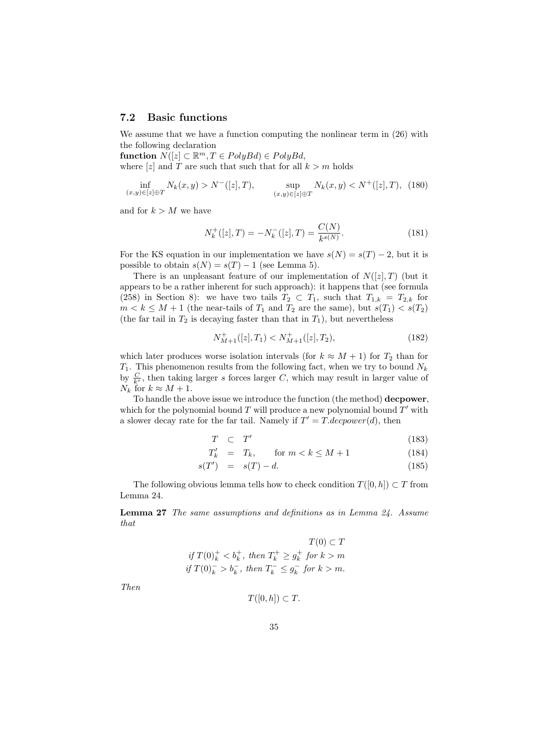### 7.2 Basic functions

We assume that we have a function computing the nonlinear term in (26) with the following declaration

**function** $N([z] \subset \mathbb{R}^m, T \in PolyBd) \in PolyBd$,

where $[z]$ and $T$ are such that such that for all $k > m$ holds

$$\inf_{(x,y)\in[z]\oplus T} N_k(x,y) > N^-([z],T), \qquad \sup_{(x,y)\in[z]\oplus T} N_k(x,y) < N^+([z],T), \quad (180)$$

and for $k > M$ we have

$$N_k^+([z],T) = -N_k^-([z],T) = \frac{C(N)}{k^{s(N)}}. \quad (181)$$

For the KS equation in our implementation we have $s(N) = s(T) - 2$, but it is possible to obtain $s(N) = s(T) - 1$ (see Lemma 5).

There is an unpleasant feature of our implementation of $N([z],T)$ (but it appears to be a rather inherent for such approach): it happens that (see formula (258) in Section 8): we have two tails $T_2 \subset T_1$, such that $T_{1,k} = T_{2,k}$ for $m < k \leq M+1$ (the near-tails of $T_1$ and $T_2$ are the same), but $s(T_1) < s(T_2)$ (the far tail in $T_2$ is decaying faster than that in $T_1$), but nevertheless

$$N_{M+1}^+([z],T_1) < N_{M+1}^+([z],T_2), \quad (182)$$

which later produces worse isolation intervals (for $k \approx M+1$) for $T_2$ than for $T_1$. This phenomenon results from the following fact, when we try to bound $N_k$ by $\frac{C}{k^s}$, then taking larger $s$ forces larger $C$, which may result in larger value of $N_k$ for $k \approx M+1$.

To handle the above issue we introduce the function (the method) **decpower**, which for the polynomial bound $T$ will produce a new polynomial bound $T'$ with a slower decay rate for the far tail. Namely if $T' = T.decpower(d)$, then

$$T \subset T' \quad (183)$$
$$T'_k = T_k, \qquad \text{for } m < k \leq M+1 \quad (184)$$
$$s(T') = s(T) - d. \quad (185)$$

The following obvious lemma tells how to check condition $T([0,h]) \subset T$ from Lemma 24.

**Lemma 27** *The same assumptions and definitions as in Lemma 24. Assume that*

$$T(0) \subset T$$
$$\text{if } T(0)_k^+ < b_k^+, \text{ then } T_k^+ \geq g_k^+ \text{ for } k > m$$
$$\text{if } T(0)_k^- > b_k^-, \text{ then } T_k^- \leq g_k^- \text{ for } k > m.$$

*Then*

$$T([0,h]) \subset T.$$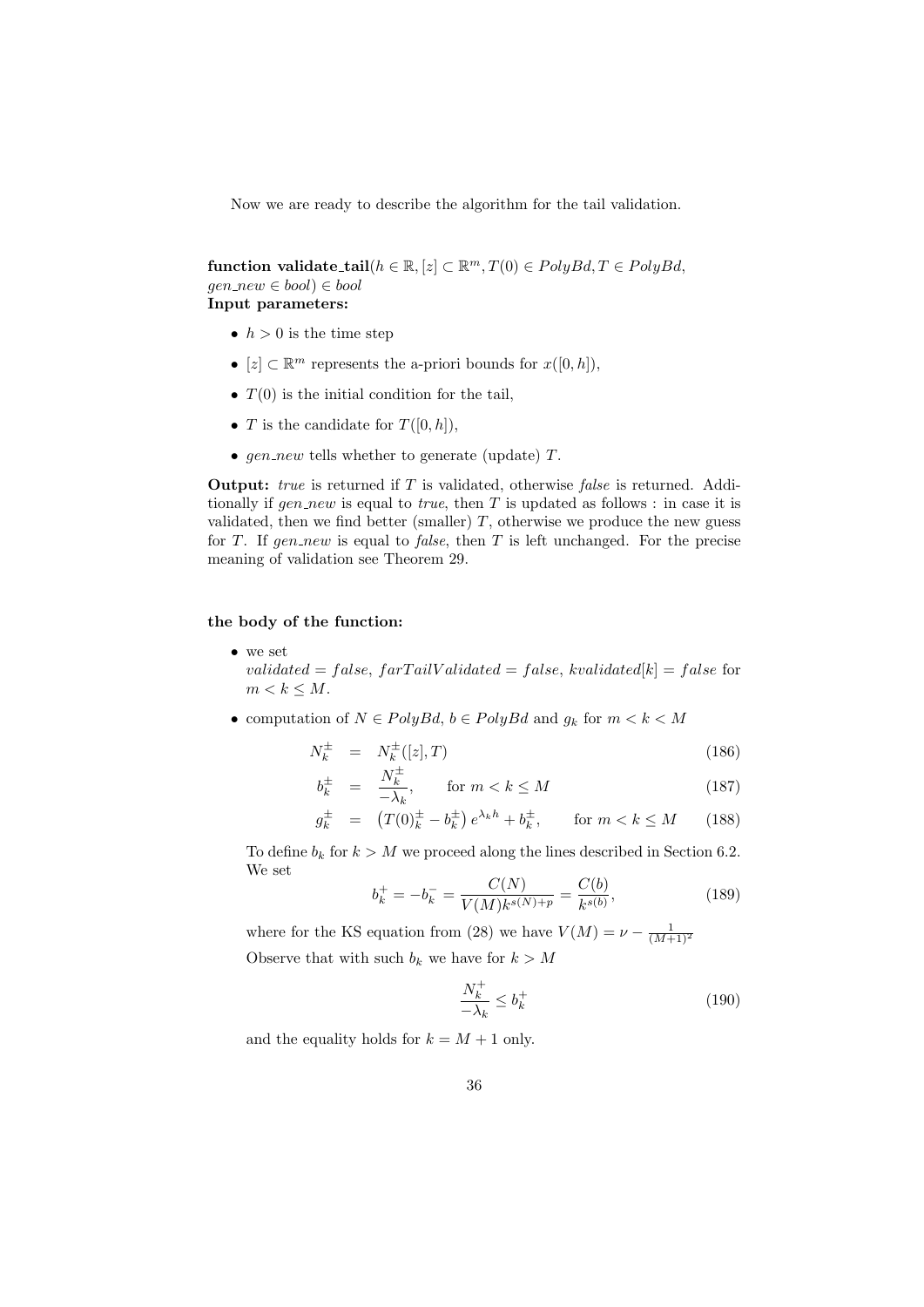Now we are ready to describe the algorithm for the tail validation.

**function validate_tail**($h \in \mathbb{R}, [z] \subset \mathbb{R}^m, T(0) \in PolyBd, T \in PolyBd,$ $gen\_new \in bool) \in bool$

**Input parameters:**

- $h > 0$ is the time step
- $[z] \subset \mathbb{R}^m$ represents the a-priori bounds for $x([0,h])$,
- $T(0)$ is the initial condition for the tail,
- $T$ is the candidate for $T([0,h])$,
- $gen\_new$ tells whether to generate (update) $T$.

**Output:** *true* is returned if $T$ is validated, otherwise *false* is returned. Additionally if *gen_new* is equal to *true*, then $T$ is updated as follows : in case it is validated, then we find better (smaller) $T$, otherwise we produce the new guess for $T$. If *gen_new* is equal to *false*, then $T$ is left unchanged. For the precise meaning of validation see Theorem 29.

**the body of the function:**

- we set
  $validated = false$, $farTailValidated = false$, $kvalidated[k] = false$ for $m < k \leq M$.
- computation of $N \in PolyBd$, $b \in PolyBd$ and $g_k$ for $m < k < M$

$$N_k^{\pm} = N_k^{\pm}([z], T) \tag{186}$$

$$b_k^{\pm} = \frac{N_k^{\pm}}{-\lambda_k}, \qquad \text{for } m < k \leq M \tag{187}$$

$$g_k^{\pm} = \left(T(0)_k^{\pm} - b_k^{\pm}\right) e^{\lambda_k h} + b_k^{\pm}, \qquad \text{for } m < k \leq M \tag{188}$$

  To define $b_k$ for $k > M$ we proceed along the lines described in Section 6.2. We set

$$b_k^+ = -b_k^- = \frac{C(N)}{V(M) k^{s(N)+p}} = \frac{C(b)}{k^{s(b)}}, \tag{189}$$

  where for the KS equation from (28) we have $V(M) = \nu - \frac{1}{(M+1)^2}$

  Observe that with such $b_k$ we have for $k > M$

$$\frac{N_k^+}{-\lambda_k} \leq b_k^+ \tag{190}$$

  and the equality holds for $k = M + 1$ only.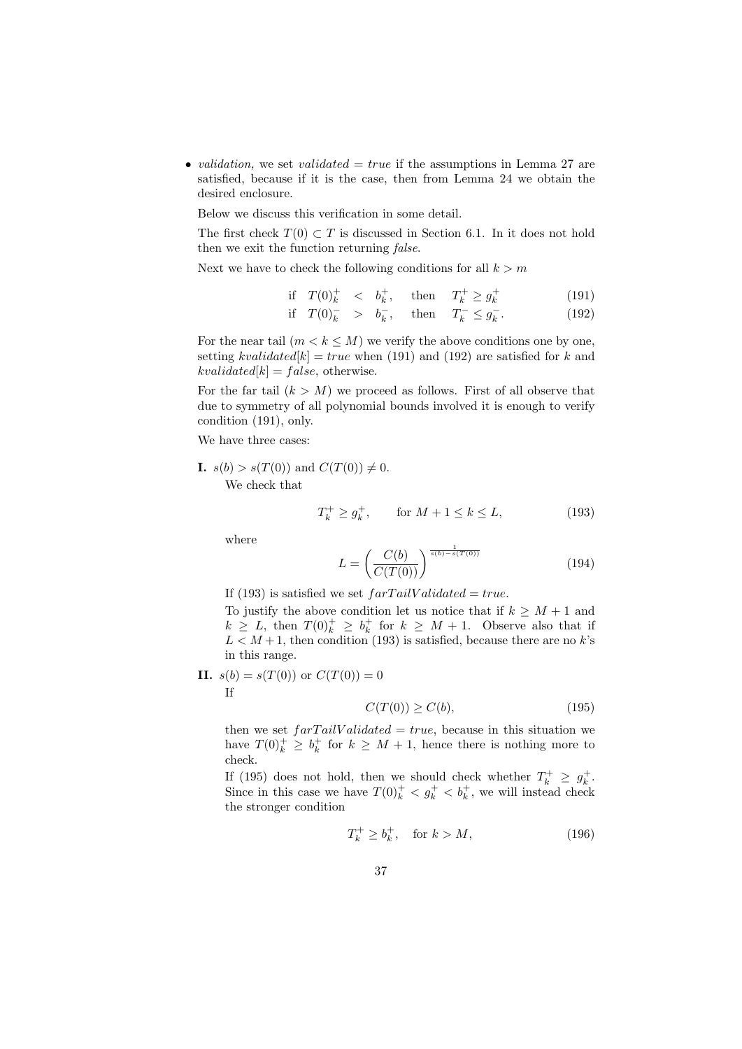- *validation*, we set $validated = true$ if the assumptions in Lemma 27 are satisfied, because if it is the case, then from Lemma 24 we obtain the desired enclosure.

  Below we discuss this verification in some detail.

  The first check $T(0) \subset T$ is discussed in Section 6.1. In it does not hold then we exit the function returning *false*.

  Next we have to check the following conditions for all $k > m$

$$
\begin{aligned}
\text{if} \quad T(0)^+_k &< b^+_k, \quad \text{then} \quad T^+_k \geq g^+_k \qquad (191) \\
\text{if} \quad T(0)^-_k &> b^-_k, \quad \text{then} \quad T^-_k \leq g^-_k. \qquad (192)
\end{aligned}
$$

  For the near tail ($m < k \leq M$) we verify the above conditions one by one, setting $kvalidated[k] = true$ when (191) and (192) are satisfied for $k$ and $kvalidated[k] = false$, otherwise.

  For the far tail ($k > M$) we proceed as follows. First of all observe that due to symmetry of all polynomial bounds involved it is enough to verify condition (191), only.

  We have three cases:

**I.** $s(b) > s(T(0))$ and $C(T(0)) \neq 0$.

We check that

$$
T^+_k \geq g^+_k, \qquad \text{for } M + 1 \leq k \leq L, \tag{193}
$$

where

$$
L = \left( \frac{C(b)}{C(T(0))} \right)^{\frac{1}{s(b) - s(T(0))}} \tag{194}
$$

If (193) is satisfied we set $farTailValidated = true$.

To justify the above condition let us notice that if $k \geq M + 1$ and $k \geq L$, then $T(0)^+_k \geq b^+_k$ for $k \geq M + 1$. Observe also that if $L < M + 1$, then condition (193) is satisfied, because there are no $k$'s in this range.

**II.** $s(b) = s(T(0))$ or $C(T(0)) = 0$

If

$$
C(T(0)) \geq C(b), \tag{195}
$$

then we set $farTailValidated = true$, because in this situation we have $T(0)^+_k \geq b^+_k$ for $k \geq M + 1$, hence there is nothing more to check.

If (195) does not hold, then we should check whether $T^+_k \geq g^+_k$. Since in this case we have $T(0)^+_k < g^+_k < b^+_k$, we will instead check the stronger condition

$$
T^+_k \geq b^+_k, \quad \text{for } k > M, \tag{196}
$$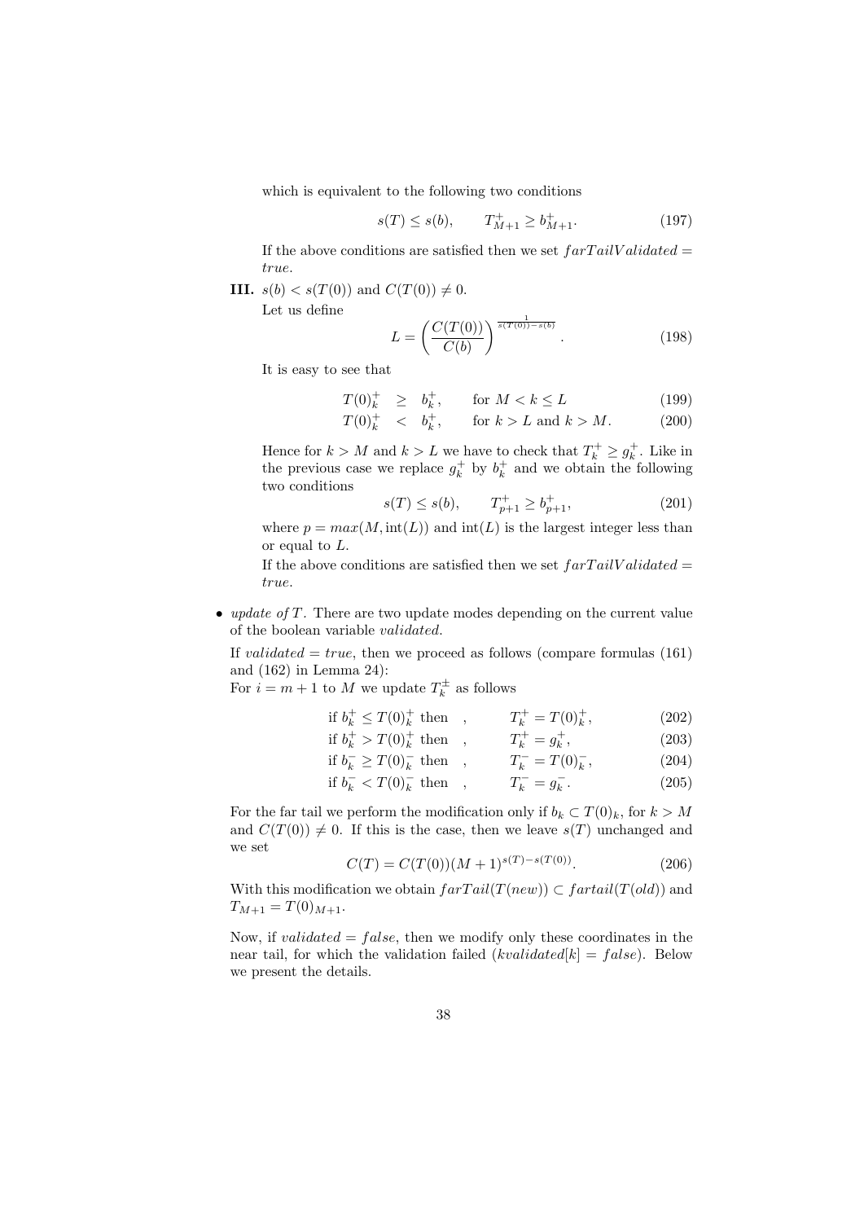which is equivalent to the following two conditions

$$s(T) \leq s(b), \qquad T^+_{M+1} \geq b^+_{M+1}. \tag{197}$$

If the above conditions are satisfied then we set $farTailValidated = true$.

**III.** $s(b) < s(T(0))$ and $C(T(0)) \neq 0$.

Let us define

$$L = \left( \frac{C(T(0))}{C(b)} \right)^{\frac{1}{s(T(0))-s(b)}}. \tag{198}$$

It is easy to see that

$$T(0)^+_k \geq b^+_k, \qquad \text{for } M < k \leq L \tag{199}$$

$$T(0)^+_k < b^+_k, \qquad \text{for } k > L \text{ and } k > M. \tag{200}$$

Hence for $k > M$ and $k > L$ we have to check that $T^+_k \geq g^+_k$. Like in the previous case we replace $g^+_k$ by $b^+_k$ and we obtain the following two conditions

$$s(T) \leq s(b), \qquad T^+_{p+1} \geq b^+_{p+1}, \tag{201}$$

where $p = max(M, \text{int}(L))$ and $\text{int}(L)$ is the largest integer less than or equal to $L$.

If the above conditions are satisfied then we set $farTailValidated = true$.

- *update of* $T$. There are two update modes depending on the current value of the boolean variable *validated*.

  If $validated = true$, then we proceed as follows (compare formulas (161) and (162) in Lemma 24):

  For $i = m+1$ to $M$ we update $T^\pm_k$ as follows

$$\text{if } b^+_k \leq T(0)^+_k \text{ then} \quad , \qquad T^+_k = T(0)^+_k, \tag{202}$$

$$\text{if } b^+_k > T(0)^+_k \text{ then} \quad , \qquad T^+_k = g^+_k, \tag{203}$$

$$\text{if } b^-_k \geq T(0)^-_k \text{ then} \quad , \qquad T^-_k = T(0)^-_k, \tag{204}$$

$$\text{if } b^-_k < T(0)^-_k \text{ then} \quad , \qquad T^-_k = g^-_k. \tag{205}$$

  For the far tail we perform the modification only if $b_k \subset T(0)_k$, for $k > M$ and $C(T(0)) \neq 0$. If this is the case, then we leave $s(T)$ unchanged and we set

$$C(T) = C(T(0))(M+1)^{s(T)-s(T(0))}. \tag{206}$$

  With this modification we obtain $farTail(T(new)) \subset fartail(T(old))$ and $T_{M+1} = T(0)_{M+1}$.

  Now, if $validated = false$, then we modify only these coordinates in the near tail, for which the validation failed ($kvalidated[k] = false$). Below we present the details.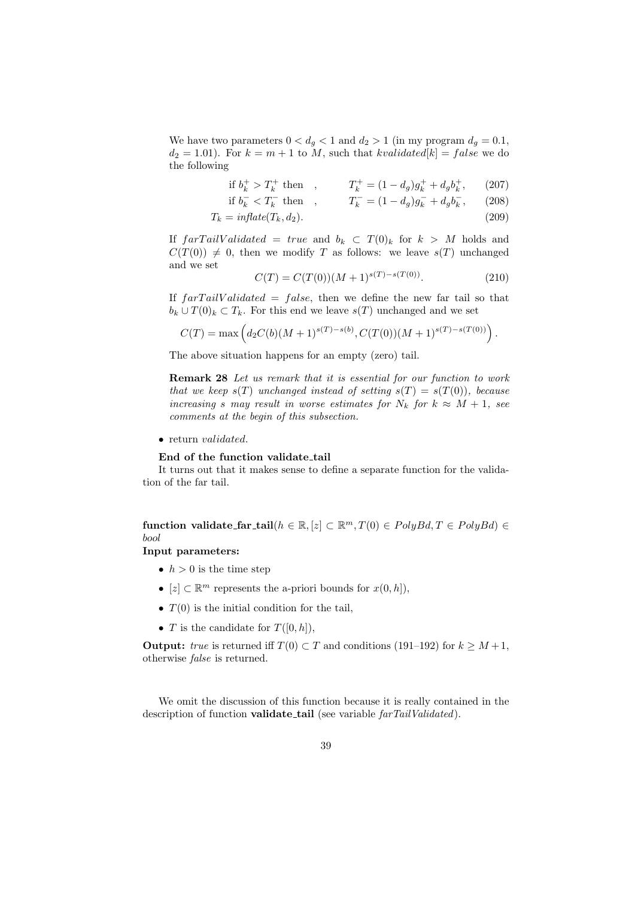We have two parameters $0 < d_g < 1$ and $d_2 > 1$ (in my program $d_g = 0.1$, $d_2 = 1.01$). For $k = m+1$ to $M$, such that $kvalidated[k] = false$ we do the following

$$\text{if } b_k^+ > T_k^+ \text{ then } \quad , \qquad T_k^+ = (1-d_g)g_k^+ + d_g b_k^+, \qquad (207)$$

$$\text{if } b_k^- < T_k^- \text{ then } \quad , \qquad T_k^- = (1-d_g)g_k^- + d_g b_k^-, \qquad (208)$$

$$T_k = \mathit{inflate}(T_k, d_2). \qquad (209)$$

If $farTailValidated = true$ and $b_k \subset T(0)_k$ for $k > M$ holds and $C(T(0)) \neq 0$, then we modify $T$ as follows: we leave $s(T)$ unchanged and we set

$$C(T) = C(T(0))(M+1)^{s(T)-s(T(0))}. \qquad (210)$$

If $farTailValidated = false$, then we define the new far tail so that $b_k \cup T(0)_k \subset T_k$. For this end we leave $s(T)$ unchanged and we set

$$C(T) = \max\left(d_2 C(b)(M+1)^{s(T)-s(b)}, C(T(0))(M+1)^{s(T)-s(T(0))}\right).$$

The above situation happens for an empty (zero) tail.

**Remark 28** *Let us remark that it is essential for our function to work that we keep $s(T)$ unchanged instead of setting $s(T) = s(T(0))$, because increasing $s$ may result in worse estimates for $N_k$ for $k \approx M+1$, see comments at the begin of this subsection.*

- return *validated*.

**End of the function validate_tail**

It turns out that it makes sense to define a separate function for the validation of the far tail.

**function validate_far_tail**($h \in \mathbb{R}, [z] \subset \mathbb{R}^m, T(0) \in PolyBd, T \in PolyBd$) $\in$ *bool*

**Input parameters:**

- $h > 0$ is the time step
- $[z] \subset \mathbb{R}^m$ represents the a-priori bounds for $x(0,h])$,
- $T(0)$ is the initial condition for the tail,
- $T$ is the candidate for $T([0,h])$,

**Output:** *true* is returned iff $T(0) \subset T$ and conditions (191–192) for $k \geq M+1$, otherwise *false* is returned.

We omit the discussion of this function because it is really contained in the description of function **validate_tail** (see variable *farTailValidated*).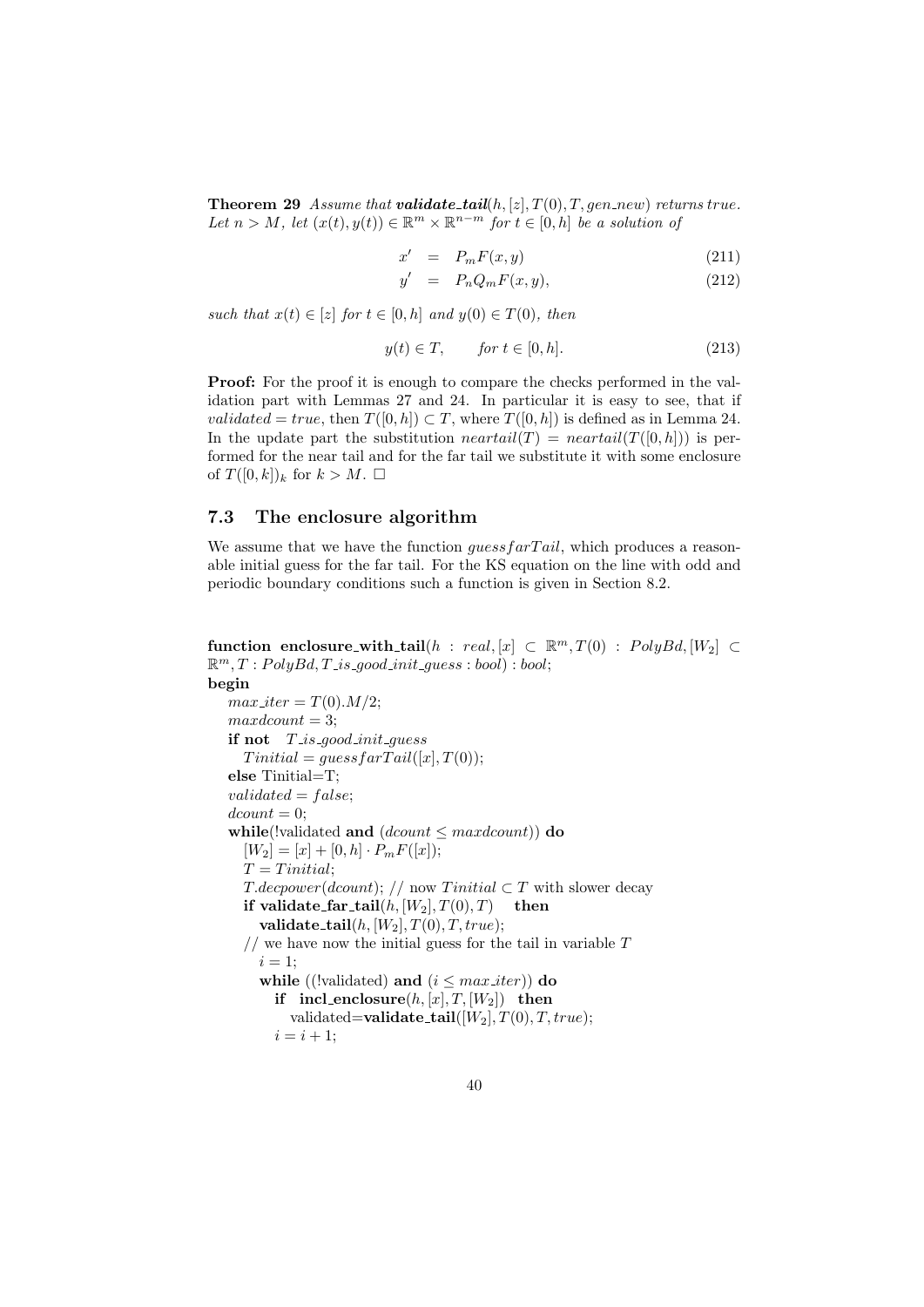**Theorem 29** *Assume that* ***validate_tail***$(h,[z],T(0),T,gen\_new)$ *returns true. Let $n > M$, let $(x(t),y(t)) \in \mathbb{R}^m \times \mathbb{R}^{n-m}$ for $t \in [0,h]$ be a solution of*

$$x' = P_m F(x,y) \tag{211}$$

$$y' = P_n Q_m F(x,y), \tag{212}$$

*such that $x(t) \in [z]$ for $t \in [0,h]$ and $y(0) \in T(0)$, then*

$$y(t) \in T, \qquad \text{for } t \in [0,h]. \tag{213}$$

**Proof:** For the proof it is enough to compare the checks performed in the validation part with Lemmas 27 and 24. In particular it is easy to see, that if $validated = true$, then $T([0,h]) \subset T$, where $T([0,h])$ is defined as in Lemma 24. In the update part the substitution $neartail(T) = neartail(T([0,h]))$ is performed for the near tail and for the far tail we substitute it with some enclosure of $T([0,k])_k$ for $k > M$. $\square$

## 7.3 The enclosure algorithm

We assume that we have the function $guessfarTail$, which produces a reasonable initial guess for the far tail. For the KS equation on the line with odd and periodic boundary conditions such a function is given in Section 8.2.

```
function enclosure_with_tail(h : real, [x] ⊂ ℝ^m, T(0) : PolyBd, [W_2] ⊂
ℝ^m, T : PolyBd, T_is_good_init_guess : bool) : bool;
begin
   max_iter = T(0).M/2;
   maxdcount = 3;
   if not   T_is_good_init_guess
      Tinitial = guessfarTail([x], T(0));
   else Tinitial=T;
   validated = false;
   dcount = 0;
   while(!validated and (dcount ≤ maxdcount)) do
      [W_2] = [x] + [0, h] · P_m F([x]);
      T = Tinitial;
      T.decpower(dcount); // now Tinitial ⊂ T with slower decay
      if validate_far_tail(h, [W_2], T(0), T)   then
         validate_tail(h, [W_2], T(0), T, true);
   // we have now the initial guess for the tail in variable T
      i = 1;
      while ((!validated) and (i ≤ max_iter)) do
         if  incl_enclosure(h, [x], T, [W_2])  then
            validated=validate_tail([W_2], T(0), T, true);
         i = i + 1;
```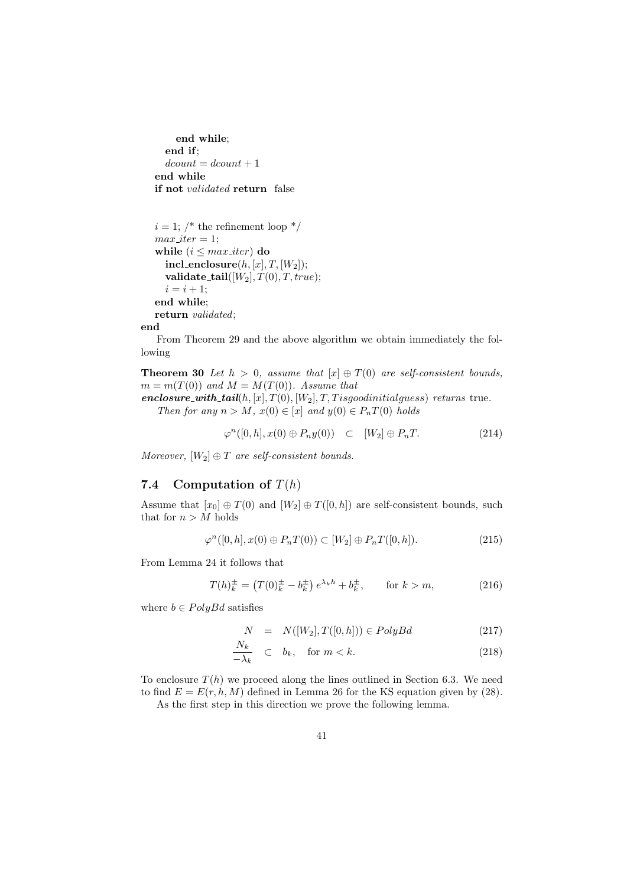```
      end while;
    end if;
    dcount = dcount + 1
  end while
  if not validated return  false


  i = 1; /* the refinement loop */
  max_iter = 1;
  while (i ≤ max_iter) do
    incl_enclosure(h, [x], T, [W_2]);
    validate_tail([W_2], T(0), T, true);
    i = i + 1;
  end while;
  return validated;
end
```

From Theorem 29 and the above algorithm we obtain immediately the following

**Theorem 30** *Let $h > 0$, assume that $[x] \oplus T(0)$ are self-consistent bounds, $m = m(T(0))$ and $M = M(T(0))$. Assume that* ***enclosure_with_tail***$(h, [x], T(0), [W_2], T, Tisgoodinitialguess)$ *returns* true.

*Then for any $n > M$, $x(0) \in [x]$ and $y(0) \in P_n T(0)$ holds*

$$\varphi^n([0, h], x(0) \oplus P_n y(0)) \quad \subset \quad [W_2] \oplus P_n T. \tag{214}$$

*Moreover, $[W_2] \oplus T$ are self-consistent bounds.*

### 7.4 Computation of $T(h)$

Assume that $[x_0] \oplus T(0)$ and $[W_2] \oplus T([0, h])$ are self-consistent bounds, such that for $n > M$ holds

$$\varphi^n([0, h], x(0) \oplus P_n T(0)) \subset [W_2] \oplus P_n T([0, h]). \tag{215}$$

From Lemma 24 it follows that

$$T(h)^{\pm}_k = \left(T(0)^{\pm}_k - b^{\pm}_k\right) e^{\lambda_k h} + b^{\pm}_k, \qquad \text{for } k > m, \tag{216}$$

where $b \in PolyBd$ satisfies

$$N \quad = \quad N([W_2], T([0, h])) \in PolyBd \tag{217}$$

$$\frac{N_k}{-\lambda_k} \quad \subset \quad b_k, \quad \text{for } m < k. \tag{218}$$

To enclosure $T(h)$ we proceed along the lines outlined in Section 6.3. We need to find $E = E(r, h, M)$ defined in Lemma 26 for the KS equation given by (28).

As the first step in this direction we prove the following lemma.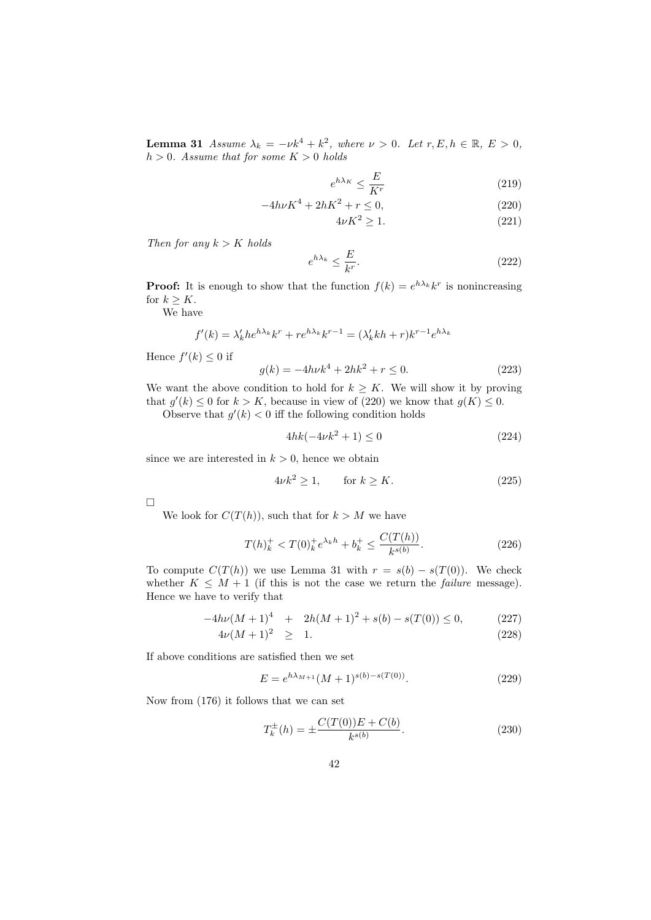**Lemma 31** *Assume $\lambda_k = -\nu k^4 + k^2$, where $\nu > 0$. Let $r, E, h \in \mathbb{R}$, $E > 0$, $h > 0$. Assume that for some $K > 0$ holds*

$$e^{h\lambda_K} \leq \frac{E}{K^r} \tag{219}$$

$$-4h\nu K^4 + 2hK^2 + r \leq 0, \tag{220}$$

$$4\nu K^2 \geq 1. \tag{221}$$

*Then for any $k > K$ holds*

$$e^{h\lambda_k} \leq \frac{E}{k^r}. \tag{222}$$

**Proof:** It is enough to show that the function $f(k) = e^{h\lambda_k}k^r$ is nonincreasing for $k \geq K$.

We have

$$f'(k) = \lambda'_k h e^{h\lambda_k} k^r + r e^{h\lambda_k} k^{r-1} = (\lambda'_k k h + r) k^{r-1} e^{h\lambda_k}$$

Hence $f'(k) \leq 0$ if

$$g(k) = -4h\nu k^4 + 2hk^2 + r \leq 0. \tag{223}$$

We want the above condition to hold for $k \geq K$. We will show it by proving that $g'(k) \leq 0$ for $k > K$, because in view of (220) we know that $g(K) \leq 0$.

Observe that $g'(k) < 0$ iff the following condition holds

$$4hk(-4\nu k^2 + 1) \leq 0 \tag{224}$$

since we are interested in $k > 0$, hence we obtain

$$4\nu k^2 \geq 1, \qquad \text{for } k \geq K. \tag{225}$$

□

We look for $C(T(h))$, such that for $k > M$ we have

$$T(h)^+_k < T(0)^+_k e^{\lambda_k h} + b^+_k \leq \frac{C(T(h))}{k^{s(b)}}. \tag{226}$$

To compute $C(T(h))$ we use Lemma 31 with $r = s(b) - s(T(0))$. We check whether $K \leq M + 1$ (if this is not the case we return the *failure* message). Hence we have to verify that

$$-4h\nu(M+1)^4 \quad + \quad 2h(M+1)^2 + s(b) - s(T(0)) \leq 0, \tag{227}$$

$$4\nu(M+1)^2 \quad \geq \quad 1. \tag{228}$$

If above conditions are satisfied then we set

$$E = e^{h\lambda_{M+1}}(M+1)^{s(b)-s(T(0))}. \tag{229}$$

Now from (176) it follows that we can set

$$T^{\pm}_k(h) = \pm\frac{C(T(0))E + C(b)}{k^{s(b)}}. \tag{230}$$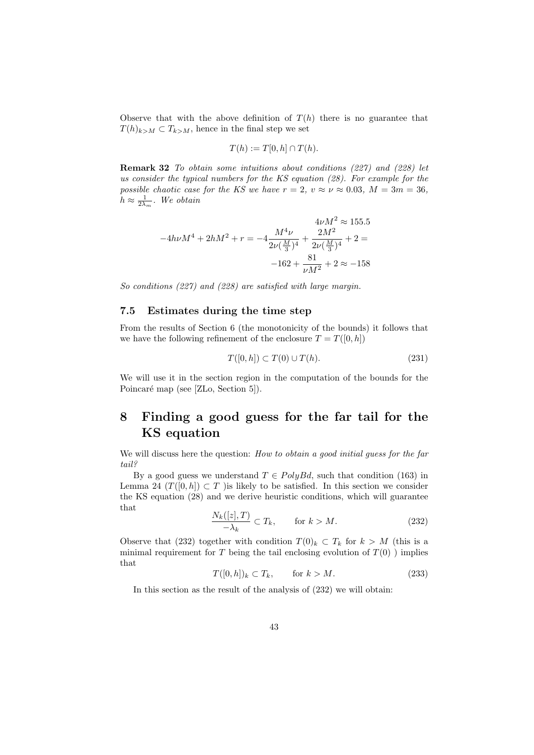Observe that with the above definition of $T(h)$ there is no guarantee that $T(h)_{k>M} \subset T_{k>M}$, hence in the final step we set

$$T(h) := T[0,h] \cap T(h).$$

**Remark 32** *To obtain some intuitions about conditions (227) and (228) let us consider the typical numbers for the KS equation (28). For example for the possible chaotic case for the KS we have $r=2$, $v \approx \nu \approx 0.03$, $M = 3m = 36$, $h \approx \frac{1}{2\lambda_m}$. We obtain*

$$4\nu M^2 \approx 155.5$$

$$-4h\nu M^4 + 2hM^2 + r = -4\frac{M^4\nu}{2\nu(\frac{M}{3})^4} + \frac{2M^2}{2\nu(\frac{M}{3})^4} + 2 =$$

$$-162 + \frac{81}{\nu M^2} + 2 \approx -158$$

*So conditions (227) and (228) are satisfied with large margin.*

### 7.5 Estimates during the time step

From the results of Section 6 (the monotonicity of the bounds) it follows that we have the following refinement of the enclosure $T = T([0,h])$

$$T([0,h]) \subset T(0) \cup T(h). \tag{231}$$

We will use it in the section region in the computation of the bounds for the Poincaré map (see [ZLo, Section 5]).

## 8 Finding a good guess for the far tail for the KS equation

We will discuss here the question: *How to obtain a good initial guess for the far tail?*

By a good guess we understand $T \in PolyBd$, such that condition (163) in Lemma 24 ($T([0,h]) \subset T$ )is likely to be satisfied. In this section we consider the KS equation (28) and we derive heuristic conditions, which will guarantee that

$$\frac{N_k([z],T)}{-\lambda_k} \subset T_k, \qquad \text{for } k > M. \tag{232}$$

Observe that (232) together with condition $T(0)_k \subset T_k$ for $k > M$ (this is a minimal requirement for $T$ being the tail enclosing evolution of $T(0)$ ) implies that

$$T([0,h])_k \subset T_k, \qquad \text{for } k > M. \tag{233}$$

In this section as the result of the analysis of (232) we will obtain: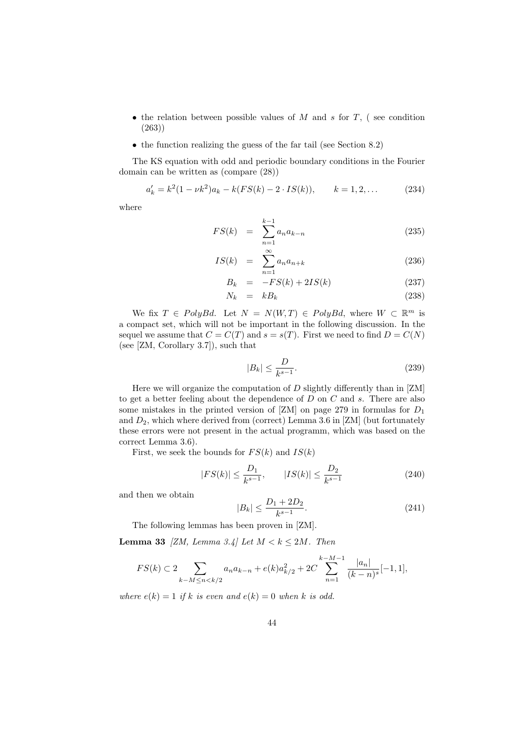- the relation between possible values of $M$ and $s$ for $T$, ( see condition (263))
- the function realizing the guess of the far tail (see Section 8.2)

The KS equation with odd and periodic boundary conditions in the Fourier domain can be written as (compare (28))

$$a_k' = k^2(1-\nu k^2)a_k - k(FS(k) - 2 \cdot IS(k)), \qquad k = 1, 2, \dots \tag{234}$$

where

$$FS(k) = \sum_{n=1}^{k-1} a_n a_{k-n} \tag{235}$$

$$IS(k) = \sum_{n=1}^{\infty} a_n a_{n+k} \tag{236}$$

$$B_k = -FS(k) + 2IS(k) \tag{237}$$

$$N_k = kB_k \tag{238}$$

We fix $T \in PolyBd$. Let $N = N(W,T) \in PolyBd$, where $W \subset \mathbb{R}^m$ is a compact set, which will not be important in the following discussion. In the sequel we assume that $C = C(T)$ and $s = s(T)$. First we need to find $D = C(N)$ (see [ZM, Corollary 3.7]), such that

$$|B_k| \leq \frac{D}{k^{s-1}}. \tag{239}$$

Here we will organize the computation of $D$ slightly differently than in [ZM] to get a better feeling about the dependence of $D$ on $C$ and $s$. There are also some mistakes in the printed version of [ZM] on page 279 in formulas for $D_1$ and $D_2$, which where derived from (correct) Lemma 3.6 in [ZM] (but fortunately these errors were not present in the actual programm, which was based on the correct Lemma 3.6).

First, we seek the bounds for $FS(k)$ and $IS(k)$

$$|FS(k)| \leq \frac{D_1}{k^{s-1}}, \qquad |IS(k)| \leq \frac{D_2}{k^{s-1}} \tag{240}$$

and then we obtain

$$|B_k| \leq \frac{D_1 + 2D_2}{k^{s-1}}. \tag{241}$$

The following lemmas has been proven in [ZM].

**Lemma 33** *[ZM, Lemma 3.4] Let $M < k \leq 2M$. Then*

$$FS(k) \subset 2 \sum_{k-M \leq n < k/2} a_n a_{k-n} + e(k)a_{k/2}^2 + 2C \sum_{n=1}^{k-M-1} \frac{|a_n|}{(k-n)^s}[-1,1],$$

*where $e(k) = 1$ if $k$ is even and $e(k) = 0$ when $k$ is odd.*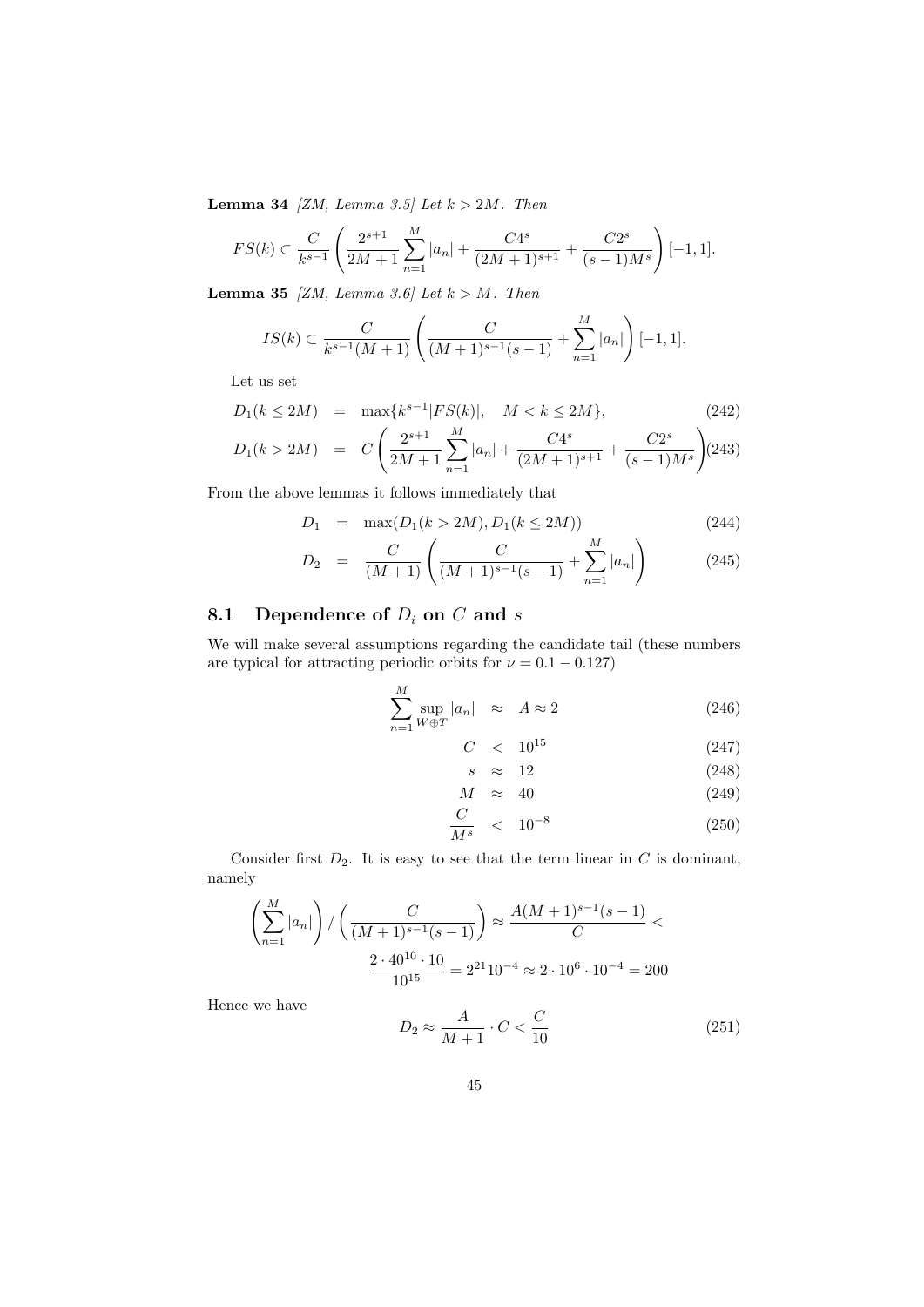**Lemma 34** *[ZM, Lemma 3.5] Let $k > 2M$. Then*

$$FS(k) \subset \frac{C}{k^{s-1}} \left( \frac{2^{s+1}}{2M+1} \sum_{n=1}^{M} |a_n| + \frac{C4^s}{(2M+1)^{s+1}} + \frac{C2^s}{(s-1)M^s} \right) [-1,1].$$

**Lemma 35** *[ZM, Lemma 3.6] Let $k > M$. Then*

$$IS(k) \subset \frac{C}{k^{s-1}(M+1)} \left( \frac{C}{(M+1)^{s-1}(s-1)} + \sum_{n=1}^{M} |a_n| \right) [-1,1].$$

Let us set

$$D_1(k \leq 2M) = \max\{k^{s-1}|FS(k)|, \quad M < k \leq 2M\}, \tag{242}$$

$$D_1(k > 2M) = C \left( \frac{2^{s+1}}{2M+1} \sum_{n=1}^{M} |a_n| + \frac{C4^s}{(2M+1)^{s+1}} + \frac{C2^s}{(s-1)M^s} \right) \tag{243}$$

From the above lemmas it follows immediately that

$$D_1 = \max(D_1(k > 2M), D_1(k \leq 2M)) \tag{244}$$

$$D_2 = \frac{C}{(M+1)} \left( \frac{C}{(M+1)^{s-1}(s-1)} + \sum_{n=1}^{M} |a_n| \right) \tag{245}$$

## 8.1 Dependence of $D_i$ on $C$ and $s$

We will make several assumptions regarding the candidate tail (these numbers are typical for attracting periodic orbits for $\nu = 0.1 - 0.127$)

$$\sum_{n=1}^{M} \sup_{W \oplus T} |a_n| \approx A \approx 2 \tag{246}$$

$$C < 10^{15} \tag{247}$$

$$s \approx 12 \tag{248}$$

$$M \approx 40 \tag{249}$$

$$\frac{C}{M^s} < 10^{-8} \tag{250}$$

Consider first $D_2$. It is easy to see that the term linear in $C$ is dominant, namely

$$\left( \sum_{n=1}^{M} |a_n| \right) / \left( \frac{C}{(M+1)^{s-1}(s-1)} \right) \approx \frac{A(M+1)^{s-1}(s-1)}{C} <$$

$$\frac{2 \cdot 40^{10} \cdot 10}{10^{15}} = 2^{21} 10^{-4} \approx 2 \cdot 10^6 \cdot 10^{-4} = 200$$

Hence we have

$$D_2 \approx \frac{A}{M+1} \cdot C < \frac{C}{10} \tag{251}$$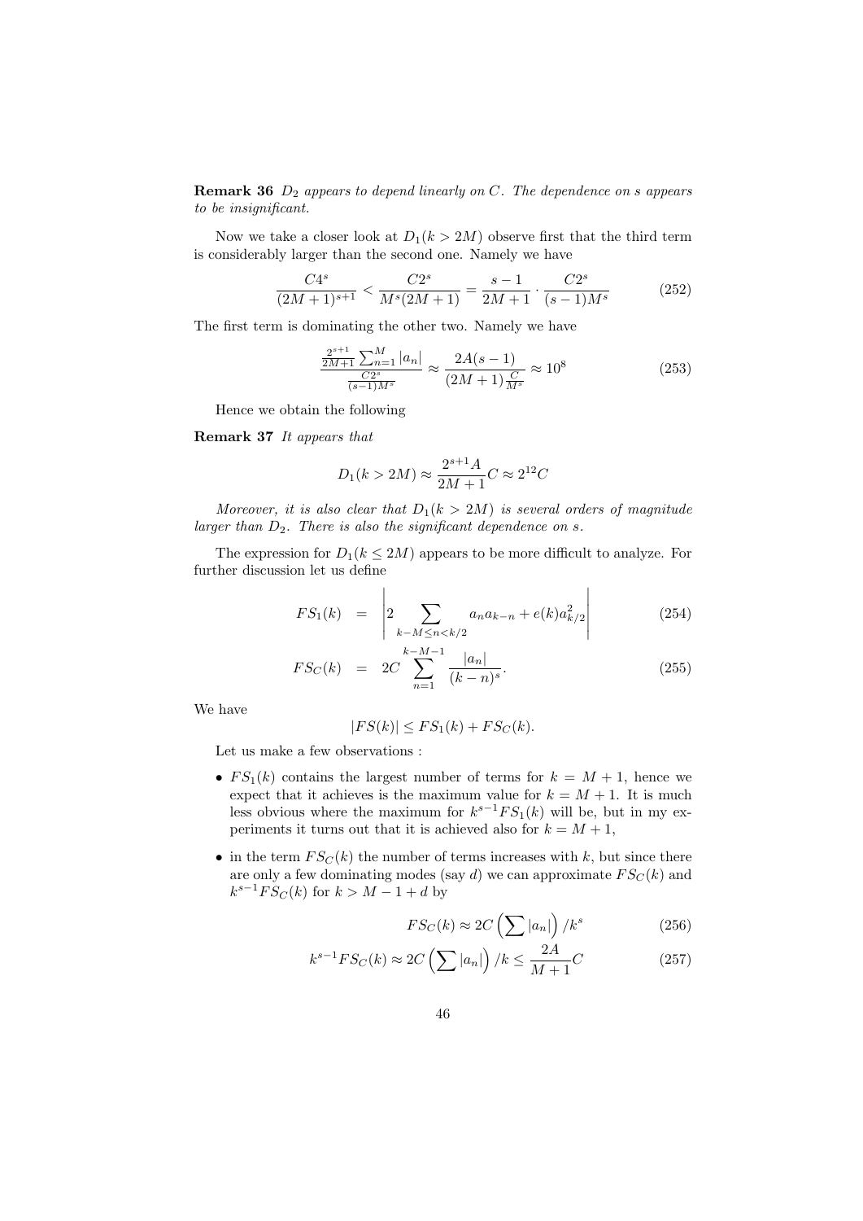**Remark 36** *$D_2$ appears to depend linearly on $C$. The dependence on $s$ appears to be insignificant.*

Now we take a closer look at $D_1(k > 2M)$ observe first that the third term is considerably larger than the second one. Namely we have

$$\frac{C4^s}{(2M+1)^{s+1}} < \frac{C2^s}{M^s(2M+1)} = \frac{s-1}{2M+1} \cdot \frac{C2^s}{(s-1)M^s} \tag{252}$$

The first term is dominating the other two. Namely we have

$$\frac{\frac{2^{s+1}}{2M+1}\sum_{n=1}^{M}|a_n|}{\frac{C2^s}{(s-1)M^s}} \approx \frac{2A(s-1)}{(2M+1)\frac{C}{M^s}} \approx 10^8 \tag{253}$$

Hence we obtain the following

**Remark 37** *It appears that*

$$D_1(k > 2M) \approx \frac{2^{s+1}A}{2M+1}C \approx 2^{12}C$$

*Moreover, it is also clear that $D_1(k > 2M)$ is several orders of magnitude larger than $D_2$. There is also the significant dependence on $s$.*

The expression for $D_1(k \leq 2M)$ appears to be more difficult to analyze. For further discussion let us define

$$FS_1(k) = \left| 2 \sum_{k-M \leq n < k/2} a_n a_{k-n} + e(k) a_{k/2}^2 \right| \tag{254}$$

$$FS_C(k) = 2C \sum_{n=1}^{k-M-1} \frac{|a_n|}{(k-n)^s}. \tag{255}$$

We have

$$|FS(k)| \leq FS_1(k) + FS_C(k).$$

Let us make a few observations :

- $FS_1(k)$ contains the largest number of terms for $k = M+1$, hence we expect that it achieves is the maximum value for $k = M+1$. It is much less obvious where the maximum for $k^{s-1}FS_1(k)$ will be, but in my experiments it turns out that it is achieved also for $k = M+1$,
- in the term $FS_C(k)$ the number of terms increases with $k$, but since there are only a few dominating modes (say $d$) we can approximate $FS_C(k)$ and $k^{s-1}FS_C(k)$ for $k > M-1+d$ by

$$FS_C(k) \approx 2C\left(\sum |a_n|\right)/k^s \tag{256}$$

$$k^{s-1}FS_C(k) \approx 2C\left(\sum |a_n|\right)/k \leq \frac{2A}{M+1}C \tag{257}$$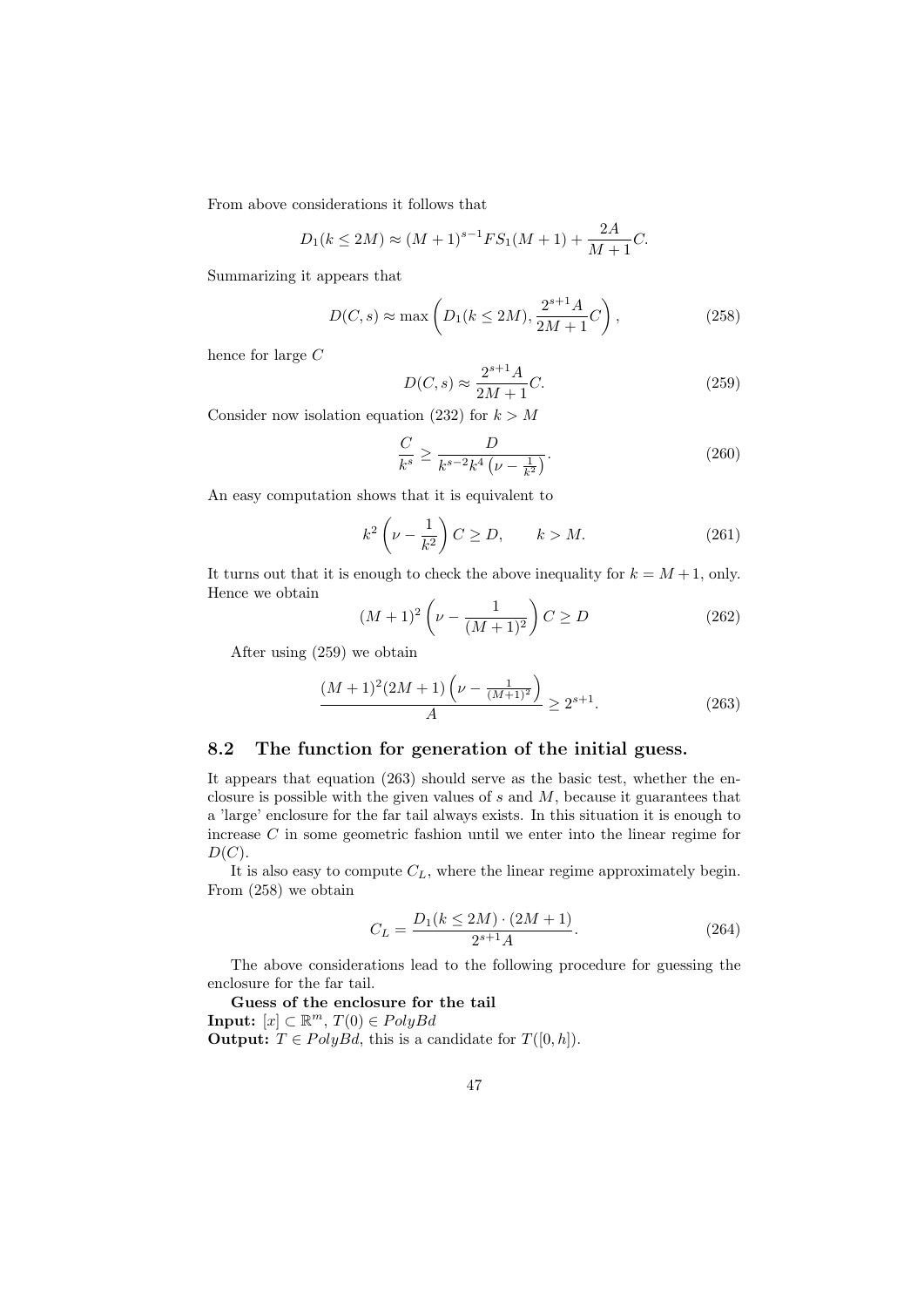From above considerations it follows that

$$D_1(k \leq 2M) \approx (M+1)^{s-1} FS_1(M+1) + \frac{2A}{M+1}C.$$

Summarizing it appears that

$$D(C,s) \approx \max\left(D_1(k \leq 2M), \frac{2^{s+1}A}{2M+1}C\right), \tag{258}$$

hence for large $C$

$$D(C,s) \approx \frac{2^{s+1}A}{2M+1}C. \tag{259}$$

Consider now isolation equation (232) for $k > M$

$$\frac{C}{k^s} \geq \frac{D}{k^{s-2}k^4\left(\nu - \frac{1}{k^2}\right)}. \tag{260}$$

An easy computation shows that it is equivalent to

$$k^2\left(\nu - \frac{1}{k^2}\right)C \geq D, \qquad k > M. \tag{261}$$

It turns out that it is enough to check the above inequality for $k = M+1$, only. Hence we obtain

$$(M+1)^2\left(\nu - \frac{1}{(M+1)^2}\right)C \geq D \tag{262}$$

After using (259) we obtain

$$\frac{(M+1)^2(2M+1)\left(\nu - \frac{1}{(M+1)^2}\right)}{A} \geq 2^{s+1}. \tag{263}$$

## 8.2 The function for generation of the initial guess.

It appears that equation (263) should serve as the basic test, whether the enclosure is possible with the given values of $s$ and $M$, because it guarantees that a 'large' enclosure for the far tail always exists. In this situation it is enough to increase $C$ in some geometric fashion until we enter into the linear regime for $D(C)$.

It is also easy to compute $C_L$, where the linear regime approximately begin. From (258) we obtain

$$C_L = \frac{D_1(k \leq 2M) \cdot (2M+1)}{2^{s+1}A}. \tag{264}$$

The above considerations lead to the following procedure for guessing the enclosure for the far tail.

**Guess of the enclosure for the tail**

**Input:** $[x] \subset \mathbb{R}^m$, $T(0) \in PolyBd$

**Output:** $T \in PolyBd$, this is a candidate for $T([0,h])$.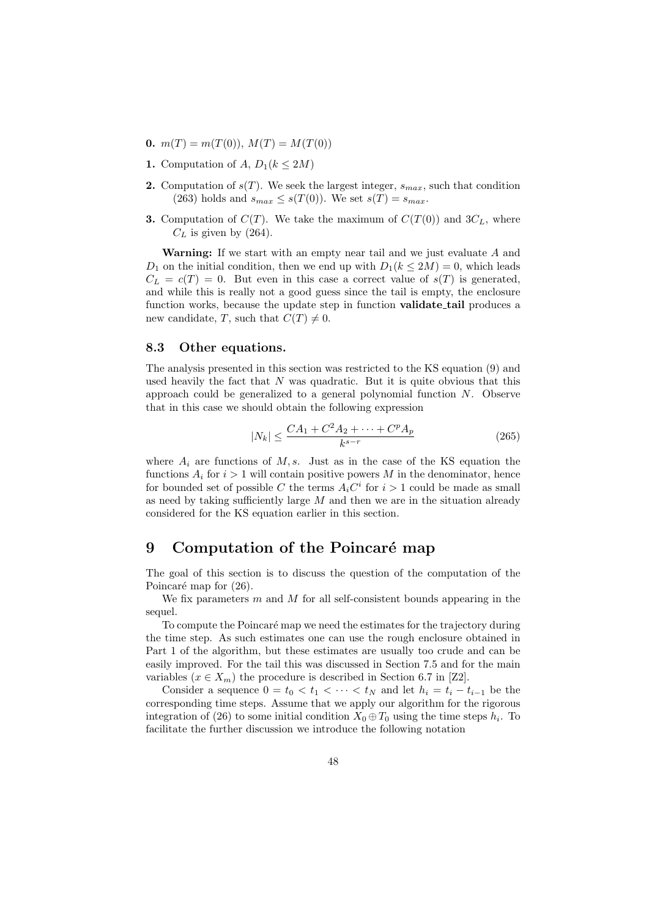**0.** $m(T) = m(T(0))$, $M(T) = M(T(0))$

**1.** Computation of $A$, $D_1(k \leq 2M)$

**2.** Computation of $s(T)$. We seek the largest integer, $s_{max}$, such that condition (263) holds and $s_{max} \leq s(T(0))$. We set $s(T) = s_{max}$.

**3.** Computation of $C(T)$. We take the maximum of $C(T(0))$ and $3C_L$, where $C_L$ is given by (264).

**Warning:** If we start with an empty near tail and we just evaluate $A$ and $D_1$ on the initial condition, then we end up with $D_1(k \leq 2M) = 0$, which leads $C_L = c(T) = 0$. But even in this case a correct value of $s(T)$ is generated, and while this is really not a good guess since the tail is empty, the enclosure function works, because the update step in function **validate_tail** produces a new candidate, $T$, such that $C(T) \neq 0$.

### 8.3 Other equations.

The analysis presented in this section was restricted to the KS equation (9) and used heavily the fact that $N$ was quadratic. But it is quite obvious that this approach could be generalized to a general polynomial function $N$. Observe that in this case we should obtain the following expression

$$|N_k| \leq \frac{CA_1 + C^2 A_2 + \cdots + C^p A_p}{k^{s-r}} \tag{265}$$

where $A_i$ are functions of $M, s$. Just as in the case of the KS equation the functions $A_i$ for $i > 1$ will contain positive powers $M$ in the denominator, hence for bounded set of possible $C$ the terms $A_i C^i$ for $i > 1$ could be made as small as need by taking sufficiently large $M$ and then we are in the situation already considered for the KS equation earlier in this section.

## 9 Computation of the Poincaré map

The goal of this section is to discuss the question of the computation of the Poincaré map for (26).

We fix parameters $m$ and $M$ for all self-consistent bounds appearing in the sequel.

To compute the Poincaré map we need the estimates for the trajectory during the time step. As such estimates one can use the rough enclosure obtained in Part 1 of the algorithm, but these estimates are usually too crude and can be easily improved. For the tail this was discussed in Section 7.5 and for the main variables ($x \in X_m$) the procedure is described in Section 6.7 in [Z2].

Consider a sequence $0 = t_0 < t_1 < \cdots < t_N$ and let $h_i = t_i - t_{i-1}$ be the corresponding time steps. Assume that we apply our algorithm for the rigorous integration of (26) to some initial condition $X_0 \oplus T_0$ using the time steps $h_i$. To facilitate the further discussion we introduce the following notation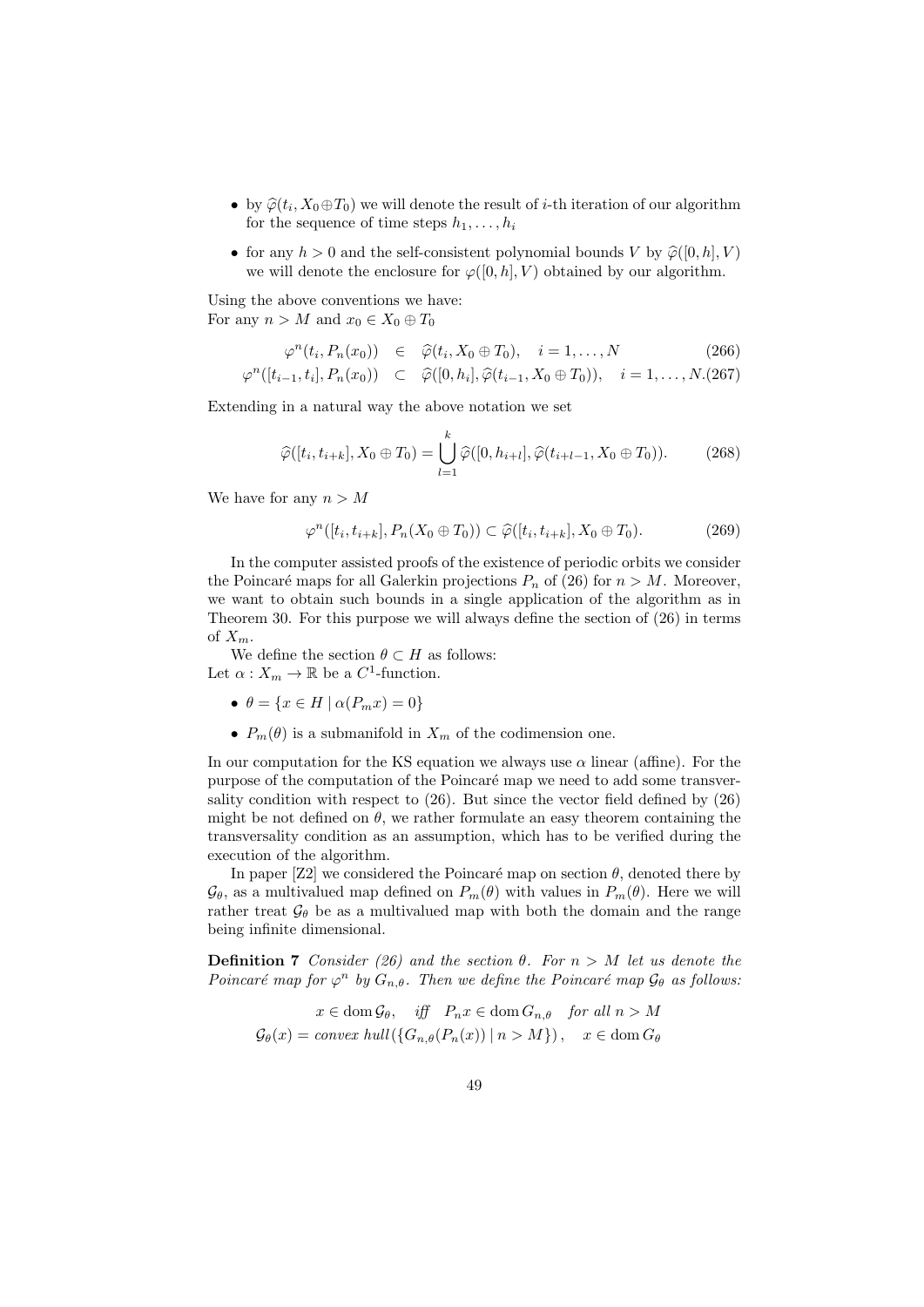- by $\widehat{\varphi}(t_i, X_0 \oplus T_0)$ we will denote the result of $i$-th iteration of our algorithm for the sequence of time steps $h_1, \dots, h_i$
- for any $h > 0$ and the self-consistent polynomial bounds $V$ by $\widehat{\varphi}([0,h], V)$ we will denote the enclosure for $\varphi([0,h], V)$ obtained by our algorithm.

Using the above conventions we have:
For any $n > M$ and $x_0 \in X_0 \oplus T_0$

$$
\begin{aligned}
\varphi^n(t_i, P_n(x_0)) &\in \widehat{\varphi}(t_i, X_0 \oplus T_0), \quad i = 1, \dots, N & (266)\\
\varphi^n([t_{i-1}, t_i], P_n(x_0)) &\subset \widehat{\varphi}([0, h_i], \widehat{\varphi}(t_{i-1}, X_0 \oplus T_0)), \quad i = 1, \dots, N. & (267)
\end{aligned}
$$

Extending in a natural way the above notation we set

$$
\widehat{\varphi}([t_i, t_{i+k}], X_0 \oplus T_0) = \bigcup_{l=1}^{k} \widehat{\varphi}([0, h_{i+l}], \widehat{\varphi}(t_{i+l-1}, X_0 \oplus T_0)). \tag{268}
$$

We have for any $n > M$

$$
\varphi^n([t_i, t_{i+k}], P_n(X_0 \oplus T_0)) \subset \widehat{\varphi}([t_i, t_{i+k}], X_0 \oplus T_0). \tag{269}
$$

In the computer assisted proofs of the existence of periodic orbits we consider the Poincaré maps for all Galerkin projections $P_n$ of (26) for $n > M$. Moreover, we want to obtain such bounds in a single application of the algorithm as in Theorem 30. For this purpose we will always define the section of (26) in terms of $X_m$.

We define the section $\theta \subset H$ as follows:
Let $\alpha : X_m \to \mathbb{R}$ be a $C^1$-function.

- $\theta = \{x \in H \mid \alpha(P_m x) = 0\}$
- $P_m(\theta)$ is a submanifold in $X_m$ of the codimension one.

In our computation for the KS equation we always use $\alpha$ linear (affine). For the purpose of the computation of the Poincaré map we need to add some transversality condition with respect to (26). But since the vector field defined by (26) might be not defined on $\theta$, we rather formulate an easy theorem containing the transversality condition as an assumption, which has to be verified during the execution of the algorithm.

In paper [Z2] we considered the Poincaré map on section $\theta$, denoted there by $\mathcal{G}_\theta$, as a multivalued map defined on $P_m(\theta)$ with values in $P_m(\theta)$. Here we will rather treat $\mathcal{G}_\theta$ be as a multivalued map with both the domain and the range being infinite dimensional.

**Definition 7** *Consider (26) and the section $\theta$. For $n > M$ let us denote the Poincaré map for $\varphi^n$ by $G_{n,\theta}$. Then we define the Poincaré map $\mathcal{G}_\theta$ as follows:*

$$
\begin{aligned}
x \in \operatorname{dom} \mathcal{G}_\theta, &\quad \textit{iff} \quad P_n x \in \operatorname{dom} G_{n,\theta} \quad \textit{for all } n > M \\
\mathcal{G}_\theta(x) = \textit{convex hull}&(\{G_{n,\theta}(P_n(x)) \mid n > M\}), \quad x \in \operatorname{dom} G_\theta
\end{aligned}
$$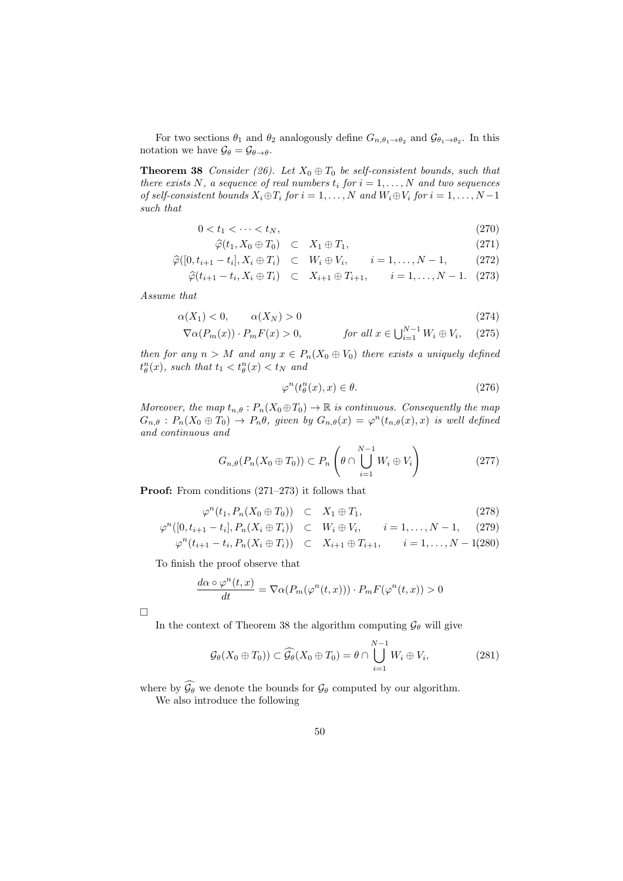For two sections $\theta_1$ and $\theta_2$ analogously define $G_{n,\theta_1\to\theta_2}$ and $\mathcal{G}_{\theta_1\to\theta_2}$. In this notation we have $\mathcal{G}_\theta = \mathcal{G}_{\theta\to\theta}$.

**Theorem 38** *Consider (26). Let $X_0 \oplus T_0$ be self-consistent bounds, such that there exists $N$, a sequence of real numbers $t_i$ for $i = 1, \dots, N$ and two sequences of self-consistent bounds $X_i \oplus T_i$ for $i = 1, \dots, N$ and $W_i \oplus V_i$ for $i = 1, \dots, N-1$ such that*

$$
\begin{aligned}
0 < t_1 < \cdots < t_N, & & (270)\\
\widehat{\varphi}(t_1, X_0 \oplus T_0) \quad &\subset \quad X_1 \oplus T_1, & (271)\\
\widehat{\varphi}([0, t_{i+1} - t_i], X_i \oplus T_i) \quad &\subset \quad W_i \oplus V_i, \qquad i = 1, \dots, N-1, & (272)\\
\widehat{\varphi}(t_{i+1} - t_i, X_i \oplus T_i) \quad &\subset \quad X_{i+1} \oplus T_{i+1}, \qquad i = 1, \dots, N-1. & (273)
\end{aligned}
$$

*Assume that*

$$
\begin{aligned}
\alpha(X_1) < 0, \qquad \alpha(X_N) > 0 & & (274)\\
\nabla\alpha(P_m(x)) \cdot P_m F(x) > 0, \qquad & \text{for all } x \in \textstyle\bigcup_{i=1}^{N-1} W_i \oplus V_i, & (275)
\end{aligned}
$$

*then for any $n > M$ and any $x \in P_n(X_0 \oplus V_0)$ there exists a uniquely defined $t_\theta^n(x)$, such that $t_1 < t_\theta^n(x) < t_N$ and*

$$
\varphi^n(t_\theta^n(x), x) \in \theta. \tag{276}
$$

*Moreover, the map $t_{n,\theta} : P_n(X_0 \oplus T_0) \to \mathbb{R}$ is continuous. Consequently the map $G_{n,\theta} : P_n(X_0 \oplus T_0) \to P_n\theta$, given by $G_{n,\theta}(x) = \varphi^n(t_{n,\theta}(x), x)$ is well defined and continuous and*

$$
G_{n,\theta}(P_n(X_0 \oplus T_0)) \subset P_n\left(\theta \cap \bigcup_{i=1}^{N-1} W_i \oplus V_i\right) \tag{277}
$$

**Proof:** From conditions (271–273) it follows that

$$
\begin{aligned}
\varphi^n(t_1, P_n(X_0 \oplus T_0)) \quad &\subset \quad X_1 \oplus T_1, & (278)\\
\varphi^n([0, t_{i+1} - t_i], P_n(X_i \oplus T_i)) \quad &\subset \quad W_i \oplus V_i, \qquad i = 1, \dots, N-1, & (279)\\
\varphi^n(t_{i+1} - t_i, P_n(X_i \oplus T_i)) \quad &\subset \quad X_{i+1} \oplus T_{i+1}, \qquad i = 1, \dots, N-1 & (280)
\end{aligned}
$$

To finish the proof observe that

$$
\frac{d\alpha \circ \varphi^n(t, x)}{dt} = \nabla\alpha(P_m(\varphi^n(t, x))) \cdot P_m F(\varphi^n(t, x)) > 0
$$

□

In the context of Theorem 38 the algorithm computing $\mathcal{G}_\theta$ will give

$$
\mathcal{G}_\theta(X_0 \oplus T_0)) \subset \widehat{\mathcal{G}_\theta}(X_0 \oplus T_0) = \theta \cap \bigcup_{i=1}^{N-1} W_i \oplus V_i, \tag{281}
$$

where by $\widehat{\mathcal{G}_\theta}$ we denote the bounds for $\mathcal{G}_\theta$ computed by our algorithm.

We also introduce the following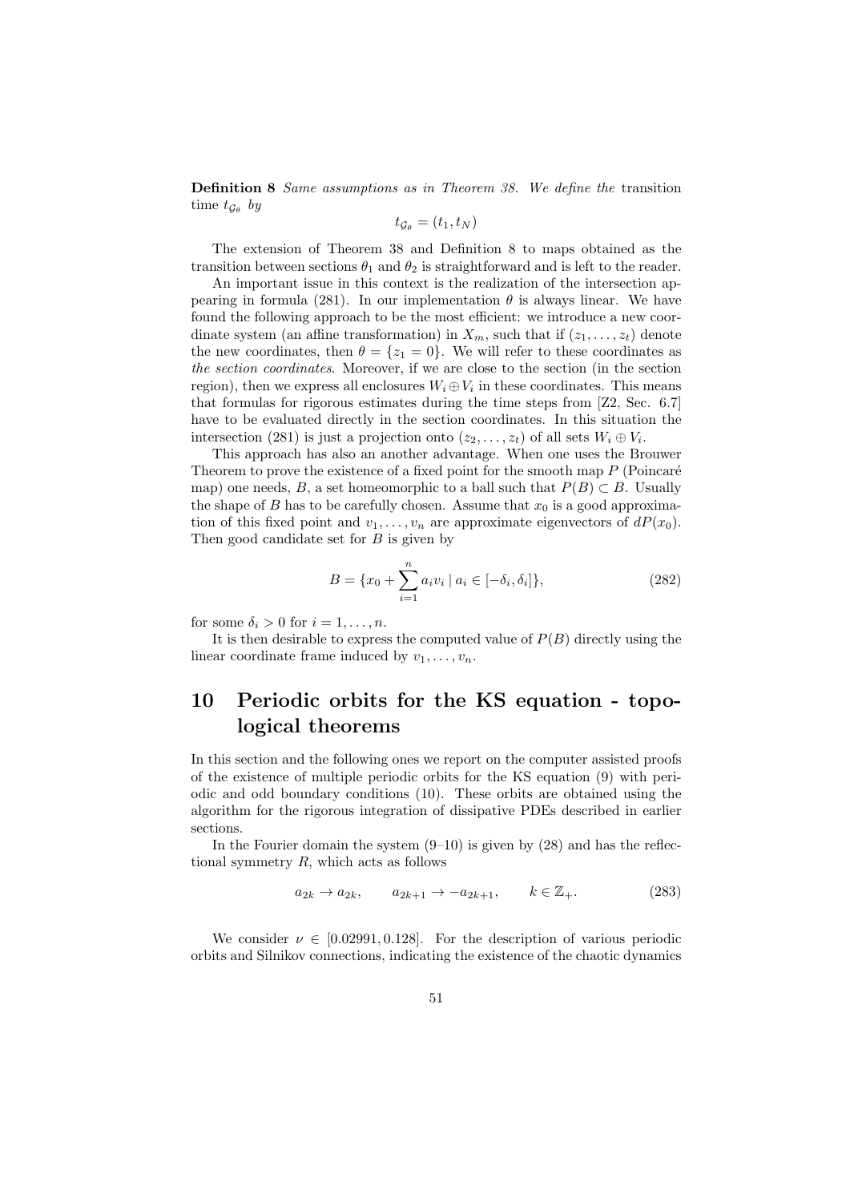**Definition 8** *Same assumptions as in Theorem 38. We define the* transition time $t_{\mathcal{G}_\theta}$ *by*

$$t_{\mathcal{G}_\theta} = (t_1, t_N)$$

The extension of Theorem 38 and Definition 8 to maps obtained as the transition between sections $\theta_1$ and $\theta_2$ is straightforward and is left to the reader.

An important issue in this context is the realization of the intersection appearing in formula (281). In our implementation $\theta$ is always linear. We have found the following approach to be the most efficient: we introduce a new coordinate system (an affine transformation) in $X_m$, such that if $(z_1, \ldots, z_t)$ denote the new coordinates, then $\theta = \{z_1 = 0\}$. We will refer to these coordinates as *the section coordinates*. Moreover, if we are close to the section (in the section region), then we express all enclosures $W_i \oplus V_i$ in these coordinates. This means that formulas for rigorous estimates during the time steps from [Z2, Sec. 6.7] have to be evaluated directly in the section coordinates. In this situation the intersection (281) is just a projection onto $(z_2, \ldots, z_t)$ of all sets $W_i \oplus V_i$.

This approach has also an another advantage. When one uses the Brouwer Theorem to prove the existence of a fixed point for the smooth map $P$ (Poincaré map) one needs, $B$, a set homeomorphic to a ball such that $P(B) \subset B$. Usually the shape of $B$ has to be carefully chosen. Assume that $x_0$ is a good approximation of this fixed point and $v_1, \ldots, v_n$ are approximate eigenvectors of $dP(x_0)$. Then good candidate set for $B$ is given by

$$B = \{x_0 + \sum_{i=1}^{n} a_i v_i \mid a_i \in [-\delta_i, \delta_i]\}, \tag{282}$$

for some $\delta_i > 0$ for $i = 1, \ldots, n$.

It is then desirable to express the computed value of $P(B)$ directly using the linear coordinate frame induced by $v_1, \ldots, v_n$.

# 10 Periodic orbits for the KS equation - topological theorems

In this section and the following ones we report on the computer assisted proofs of the existence of multiple periodic orbits for the KS equation (9) with periodic and odd boundary conditions (10). These orbits are obtained using the algorithm for the rigorous integration of dissipative PDEs described in earlier sections.

In the Fourier domain the system (9–10) is given by (28) and has the reflectional symmetry $R$, which acts as follows

$$a_{2k} \to a_{2k}, \qquad a_{2k+1} \to -a_{2k+1}, \qquad k \in \mathbb{Z}_+. \tag{283}$$

We consider $\nu \in [0.02991, 0.128]$. For the description of various periodic orbits and Silnikov connections, indicating the existence of the chaotic dynamics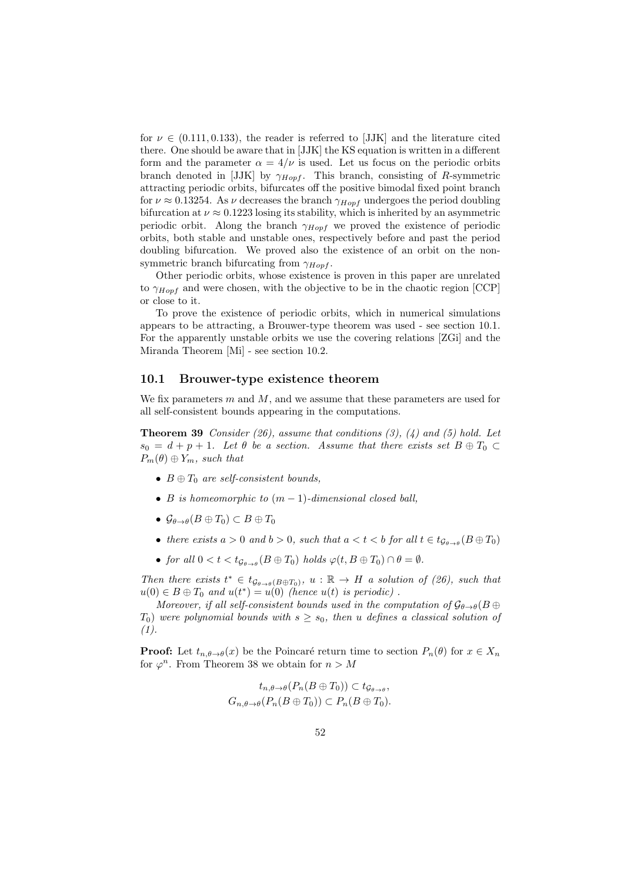for $\nu \in (0.111, 0.133)$, the reader is referred to [JJK] and the literature cited there. One should be aware that in [JJK] the KS equation is written in a different form and the parameter $\alpha = 4/\nu$ is used. Let us focus on the periodic orbits branch denoted in [JJK] by $\gamma_{Hopf}$. This branch, consisting of $R$-symmetric attracting periodic orbits, bifurcates off the positive bimodal fixed point branch for $\nu \approx 0.13254$. As $\nu$ decreases the branch $\gamma_{Hopf}$ undergoes the period doubling bifurcation at $\nu \approx 0.1223$ losing its stability, which is inherited by an asymmetric periodic orbit. Along the branch $\gamma_{Hopf}$ we proved the existence of periodic orbits, both stable and unstable ones, respectively before and past the period doubling bifurcation. We proved also the existence of an orbit on the non-symmetric branch bifurcating from $\gamma_{Hopf}$.

Other periodic orbits, whose existence is proven in this paper are unrelated to $\gamma_{Hopf}$ and were chosen, with the objective to be in the chaotic region [CCP] or close to it.

To prove the existence of periodic orbits, which in numerical simulations appears to be attracting, a Brouwer-type theorem was used - see section 10.1. For the apparently unstable orbits we use the covering relations [ZGi] and the Miranda Theorem [Mi] - see section 10.2.

## 10.1 Brouwer-type existence theorem

We fix parameters $m$ and $M$, and we assume that these parameters are used for all self-consistent bounds appearing in the computations.

**Theorem 39** *Consider (26), assume that conditions (3), (4) and (5) hold. Let $s_0 = d + p + 1$. Let $\theta$ be a section. Assume that there exists set $B \oplus T_0 \subset P_m(\theta) \oplus Y_m$, such that*

- *$B \oplus T_0$ are self-consistent bounds,*
- *$B$ is homeomorphic to $(m-1)$-dimensional closed ball,*
- *$\mathcal{G}_{\theta\to\theta}(B \oplus T_0) \subset B \oplus T_0$*
- *there exists $a > 0$ and $b > 0$, such that $a < t < b$ for all $t \in t_{\mathcal{G}_{\theta\to\theta}}(B \oplus T_0)$*
- *for all $0 < t < t_{\mathcal{G}_{\theta\to\theta}}(B \oplus T_0)$ holds $\varphi(t, B \oplus T_0) \cap \theta = \emptyset$.*

*Then there exists $t^* \in t_{\mathcal{G}_{\theta\to\theta}(B\oplus T_0)}$, $u : \mathbb{R} \to H$ a solution of (26), such that $u(0) \in B \oplus T_0$ and $u(t^*) = u(0)$ (hence $u(t)$ is periodic) .*

*Moreover, if all self-consistent bounds used in the computation of $\mathcal{G}_{\theta\to\theta}(B \oplus T_0)$ were polynomial bounds with $s \geq s_0$, then $u$ defines a classical solution of (1).*

**Proof:** Let $t_{n,\theta\to\theta}(x)$ be the Poincaré return time to section $P_n(\theta)$ for $x \in X_n$ for $\varphi^n$. From Theorem 38 we obtain for $n > M$

$$t_{n,\theta\to\theta}(P_n(B \oplus T_0)) \subset t_{\mathcal{G}_{\theta\to\theta}},$$
$$G_{n,\theta\to\theta}(P_n(B \oplus T_0)) \subset P_n(B \oplus T_0).$$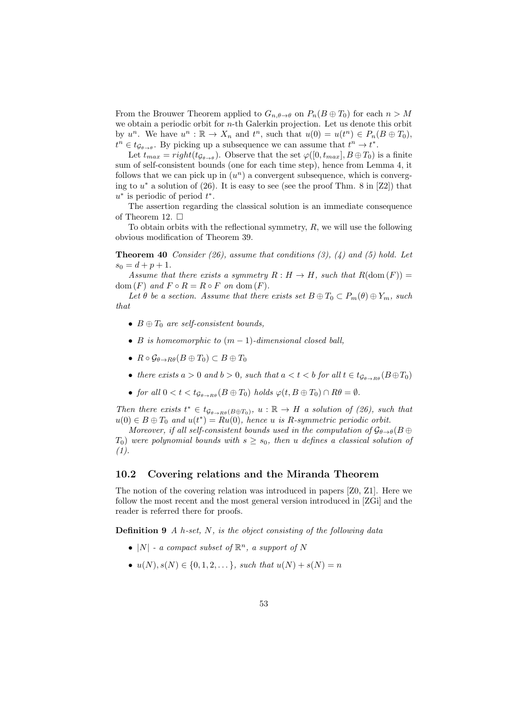From the Brouwer Theorem applied to $G_{n,\theta\to\theta}$ on $P_n(B \oplus T_0)$ for each $n > M$ we obtain a periodic orbit for $n$-th Galerkin projection. Let us denote this orbit by $u^n$. We have $u^n : \mathbb{R} \to X_n$ and $t^n$, such that $u(0) = u(t^n) \in P_n(B \oplus T_0)$, $t^n \in t_{\mathcal{G}_{\theta\to\theta}}$. By picking up a subsequence we can assume that $t^n \to t^*$.

Let $t_{max} = right(t_{\mathcal{G}_{\theta\to\theta}})$. Observe that the set $\varphi([0, t_{max}], B \oplus T_0)$ is a finite sum of self-consistent bounds (one for each time step), hence from Lemma 4, it follows that we can pick up in $(u^n)$ a convergent subsequence, which is converging to $u^*$ a solution of (26). It is easy to see (see the proof Thm. 8 in [Z2]) that $u^*$ is periodic of period $t^*$.

The assertion regarding the classical solution is an immediate consequence of Theorem 12. $\square$

To obtain orbits with the reflectional symmetry, $R$, we will use the following obvious modification of Theorem 39.

**Theorem 40** *Consider (26), assume that conditions (3), (4) and (5) hold. Let $s_0 = d + p + 1$.*

*Assume that there exists a symmetry $R : H \to H$, such that $R(\mathrm{dom}\,(F)) = \mathrm{dom}\,(F)$ and $F \circ R = R \circ F$ on $\mathrm{dom}\,(F)$.*

*Let $\theta$ be a section. Assume that there exists set $B \oplus T_0 \subset P_m(\theta) \oplus Y_m$, such that*

- *$B \oplus T_0$ are self-consistent bounds,*
- *$B$ is homeomorphic to $(m-1)$-dimensional closed ball,*
- *$R \circ \mathcal{G}_{\theta\to R\theta}(B \oplus T_0) \subset B \oplus T_0$*
- *there exists $a > 0$ and $b > 0$, such that $a < t < b$ for all $t \in t_{\mathcal{G}_{\theta\to R\theta}}(B \oplus T_0)$*
- *for all $0 < t < t_{\mathcal{G}_{\theta\to R\theta}}(B \oplus T_0)$ holds $\varphi(t, B \oplus T_0) \cap R\theta = \emptyset$.*

*Then there exists $t^* \in t_{\mathcal{G}_{\theta\to R\theta}(B\oplus T_0)}$, $u : \mathbb{R} \to H$ a solution of (26), such that $u(0) \in B \oplus T_0$ and $u(t^*) = Ru(0)$, hence $u$ is $R$-symmetric periodic orbit.*

*Moreover, if all self-consistent bounds used in the computation of $\mathcal{G}_{\theta\to\theta}(B \oplus T_0)$ were polynomial bounds with $s \geq s_0$, then $u$ defines a classical solution of (1).*

## 10.2 Covering relations and the Miranda Theorem

The notion of the covering relation was introduced in papers [Z0, Z1]. Here we follow the most recent and the most general version introduced in [ZGi] and the reader is referred there for proofs.

**Definition 9** *A h-set, $N$, is the object consisting of the following data*

- *$|N|$ - a compact subset of $\mathbb{R}^n$, a support of $N$*
- *$u(N), s(N) \in \{0, 1, 2, \dots\}$, such that $u(N) + s(N) = n$*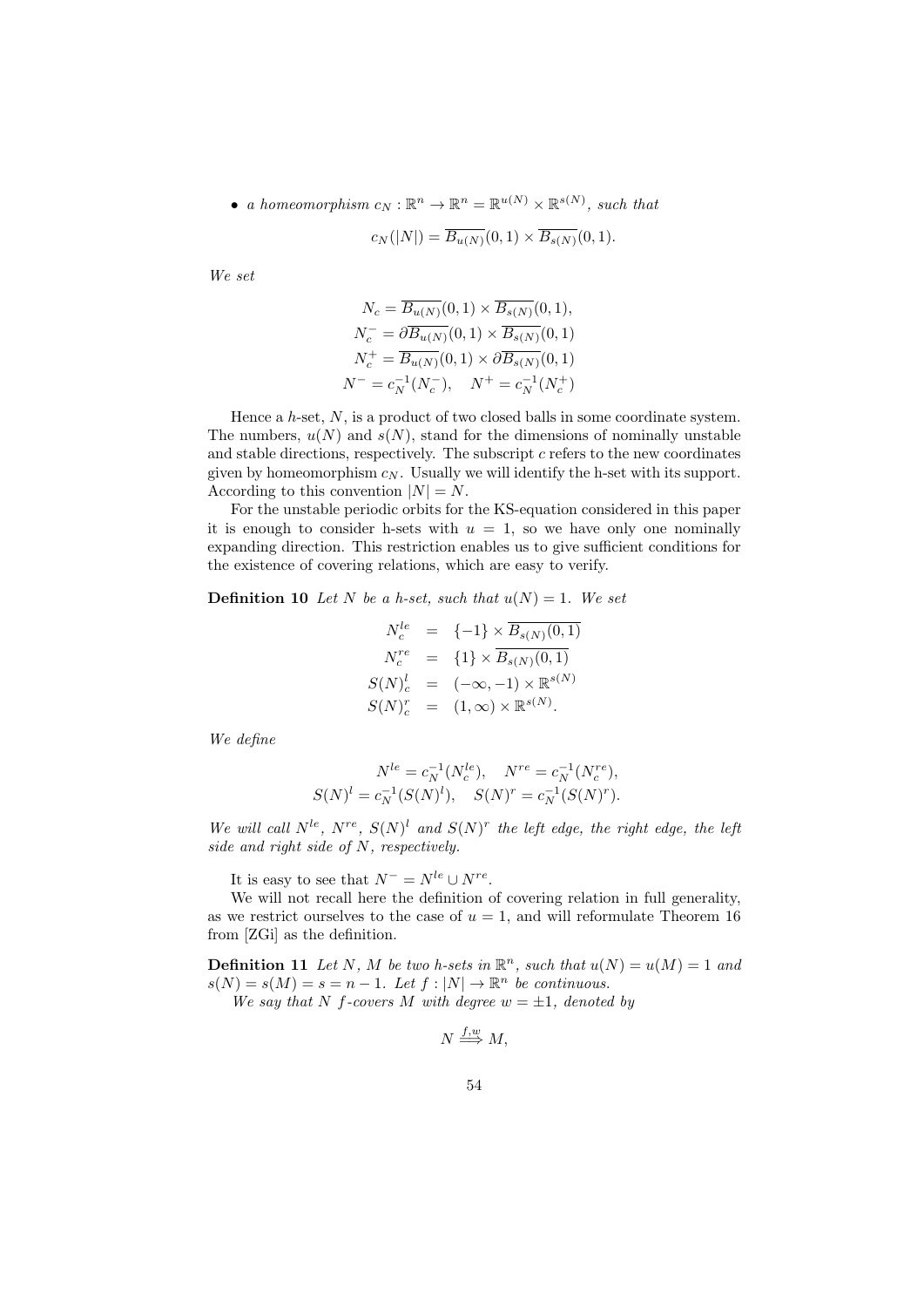- *a homeomorphism $c_N : \mathbb{R}^n \to \mathbb{R}^n = \mathbb{R}^{u(N)} \times \mathbb{R}^{s(N)}$, such that*

$$c_N(|N|) = \overline{B_{u(N)}}(0,1) \times \overline{B_{s(N)}}(0,1).$$

*We set*

$$\begin{aligned}
N_c &= \overline{B_{u(N)}}(0,1) \times \overline{B_{s(N)}}(0,1), \\
N_c^- &= \partial \overline{B_{u(N)}}(0,1) \times \overline{B_{s(N)}}(0,1) \\
N_c^+ &= \overline{B_{u(N)}}(0,1) \times \partial \overline{B_{s(N)}}(0,1) \\
N^- = c_N^{-1}(N_c^-), &\quad N^+ = c_N^{-1}(N_c^+)
\end{aligned}$$

Hence a $h$-set, $N$, is a product of two closed balls in some coordinate system. The numbers, $u(N)$ and $s(N)$, stand for the dimensions of nominally unstable and stable directions, respectively. The subscript $c$ refers to the new coordinates given by homeomorphism $c_N$. Usually we will identify the h-set with its support. According to this convention $|N| = N$.

For the unstable periodic orbits for the KS-equation considered in this paper it is enough to consider h-sets with $u = 1$, so we have only one nominally expanding direction. This restriction enables us to give sufficient conditions for the existence of covering relations, which are easy to verify.

**Definition 10** *Let $N$ be a h-set, such that $u(N) = 1$. We set*

$$\begin{aligned}
N_c^{le} &= \{-1\} \times \overline{B_{s(N)}(0,1)} \\
N_c^{re} &= \{1\} \times \overline{B_{s(N)}(0,1)} \\
S(N)_c^l &= (-\infty, -1) \times \mathbb{R}^{s(N)} \\
S(N)_c^r &= (1, \infty) \times \mathbb{R}^{s(N)}.
\end{aligned}$$

*We define*

$$N^{le} = c_N^{-1}(N_c^{le}), \quad N^{re} = c_N^{-1}(N_c^{re}),$$
$$S(N)^l = c_N^{-1}(S(N)^l), \quad S(N)^r = c_N^{-1}(S(N)^r).$$

*We will call $N^{le}$, $N^{re}$, $S(N)^l$ and $S(N)^r$ the left edge, the right edge, the left side and right side of $N$, respectively.*

It is easy to see that $N^- = N^{le} \cup N^{re}$.

We will not recall here the definition of covering relation in full generality, as we restrict ourselves to the case of $u = 1$, and will reformulate Theorem 16 from [ZGi] as the definition.

**Definition 11** *Let $N$, $M$ be two h-sets in $\mathbb{R}^n$, such that $u(N) = u(M) = 1$ and $s(N) = s(M) = s = n - 1$. Let $f : |N| \to \mathbb{R}^n$ be continuous.*

*We say that $N$ $f$-covers $M$ with degree $w = \pm 1$, denoted by*

$$N \overset{f,w}{\Longrightarrow} M,$$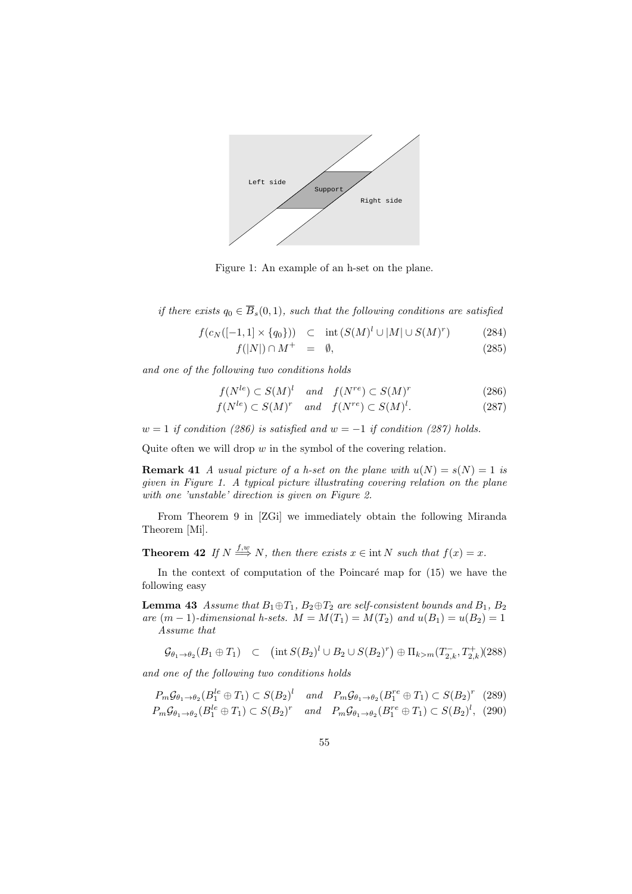Figure 1: An example of an h-set on the plane.

*if there exists $q_0 \in \overline{B}_s(0,1)$, such that the following conditions are satisfied*

$$
\begin{aligned}
f(c_N([-1,1]\times\{q_0\})) &\subset \operatorname{int}\left(S(M)^l \cup |M| \cup S(M)^r\right) && (284)\\
f(|N|)\cap M^+ &= \emptyset, && (285)
\end{aligned}
$$

*and one of the following two conditions holds*

$$
\begin{aligned}
&f(N^{le}) \subset S(M)^l \quad \text{and} \quad f(N^{re}) \subset S(M)^r && (286)\\
&f(N^{le}) \subset S(M)^r \quad \text{and} \quad f(N^{re}) \subset S(M)^l. && (287)
\end{aligned}
$$

*$w=1$ if condition (286) is satisfied and $w=-1$ if condition (287) holds.*

Quite often we will drop $w$ in the symbol of the covering relation.

**Remark 41** *A usual picture of a h-set on the plane with $u(N)=s(N)=1$ is given in Figure 1. A typical picture illustrating covering relation on the plane with one 'unstable' direction is given on Figure 2.*

From Theorem 9 in [ZGi] we immediately obtain the following Miranda Theorem [Mi].

**Theorem 42** *If $N \overset{f,w}{\Longrightarrow} N$, then there exists $x \in \operatorname{int} N$ such that $f(x)=x$.*

In the context of computation of the Poincaré map for (15) we have the following easy

**Lemma 43** *Assume that $B_1\oplus T_1$, $B_2\oplus T_2$ are self-consistent bounds and $B_1$, $B_2$ are $(m-1)$-dimensional h-sets. $M=M(T_1)=M(T_2)$ and $u(B_1)=u(B_2)=1$*
*Assume that*

$$
\mathcal{G}_{\theta_1\to\theta_2}(B_1\oplus T_1) \quad \subset \quad \left(\operatorname{int} S(B_2)^l \cup B_2 \cup S(B_2)^r\right) \oplus \Pi_{k>m}(T^-_{2,k}, T^+_{2,k}) \quad (288)
$$

*and one of the following two conditions holds*

$$
\begin{aligned}
&P_m\mathcal{G}_{\theta_1\to\theta_2}(B_1^{le}\oplus T_1) \subset S(B_2)^l \quad \text{and} \quad P_m\mathcal{G}_{\theta_1\to\theta_2}(B_1^{re}\oplus T_1) \subset S(B_2)^r && (289)\\
&P_m\mathcal{G}_{\theta_1\to\theta_2}(B_1^{le}\oplus T_1) \subset S(B_2)^r \quad \text{and} \quad P_m\mathcal{G}_{\theta_1\to\theta_2}(B_1^{re}\oplus T_1) \subset S(B_2)^l, && (290)
\end{aligned}
$$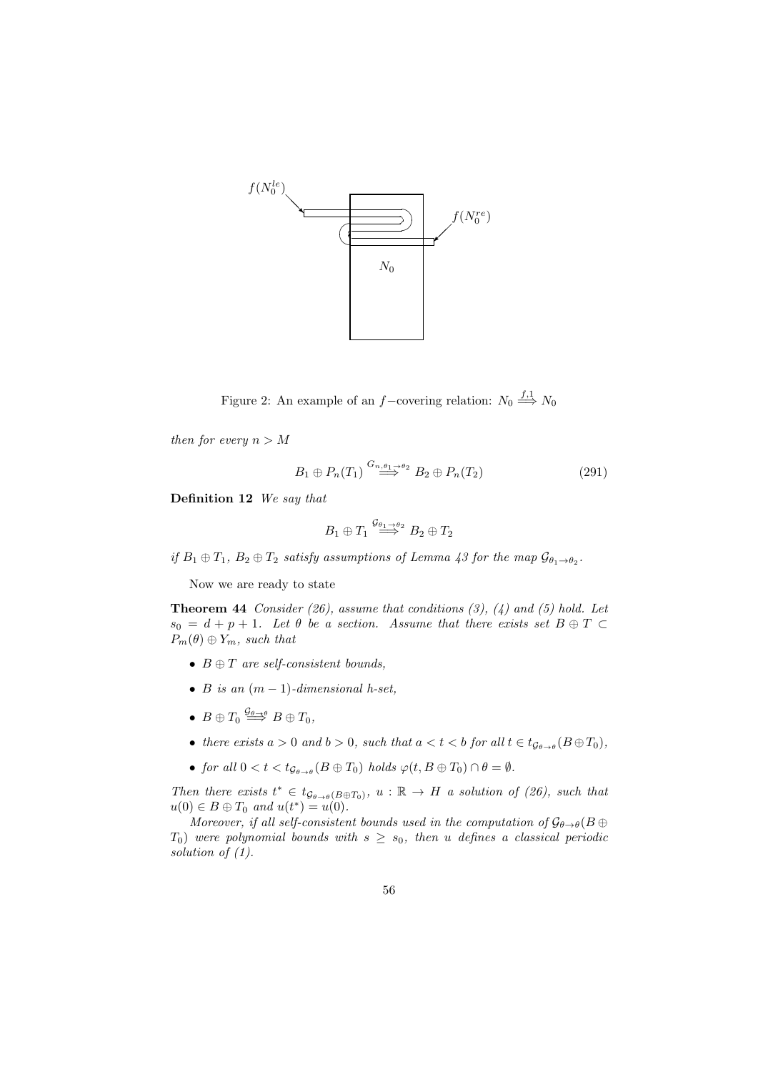Figure 2: An example of an $f-$covering relation: $N_0 \overset{f,1}{\Longrightarrow} N_0$

*then for every* $n > M$

$$B_1 \oplus P_n(T_1) \overset{G_{n,\theta_1 \to \theta_2}}{\Longrightarrow} B_2 \oplus P_n(T_2) \tag{291}$$

**Definition 12** *We say that*

$$B_1 \oplus T_1 \overset{\mathcal{G}_{\theta_1 \to \theta_2}}{\Longrightarrow} B_2 \oplus T_2$$

*if* $B_1 \oplus T_1$, $B_2 \oplus T_2$ *satisfy assumptions of Lemma 43 for the map* $\mathcal{G}_{\theta_1 \to \theta_2}$.

Now we are ready to state

**Theorem 44** *Consider (26), assume that conditions (3), (4) and (5) hold. Let* $s_0 = d + p + 1$. *Let* $\theta$ *be a section. Assume that there exists set* $B \oplus T \subset P_m(\theta) \oplus Y_m$, *such that*

- $B \oplus T$ *are self-consistent bounds,*
- $B$ *is an* $(m-1)$*-dimensional h-set,*
- $B \oplus T_0 \overset{\mathcal{G}_{\theta \to \theta}}{\Longrightarrow} B \oplus T_0$,
- *there exists* $a > 0$ *and* $b > 0$, *such that* $a < t < b$ *for all* $t \in t_{\mathcal{G}_{\theta \to \theta}}(B \oplus T_0)$,
- *for all* $0 < t < t_{\mathcal{G}_{\theta \to \theta}}(B \oplus T_0)$ *holds* $\varphi(t, B \oplus T_0) \cap \theta = \emptyset$.

*Then there exists* $t^* \in t_{\mathcal{G}_{\theta \to \theta}(B \oplus T_0)}$, $u : \mathbb{R} \to H$ *a solution of (26), such that* $u(0) \in B \oplus T_0$ *and* $u(t^*) = u(0)$.

*Moreover, if all self-consistent bounds used in the computation of* $\mathcal{G}_{\theta \to \theta}(B \oplus T_0)$ *were polynomial bounds with* $s \geq s_0$, *then* $u$ *defines a classical periodic solution of (1).*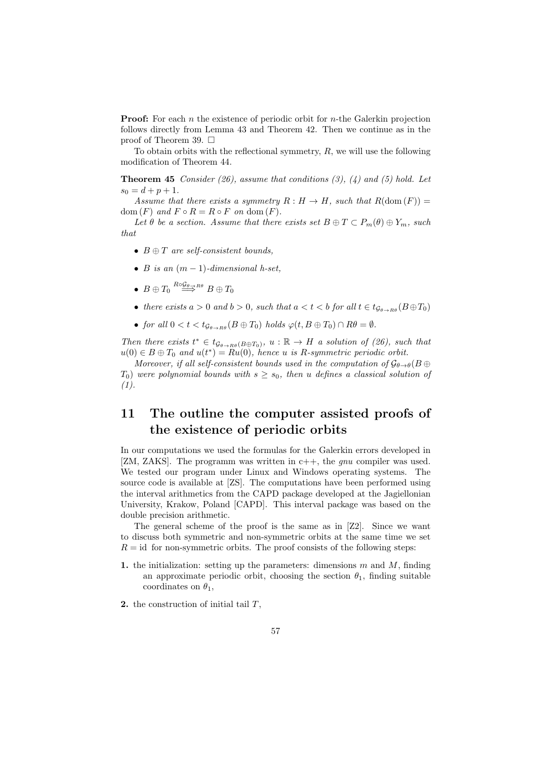**Proof:** For each $n$ the existence of periodic orbit for $n$-the Galerkin projection follows directly from Lemma 43 and Theorem 42. Then we continue as in the proof of Theorem 39. □

To obtain orbits with the reflectional symmetry, $R$, we will use the following modification of Theorem 44.

**Theorem 45** *Consider (26), assume that conditions (3), (4) and (5) hold. Let $s_0 = d + p + 1$.*

*Assume that there exists a symmetry $R : H \to H$, such that $R(\mathrm{dom}\,(F)) = \mathrm{dom}\,(F)$ and $F \circ R = R \circ F$ on $\mathrm{dom}\,(F)$.*

*Let $\theta$ be a section. Assume that there exists set $B \oplus T \subset P_m(\theta) \oplus Y_m$, such that*

- *$B \oplus T$ are self-consistent bounds,*
- *$B$ is an $(m-1)$-dimensional h-set,*
- *$B \oplus T_0 \overset{R\circ\mathcal{G}_{\theta\to R\theta}}{\Longrightarrow} B \oplus T_0$*
- *there exists $a > 0$ and $b > 0$, such that $a < t < b$ for all $t \in t_{\mathcal{G}_{\theta\to R\theta}}(B \oplus T_0)$*
- *for all $0 < t < t_{\mathcal{G}_{\theta\to R\theta}}(B \oplus T_0)$ holds $\varphi(t, B \oplus T_0) \cap R\theta = \emptyset$.*

*Then there exists $t^* \in t_{\mathcal{G}_{\theta\to R\theta}(B\oplus T_0)}$, $u : \mathbb{R} \to H$ a solution of (26), such that $u(0) \in B \oplus T_0$ and $u(t^*) = Ru(0)$, hence $u$ is $R$-symmetric periodic orbit.*

*Moreover, if all self-consistent bounds used in the computation of $\mathcal{G}_{\theta\to\theta}(B \oplus T_0)$ were polynomial bounds with $s \geq s_0$, then $u$ defines a classical solution of (1).*

# 11 The outline the computer assisted proofs of the existence of periodic orbits

In our computations we used the formulas for the Galerkin errors developed in [ZM, ZAKS]. The programm was written in c++, the *gnu* compiler was used. We tested our program under Linux and Windows operating systems. The source code is available at [ZS]. The computations have been performed using the interval arithmetics from the CAPD package developed at the Jagiellonian University, Krakow, Poland [CAPD]. This interval package was based on the double precision arithmetic.

The general scheme of the proof is the same as in [Z2]. Since we want to discuss both symmetric and non-symmetric orbits at the same time we set $R = \mathrm{id}$ for non-symmetric orbits. The proof consists of the following steps:

**1.** the initialization: setting up the parameters: dimensions $m$ and $M$, finding an approximate periodic orbit, choosing the section $\theta_1$, finding suitable coordinates on $\theta_1$,

**2.** the construction of initial tail $T$,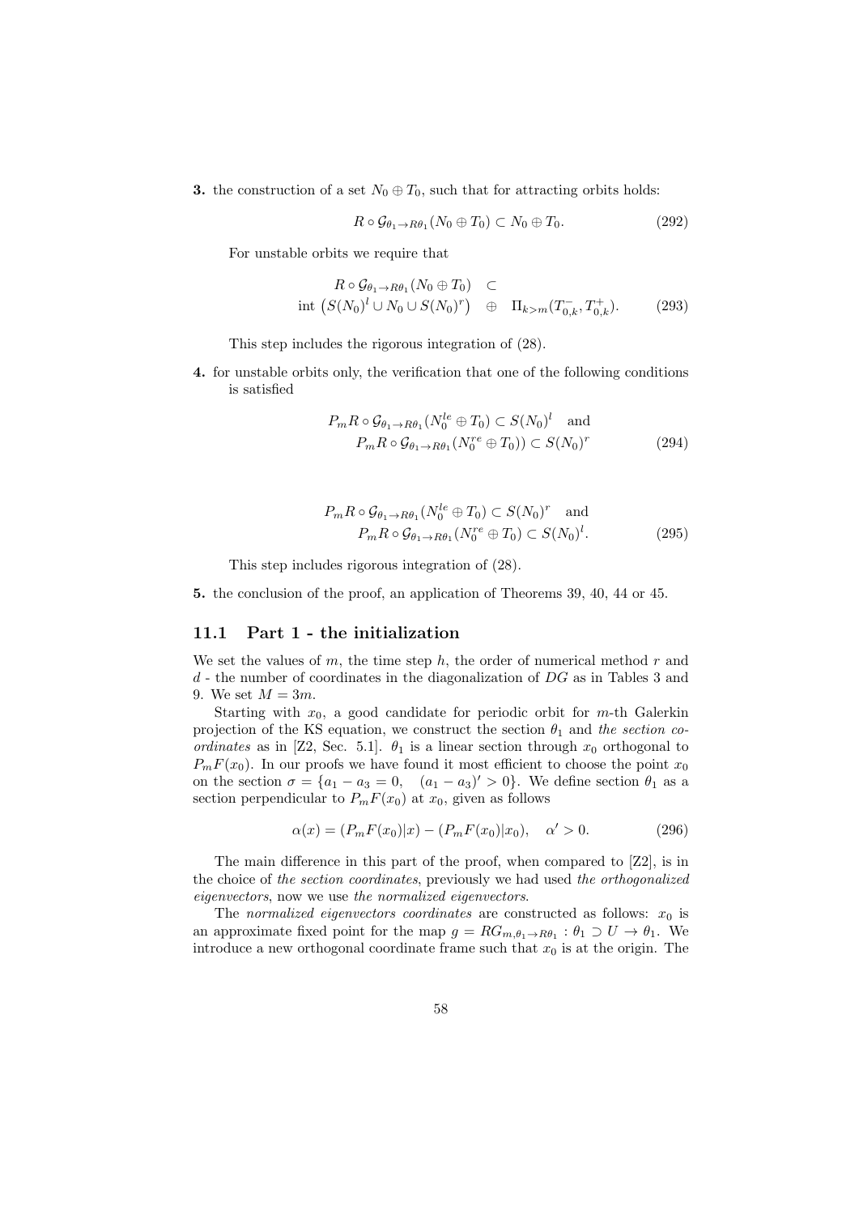**3.** the construction of a set $N_0 \oplus T_0$, such that for attracting orbits holds:

$$R \circ \mathcal{G}_{\theta_1 \to R\theta_1}(N_0 \oplus T_0) \subset N_0 \oplus T_0. \tag{292}$$

For unstable orbits we require that

$$\begin{aligned} R \circ \mathcal{G}_{\theta_1 \to R\theta_1}(N_0 \oplus T_0) \quad &\subset \\ \text{int } \left(S(N_0)^l \cup N_0 \cup S(N_0)^r\right) \quad &\oplus \quad \Pi_{k>m}(T^-_{0,k}, T^+_{0,k}). \end{aligned} \tag{293}$$

This step includes the rigorous integration of (28).

**4.** for unstable orbits only, the verification that one of the following conditions is satisfied

$$\begin{aligned} P_m R \circ \mathcal{G}_{\theta_1 \to R\theta_1}(N_0^{le} \oplus T_0) \subset S(N_0)^l \quad \text{and} \\ P_m R \circ \mathcal{G}_{\theta_1 \to R\theta_1}(N_0^{re} \oplus T_0)) \subset S(N_0)^r \end{aligned} \tag{294}$$

$$\begin{aligned} P_m R \circ \mathcal{G}_{\theta_1 \to R\theta_1}(N_0^{le} \oplus T_0) \subset S(N_0)^r \quad \text{and} \\ P_m R \circ \mathcal{G}_{\theta_1 \to R\theta_1}(N_0^{re} \oplus T_0) \subset S(N_0)^l. \end{aligned} \tag{295}$$

This step includes rigorous integration of (28).

**5.** the conclusion of the proof, an application of Theorems 39, 40, 44 or 45.

## 11.1 Part 1 - the initialization

We set the values of $m$, the time step $h$, the order of numerical method $r$ and $d$ - the number of coordinates in the diagonalization of $DG$ as in Tables 3 and 9. We set $M = 3m$.

Starting with $x_0$, a good candidate for periodic orbit for $m$-th Galerkin projection of the KS equation, we construct the section $\theta_1$ and *the section coordinates* as in [Z2, Sec. 5.1]. $\theta_1$ is a linear section through $x_0$ orthogonal to $P_m F(x_0)$. In our proofs we have found it most efficient to choose the point $x_0$ on the section $\sigma = \{a_1 - a_3 = 0, \quad (a_1 - a_3)' > 0\}$. We define section $\theta_1$ as a section perpendicular to $P_m F(x_0)$ at $x_0$, given as follows

$$\alpha(x) = (P_m F(x_0)|x) - (P_m F(x_0)|x_0), \quad \alpha' > 0. \tag{296}$$

The main difference in this part of the proof, when compared to [Z2], is in the choice of *the section coordinates*, previously we had used *the orthogonalized eigenvectors*, now we use *the normalized eigenvectors*.

The *normalized eigenvectors coordinates* are constructed as follows: $x_0$ is an approximate fixed point for the map $g = RG_{m,\theta_1 \to R\theta_1} : \theta_1 \supset U \to \theta_1$. We introduce a new orthogonal coordinate frame such that $x_0$ is at the origin. The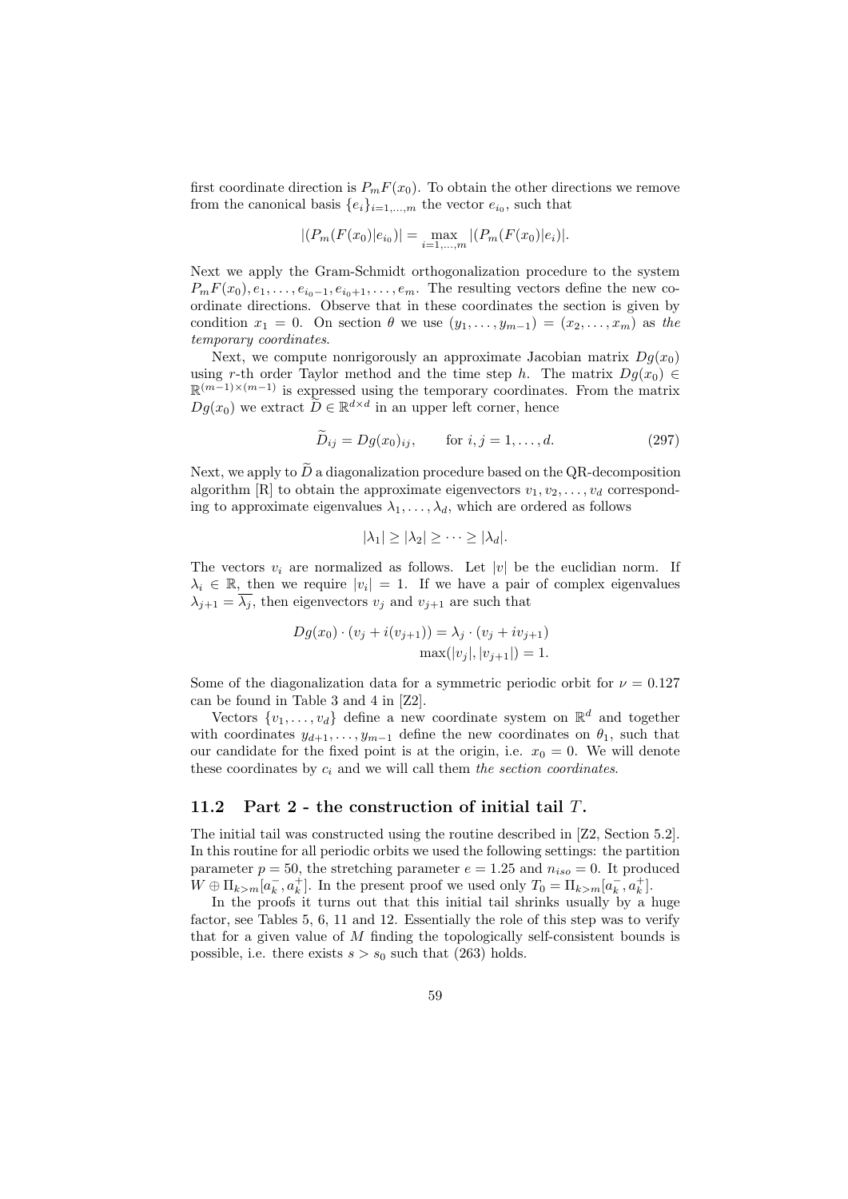first coordinate direction is $P_m F(x_0)$. To obtain the other directions we remove from the canonical basis $\{e_i\}_{i=1,\dots,m}$ the vector $e_{i_0}$, such that

$$|(P_m(F(x_0)|e_{i_0})| = \max_{i=1,\dots,m} |(P_m(F(x_0)|e_i)|.$$

Next we apply the Gram-Schmidt orthogonalization procedure to the system $P_m F(x_0), e_1, \dots, e_{i_0-1}, e_{i_0+1}, \dots, e_m$. The resulting vectors define the new coordinate directions. Observe that in these coordinates the section is given by condition $x_1 = 0$. On section $\theta$ we use $(y_1, \dots, y_{m-1}) = (x_2, \dots, x_m)$ as *the temporary coordinates*.

Next, we compute nonrigorously an approximate Jacobian matrix $Dg(x_0)$ using $r$-th order Taylor method and the time step $h$. The matrix $Dg(x_0) \in \mathbb{R}^{(m-1)\times(m-1)}$ is expressed using the temporary coordinates. From the matrix $Dg(x_0)$ we extract $\widetilde{D} \in \mathbb{R}^{d\times d}$ in an upper left corner, hence

$$\widetilde{D}_{ij} = Dg(x_0)_{ij}, \qquad \text{for } i,j = 1,\dots,d. \tag{297}$$

Next, we apply to $\widetilde{D}$ a diagonalization procedure based on the QR-decomposition algorithm [R] to obtain the approximate eigenvectors $v_1, v_2, \dots, v_d$ corresponding to approximate eigenvalues $\lambda_1, \dots, \lambda_d$, which are ordered as follows

$$|\lambda_1| \geq |\lambda_2| \geq \dots \geq |\lambda_d|.$$

The vectors $v_i$ are normalized as follows. Let $|v|$ be the euclidian norm. If $\lambda_i \in \mathbb{R}$, then we require $|v_i| = 1$. If we have a pair of complex eigenvalues $\lambda_{j+1} = \overline{\lambda_j}$, then eigenvectors $v_j$ and $v_{j+1}$ are such that

$$\begin{aligned} Dg(x_0) \cdot (v_j + i(v_{j+1})) &= \lambda_j \cdot (v_j + i v_{j+1}) \\ \max(|v_j|, |v_{j+1}|) &= 1. \end{aligned}$$

Some of the diagonalization data for a symmetric periodic orbit for $\nu = 0.127$ can be found in Table 3 and 4 in [Z2].

Vectors $\{v_1, \dots, v_d\}$ define a new coordinate system on $\mathbb{R}^d$ and together with coordinates $y_{d+1}, \dots, y_{m-1}$ define the new coordinates on $\theta_1$, such that our candidate for the fixed point is at the origin, i.e. $x_0 = 0$. We will denote these coordinates by $c_i$ and we will call them *the section coordinates*.

## 11.2 Part 2 - the construction of initial tail $T$.

The initial tail was constructed using the routine described in [Z2, Section 5.2]. In this routine for all periodic orbits we used the following settings: the partition parameter $p = 50$, the stretching parameter $e = 1.25$ and $n_{iso} = 0$. It produced $W \oplus \Pi_{k>m}[a_k^-, a_k^+]$. In the present proof we used only $T_0 = \Pi_{k>m}[a_k^-, a_k^+]$.

In the proofs it turns out that this initial tail shrinks usually by a huge factor, see Tables 5, 6, 11 and 12. Essentially the role of this step was to verify that for a given value of $M$ finding the topologically self-consistent bounds is possible, i.e. there exists $s > s_0$ such that (263) holds.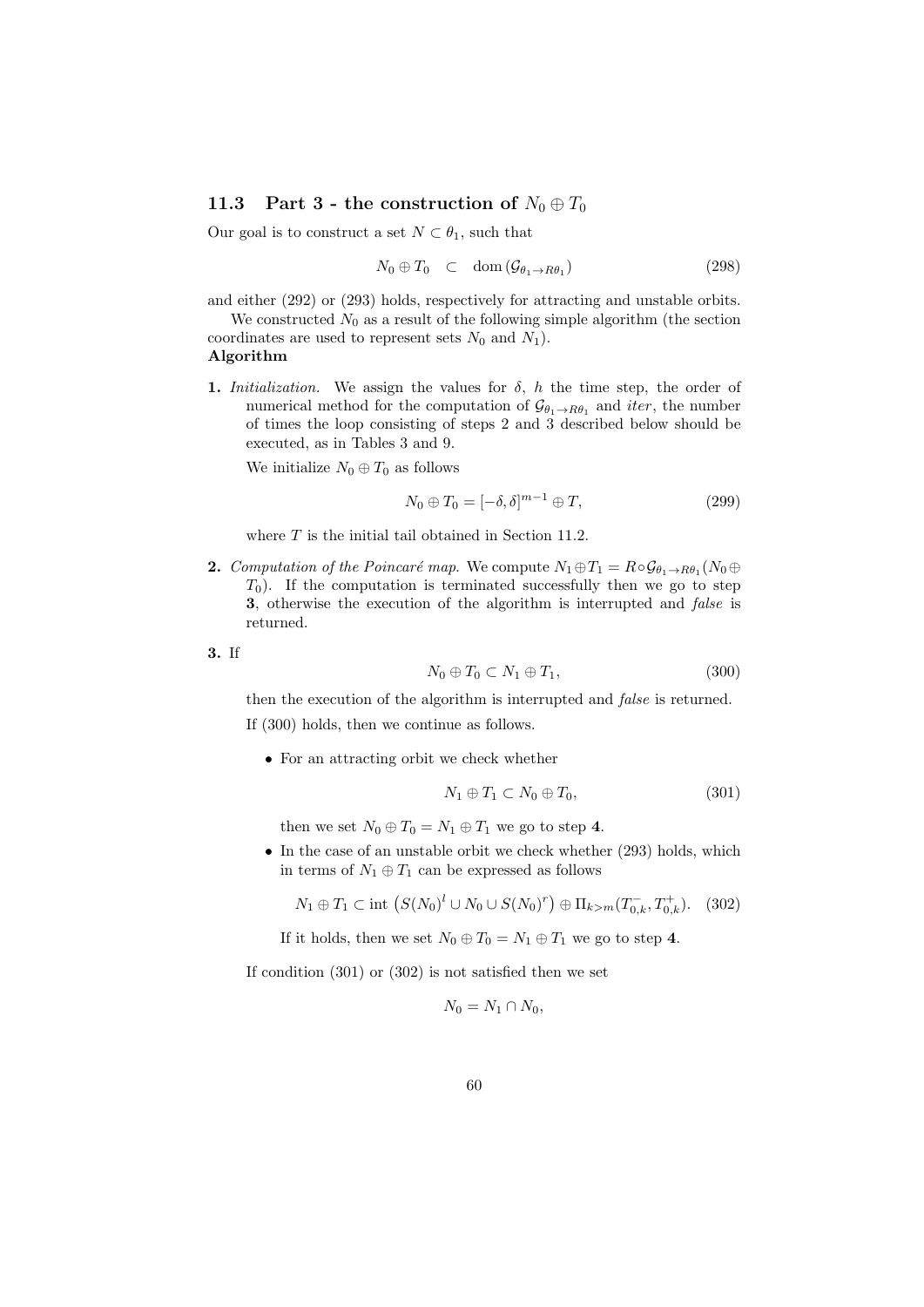### 11.3 Part 3 - the construction of $N_0 \oplus T_0$

Our goal is to construct a set $N \subset \theta_1$, such that

$$N_0 \oplus T_0 \quad \subset \quad \text{dom}\left(\mathcal{G}_{\theta_1 \to R\theta_1}\right) \tag{298}$$

and either (292) or (293) holds, respectively for attracting and unstable orbits.

We constructed $N_0$ as a result of the following simple algorithm (the section coordinates are used to represent sets $N_0$ and $N_1$).

**Algorithm**

**1.** *Initialization.* We assign the values for $\delta$, $h$ the time step, the order of numerical method for the computation of $\mathcal{G}_{\theta_1 \to R\theta_1}$ and *iter*, the number of times the loop consisting of steps 2 and 3 described below should be executed, as in Tables 3 and 9.

We initialize $N_0 \oplus T_0$ as follows

$$N_0 \oplus T_0 = [-\delta, \delta]^{m-1} \oplus T, \tag{299}$$

where $T$ is the initial tail obtained in Section 11.2.

**2.** *Computation of the Poincaré map.* We compute $N_1 \oplus T_1 = R \circ \mathcal{G}_{\theta_1 \to R\theta_1}(N_0 \oplus T_0)$. If the computation is terminated successfully then we go to step **3**, otherwise the execution of the algorithm is interrupted and *false* is returned.

**3.** If

$$N_0 \oplus T_0 \subset N_1 \oplus T_1, \tag{300}$$

then the execution of the algorithm is interrupted and *false* is returned.

If (300) holds, then we continue as follows.

- For an attracting orbit we check whether

$$N_1 \oplus T_1 \subset N_0 \oplus T_0, \tag{301}$$

then we set $N_0 \oplus T_0 = N_1 \oplus T_1$ we go to step **4**.

- In the case of an unstable orbit we check whether (293) holds, which in terms of $N_1 \oplus T_1$ can be expressed as follows

$$N_1 \oplus T_1 \subset \text{int}\left(S(N_0)^l \cup N_0 \cup S(N_0)^r\right) \oplus \Pi_{k>m}(T^-_{0,k}, T^+_{0,k}). \tag{302}$$

If it holds, then we set $N_0 \oplus T_0 = N_1 \oplus T_1$ we go to step **4**.

If condition (301) or (302) is not satisfied then we set

$$N_0 = N_1 \cap N_0,$$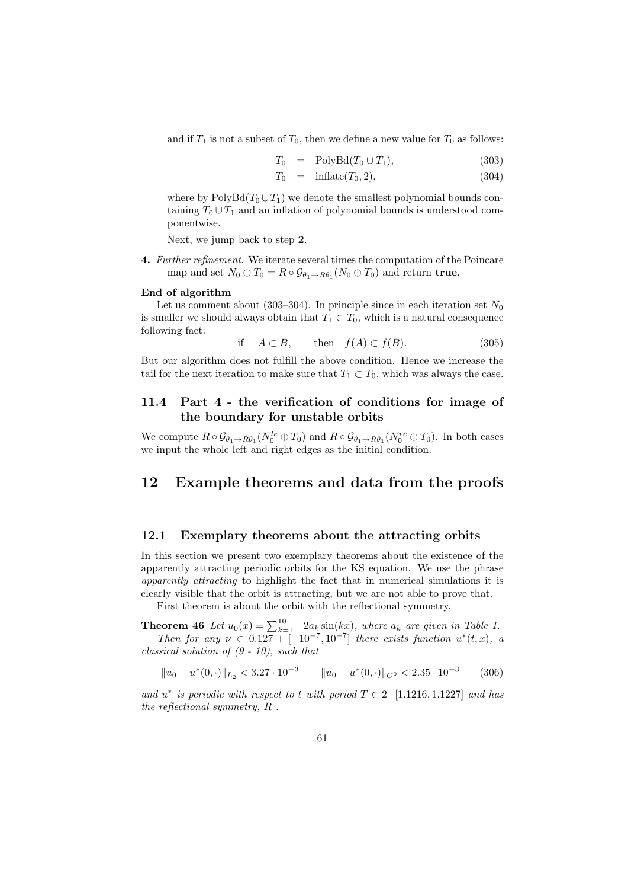and if $T_1$ is not a subset of $T_0$, then we define a new value for $T_0$ as follows:

$$T_0 = \text{PolyBd}(T_0 \cup T_1), \tag{303}$$

$$T_0 = \text{inflate}(T_0, 2), \tag{304}$$

where by $\text{PolyBd}(T_0 \cup T_1)$ we denote the smallest polynomial bounds containing $T_0 \cup T_1$ and an inflation of polynomial bounds is understood componentwise.

Next, we jump back to step **2**.

**4.** *Further refinement.* We iterate several times the computation of the Poincare map and set $N_0 \oplus T_0 = R \circ \mathcal{G}_{\theta_1 \to R\theta_1}(N_0 \oplus T_0)$ and return **true**.

**End of algorithm**

Let us comment about (303–304). In principle since in each iteration set $N_0$ is smaller we should always obtain that $T_1 \subset T_0$, which is a natural consequence following fact:

$$\text{if} \quad A \subset B, \qquad \text{then} \quad f(A) \subset f(B). \tag{305}$$

But our algorithm does not fulfill the above condition. Hence we increase the tail for the next iteration to make sure that $T_1 \subset T_0$, which was always the case.

### 11.4 Part 4 - the verification of conditions for image of the boundary for unstable orbits

We compute $R \circ \mathcal{G}_{\theta_1 \to R\theta_1}(N_0^{le} \oplus T_0)$ and $R \circ \mathcal{G}_{\theta_1 \to R\theta_1}(N_0^{re} \oplus T_0)$. In both cases we input the whole left and right edges as the initial condition.

## 12 Example theorems and data from the proofs

### 12.1 Exemplary theorems about the attracting orbits

In this section we present two exemplary theorems about the existence of the apparently attracting periodic orbits for the KS equation. We use the phrase *apparently attracting* to highlight the fact that in numerical simulations it is clearly visible that the orbit is attracting, but we are not able to prove that.

First theorem is about the orbit with the reflectional symmetry.

**Theorem 46** *Let $u_0(x) = \sum_{k=1}^{10} -2a_k \sin(kx)$, where $a_k$ are given in Table 1.*

*Then for any $\nu \in 0.127 + [-10^{-7}, 10^{-7}]$ there exists function $u^*(t,x)$, a classical solution of (9 - 10), such that*

$$\|u_0 - u^*(0,\cdot)\|_{L_2} < 3.27 \cdot 10^{-3} \qquad \|u_0 - u^*(0,\cdot)\|_{C^0} < 2.35 \cdot 10^{-3} \tag{306}$$

*and $u^*$ is periodic with respect to $t$ with period $T \in 2 \cdot [1.1216, 1.1227]$ and has the reflectional symmetry, $R$ .*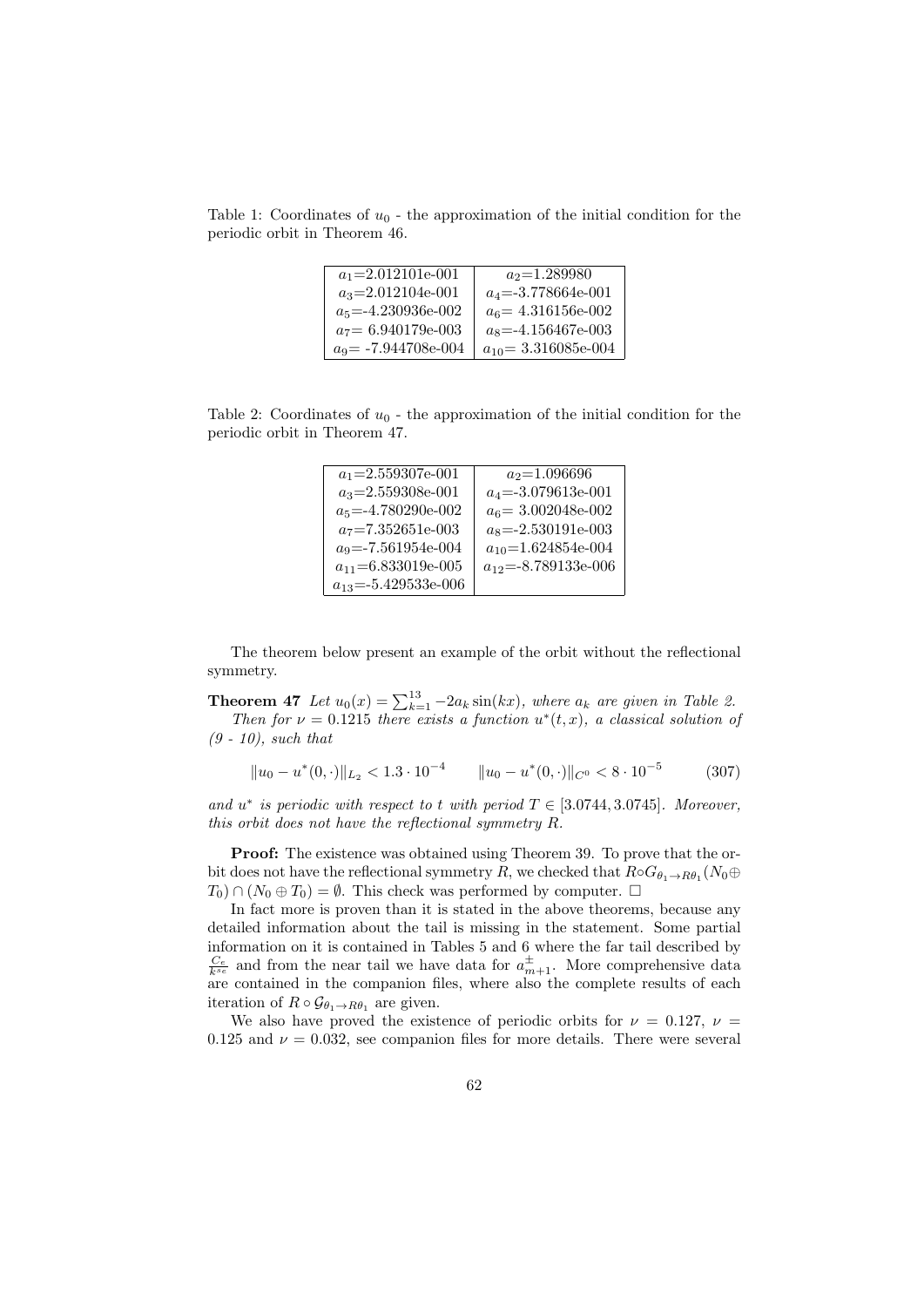Table 1: Coordinates of $u_0$ - the approximation of the initial condition for the periodic orbit in Theorem 46.

| | |
|---|---|
| $a_1$=2.012101e-001 | $a_2$=1.289980 |
| $a_3$=2.012104e-001 | $a_4$=-3.778664e-001 |
| $a_5$=-4.230936e-002 | $a_6$= 4.316156e-002 |
| $a_7$= 6.940179e-003 | $a_8$=-4.156467e-003 |
| $a_9$= -7.944708e-004 | $a_{10}$= 3.316085e-004 |

Table 2: Coordinates of $u_0$ - the approximation of the initial condition for the periodic orbit in Theorem 47.

| | |
|---|---|
| $a_1$=2.559307e-001 | $a_2$=1.096696 |
| $a_3$=2.559308e-001 | $a_4$=-3.079613e-001 |
| $a_5$=-4.780290e-002 | $a_6$= 3.002048e-002 |
| $a_7$=7.352651e-003 | $a_8$=-2.530191e-003 |
| $a_9$=-7.561954e-004 | $a_{10}$=1.624854e-004 |
| $a_{11}$=6.833019e-005 | $a_{12}$=-8.789133e-006 |
| $a_{13}$=-5.429533e-006 | |

The theorem below present an example of the orbit without the reflectional symmetry.

**Theorem 47** *Let $u_0(x) = \sum_{k=1}^{13} -2a_k \sin(kx)$, where $a_k$ are given in Table 2. Then for $\nu = 0.1215$ there exists a function $u^*(t,x)$, a classical solution of (9 - 10), such that*

$$\|u_0 - u^*(0,\cdot)\|_{L_2} < 1.3 \cdot 10^{-4} \qquad \|u_0 - u^*(0,\cdot)\|_{C^0} < 8 \cdot 10^{-5} \tag{307}$$

*and $u^*$ is periodic with respect to $t$ with period $T \in [3.0744, 3.0745]$. Moreover, this orbit does not have the reflectional symmetry $R$.*

**Proof:** The existence was obtained using Theorem 39. To prove that the orbit does not have the reflectional symmetry $R$, we checked that $R \circ G_{\theta_1 \to R\theta_1}(N_0 \oplus T_0) \cap (N_0 \oplus T_0) = \emptyset$. This check was performed by computer. $\square$

In fact more is proven than it is stated in the above theorems, because any detailed information about the tail is missing in the statement. Some partial information on it is contained in Tables 5 and 6 where the far tail described by $\frac{C_e}{k^{s_e}}$ and from the near tail we have data for $a^{\pm}_{m+1}$. More comprehensive data are contained in the companion files, where also the complete results of each iteration of $R \circ \mathcal{G}_{\theta_1 \to R\theta_1}$ are given.

We also have proved the existence of periodic orbits for $\nu = 0.127$, $\nu = 0.125$ and $\nu = 0.032$, see companion files for more details. There were several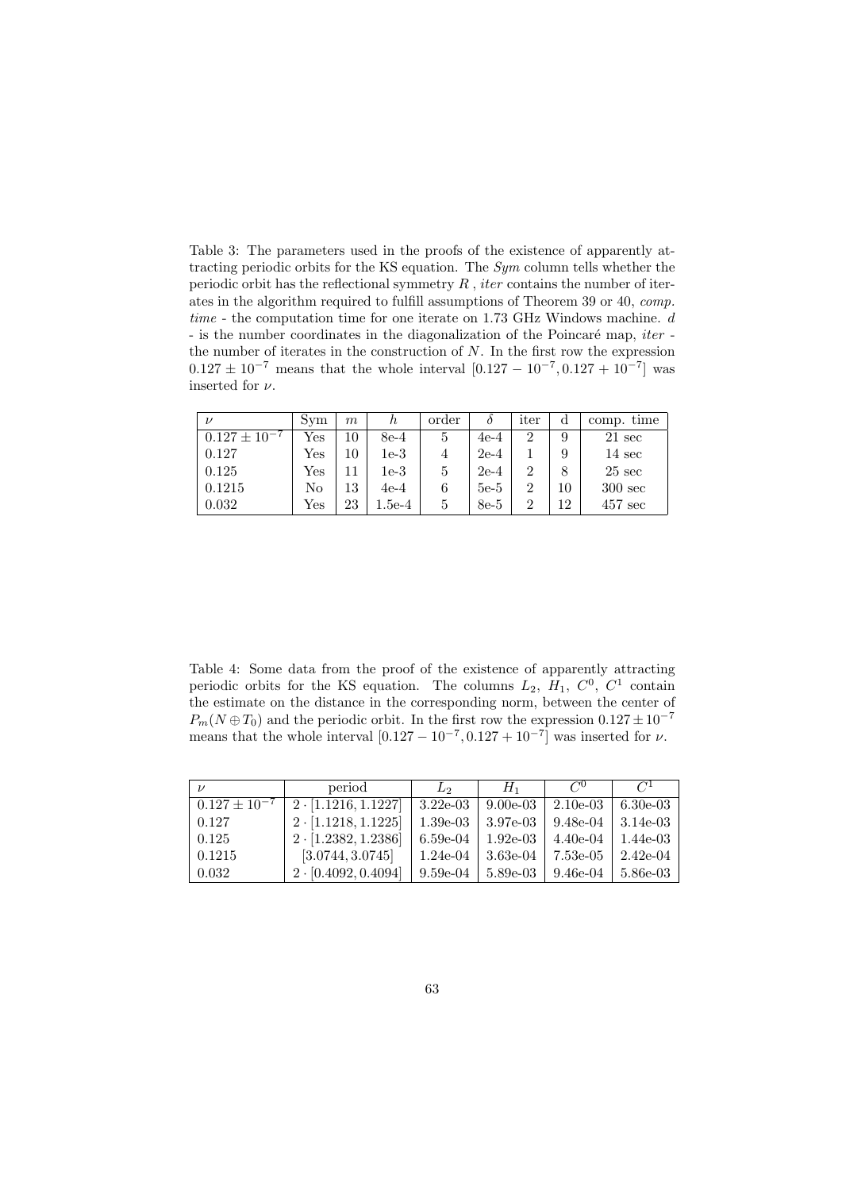Table 3: The parameters used in the proofs of the existence of apparently attracting periodic orbits for the KS equation. The *Sym* column tells whether the periodic orbit has the reflectional symmetry $R$ , *iter* contains the number of iterates in the algorithm required to fulfill assumptions of Theorem 39 or 40, *comp. time* - the computation time for one iterate on 1.73 GHz Windows machine. $d$ - is the number coordinates in the diagonalization of the Poincaré map, *iter* - the number of iterates in the construction of $N$. In the first row the expression $0.127 \pm 10^{-7}$ means that the whole interval $[0.127 - 10^{-7}, 0.127 + 10^{-7}]$ was inserted for $\nu$.

| $\nu$ | Sym | $m$ | $h$ | order | $\delta$ | iter | d | comp. time |
|---|---|---|---|---|---|---|---|---|
| $0.127 \pm 10^{-7}$ | Yes | 10 | 8e-4 | 5 | 4e-4 | 2 | 9 | 21 sec |
| 0.127 | Yes | 10 | 1e-3 | 4 | 2e-4 | 1 | 9 | 14 sec |
| 0.125 | Yes | 11 | 1e-3 | 5 | 2e-4 | 2 | 8 | 25 sec |
| 0.1215 | No | 13 | 4e-4 | 6 | 5e-5 | 2 | 10 | 300 sec |
| 0.032 | Yes | 23 | 1.5e-4 | 5 | 8e-5 | 2 | 12 | 457 sec |

Table 4: Some data from the proof of the existence of apparently attracting periodic orbits for the KS equation. The columns $L_2$, $H_1$, $C^0$, $C^1$ contain the estimate on the distance in the corresponding norm, between the center of $P_m(N \oplus T_0)$ and the periodic orbit. In the first row the expression $0.127 \pm 10^{-7}$ means that the whole interval $[0.127 - 10^{-7}, 0.127 + 10^{-7}]$ was inserted for $\nu$.

| $\nu$ | period | $L_2$ | $H_1$ | $C^0$ | $C^1$ |
|---|---|---|---|---|---|
| $0.127 \pm 10^{-7}$ | $2 \cdot [1.1216, 1.1227]$ | 3.22e-03 | 9.00e-03 | 2.10e-03 | 6.30e-03 |
| 0.127 | $2 \cdot [1.1218, 1.1225]$ | 1.39e-03 | 3.97e-03 | 9.48e-04 | 3.14e-03 |
| 0.125 | $2 \cdot [1.2382, 1.2386]$ | 6.59e-04 | 1.92e-03 | 4.40e-04 | 1.44e-03 |
| 0.1215 | $[3.0744, 3.0745]$ | 1.24e-04 | 3.63e-04 | 7.53e-05 | 2.42e-04 |
| 0.032 | $2 \cdot [0.4092, 0.4094]$ | 9.59e-04 | 5.89e-03 | 9.46e-04 | 5.86e-03 |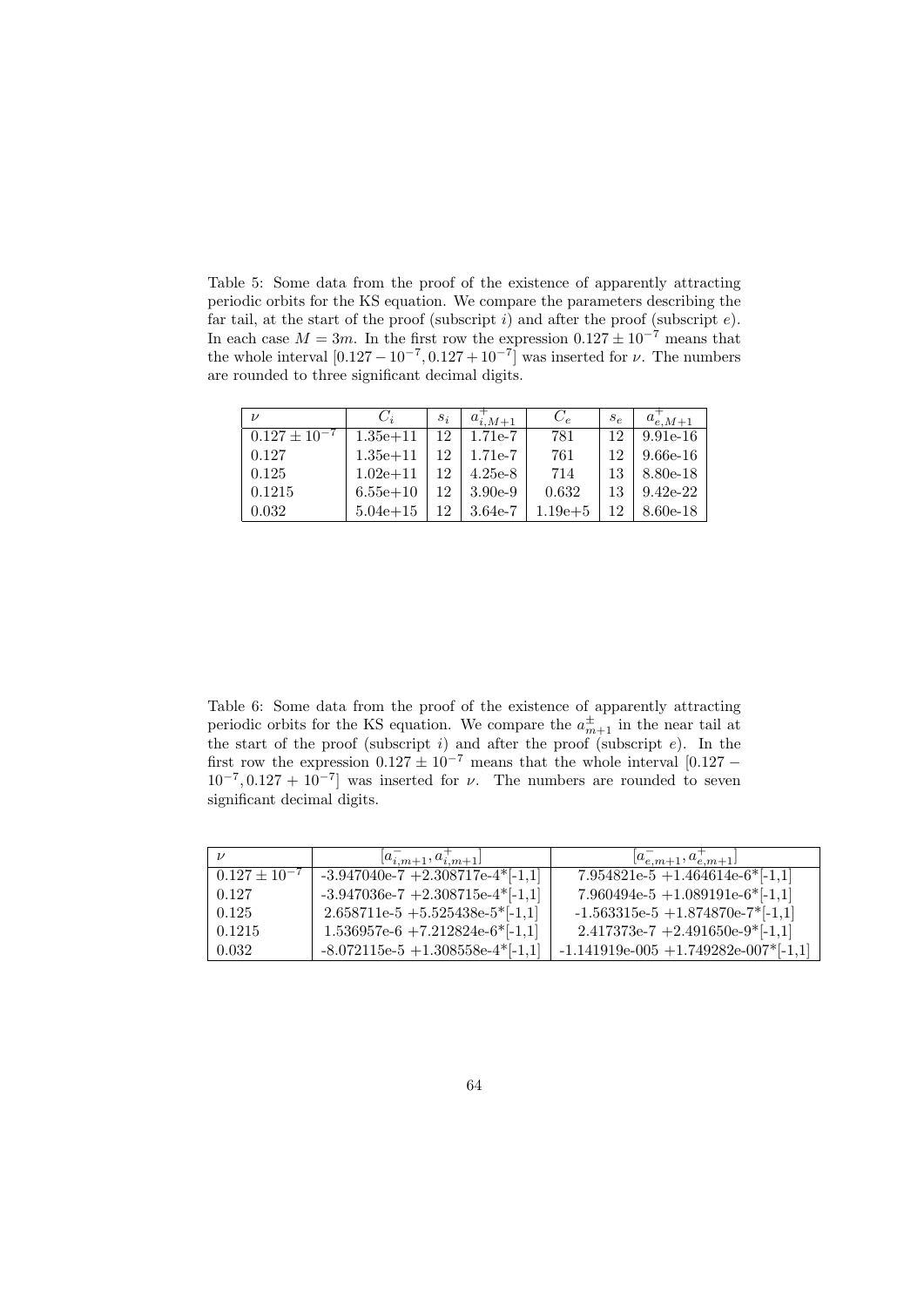Table 5: Some data from the proof of the existence of apparently attracting periodic orbits for the KS equation. We compare the parameters describing the far tail, at the start of the proof (subscript $i$) and after the proof (subscript $e$). In each case $M = 3m$. In the first row the expression $0.127 \pm 10^{-7}$ means that the whole interval $[0.127 - 10^{-7}, 0.127 + 10^{-7}]$ was inserted for $\nu$. The numbers are rounded to three significant decimal digits.

| $\nu$ | $C_i$ | $s_i$ | $a^+_{i,M+1}$ | $C_e$ | $s_e$ | $a^+_{e,M+1}$ |
|---|---|---|---|---|---|---|
| $0.127 \pm 10^{-7}$ | 1.35e+11 | 12 | 1.71e-7 | 781 | 12 | 9.91e-16 |
| 0.127 | 1.35e+11 | 12 | 1.71e-7 | 761 | 12 | 9.66e-16 |
| 0.125 | 1.02e+11 | 12 | 4.25e-8 | 714 | 13 | 8.80e-18 |
| 0.1215 | 6.55e+10 | 12 | 3.90e-9 | 0.632 | 13 | 9.42e-22 |
| 0.032 | 5.04e+15 | 12 | 3.64e-7 | 1.19e+5 | 12 | 8.60e-18 |

Table 6: Some data from the proof of the existence of apparently attracting periodic orbits for the KS equation. We compare the $a^{\pm}_{m+1}$ in the near tail at the start of the proof (subscript $i$) and after the proof (subscript $e$). In the first row the expression $0.127 \pm 10^{-7}$ means that the whole interval $[0.127 - 10^{-7}, 0.127 + 10^{-7}]$ was inserted for $\nu$. The numbers are rounded to seven significant decimal digits.

| $\nu$ | $[a^-_{i,m+1}, a^+_{i,m+1}]$ | $[a^-_{e,m+1}, a^+_{e,m+1}]$ |
|---|---|---|
| $0.127 \pm 10^{-7}$ | -3.947040e-7 +2.308717e-4*[-1,1] | 7.954821e-5 +1.464614e-6*[-1,1] |
| 0.127 | -3.947036e-7 +2.308715e-4*[-1,1] | 7.960494e-5 +1.089191e-6*[-1,1] |
| 0.125 | 2.658711e-5 +5.525438e-5*[-1,1] | -1.563315e-5 +1.874870e-7*[-1,1] |
| 0.1215 | 1.536957e-6 +7.212824e-6*[-1,1] | 2.417373e-7 +2.491650e-9*[-1,1] |
| 0.032 | -8.072115e-5 +1.308558e-4*[-1,1] | -1.141919e-005 +1.749282e-007*[-1,1] |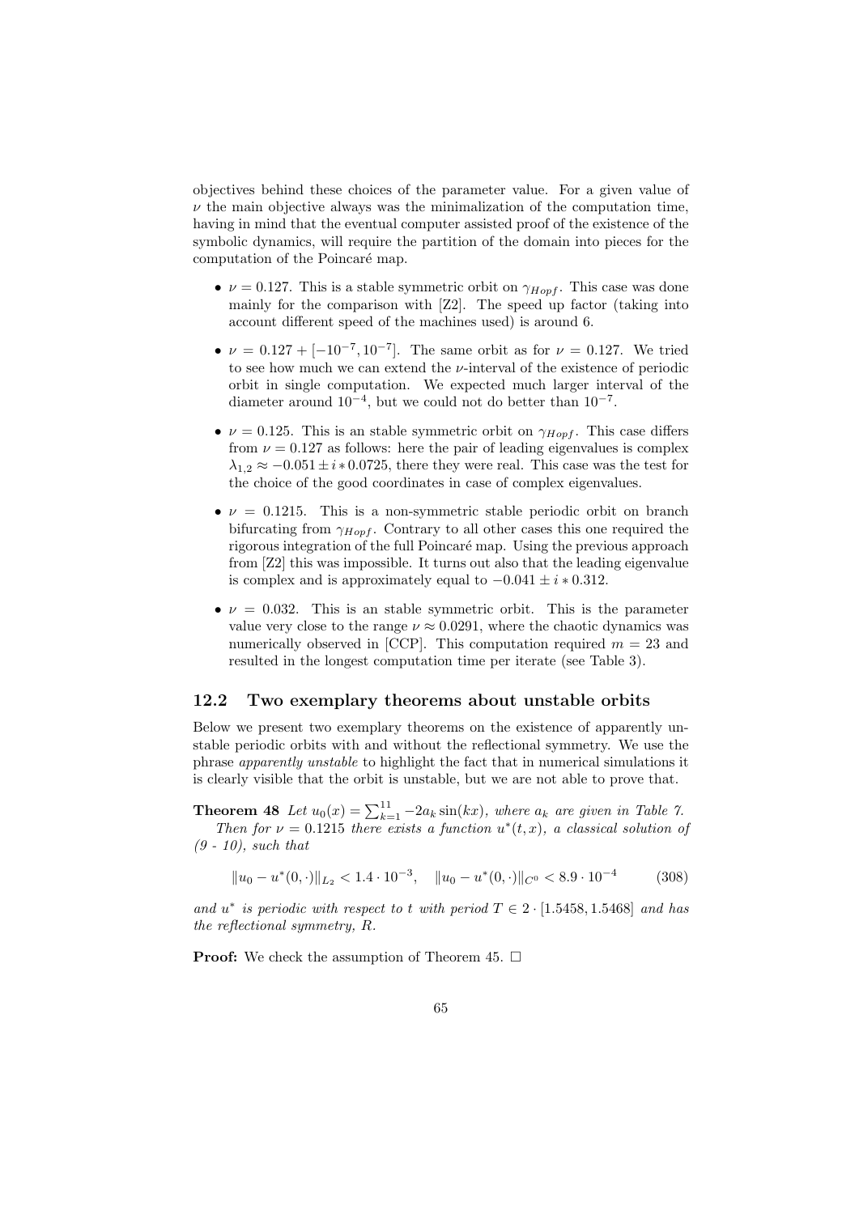objectives behind these choices of the parameter value. For a given value of $\nu$ the main objective always was the minimalization of the computation time, having in mind that the eventual computer assisted proof of the existence of the symbolic dynamics, will require the partition of the domain into pieces for the computation of the Poincaré map.

- $\nu = 0.127$. This is a stable symmetric orbit on $\gamma_{Hopf}$. This case was done mainly for the comparison with [Z2]. The speed up factor (taking into account different speed of the machines used) is around 6.
- $\nu = 0.127 + [-10^{-7}, 10^{-7}]$. The same orbit as for $\nu = 0.127$. We tried to see how much we can extend the $\nu$-interval of the existence of periodic orbit in single computation. We expected much larger interval of the diameter around $10^{-4}$, but we could not do better than $10^{-7}$.
- $\nu = 0.125$. This is an stable symmetric orbit on $\gamma_{Hopf}$. This case differs from $\nu = 0.127$ as follows: here the pair of leading eigenvalues is complex $\lambda_{1,2} \approx -0.051 \pm i * 0.0725$, there they were real. This case was the test for the choice of the good coordinates in case of complex eigenvalues.
- $\nu = 0.1215$. This is a non-symmetric stable periodic orbit on branch bifurcating from $\gamma_{Hopf}$. Contrary to all other cases this one required the rigorous integration of the full Poincaré map. Using the previous approach from [Z2] this was impossible. It turns out also that the leading eigenvalue is complex and is approximately equal to $-0.041 \pm i * 0.312$.
- $\nu = 0.032$. This is an stable symmetric orbit. This is the parameter value very close to the range $\nu \approx 0.0291$, where the chaotic dynamics was numerically observed in [CCP]. This computation required $m = 23$ and resulted in the longest computation time per iterate (see Table 3).

### 12.2 Two exemplary theorems about unstable orbits

Below we present two exemplary theorems on the existence of apparently unstable periodic orbits with and without the reflectional symmetry. We use the phrase *apparently unstable* to highlight the fact that in numerical simulations it is clearly visible that the orbit is unstable, but we are not able to prove that.

**Theorem 48** *Let $u_0(x) = \sum_{k=1}^{11} -2a_k \sin(kx)$, where $a_k$ are given in Table 7. Then for $\nu = 0.1215$ there exists a function $u^*(t, x)$, a classical solution of (9 - 10), such that*

$$\|u_0 - u^*(0, \cdot)\|_{L_2} < 1.4 \cdot 10^{-3}, \quad \|u_0 - u^*(0, \cdot)\|_{C^0} < 8.9 \cdot 10^{-4} \tag{308}$$

*and $u^*$ is periodic with respect to $t$ with period $T \in 2 \cdot [1.5458, 1.5468]$ and has the reflectional symmetry, $R$.*

**Proof:** We check the assumption of Theorem 45. $\square$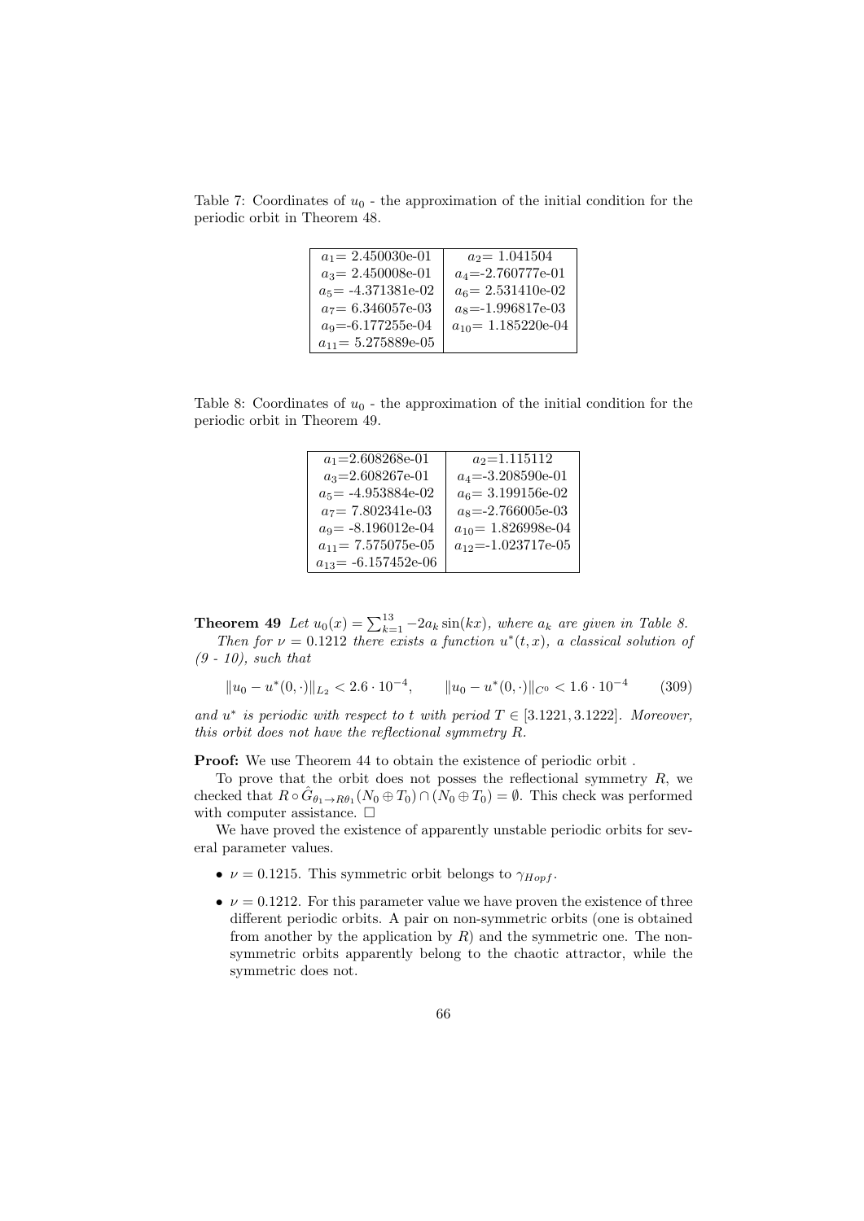Table 7: Coordinates of $u_0$ - the approximation of the initial condition for the periodic orbit in Theorem 48.

| | |
|---|---|
| $a_1$= 2.450030e-01 | $a_2$= 1.041504 |
| $a_3$= 2.450008e-01 | $a_4$=-2.760777e-01 |
| $a_5$= -4.371381e-02 | $a_6$= 2.531410e-02 |
| $a_7$= 6.346057e-03 | $a_8$=-1.996817e-03 |
| $a_9$=-6.177255e-04 | $a_{10}$= 1.185220e-04 |
| $a_{11}$= 5.275889e-05 | |

Table 8: Coordinates of $u_0$ - the approximation of the initial condition for the periodic orbit in Theorem 49.

| | |
|---|---|
| $a_1$=2.608268e-01 | $a_2$=1.115112 |
| $a_3$=2.608267e-01 | $a_4$=-3.208590e-01 |
| $a_5$= -4.953884e-02 | $a_6$= 3.199156e-02 |
| $a_7$= 7.802341e-03 | $a_8$=-2.766005e-03 |
| $a_9$= -8.196012e-04 | $a_{10}$= 1.826998e-04 |
| $a_{11}$= 7.575075e-05 | $a_{12}$=-1.023717e-05 |
| $a_{13}$= -6.157452e-06 | |

**Theorem 49** *Let $u_0(x) = \sum_{k=1}^{13} -2a_k \sin(kx)$, where $a_k$ are given in Table 8. Then for $\nu = 0.1212$ there exists a function $u^*(t, x)$, a classical solution of (9 - 10), such that*

$$\|u_0 - u^*(0, \cdot)\|_{L_2} < 2.6 \cdot 10^{-4}, \qquad \|u_0 - u^*(0, \cdot)\|_{C^0} < 1.6 \cdot 10^{-4} \tag{309}$$

*and $u^*$ is periodic with respect to $t$ with period $T \in [3.1221, 3.1222]$. Moreover, this orbit does not have the reflectional symmetry $R$.*

**Proof:** We use Theorem 44 to obtain the existence of periodic orbit .

To prove that the orbit does not posses the reflectional symmetry $R$, we checked that $R \circ \hat{G}_{\theta_1 \to R\theta_1}(N_0 \oplus T_0) \cap (N_0 \oplus T_0) = \emptyset$. This check was performed with computer assistance. $\square$

We have proved the existence of apparently unstable periodic orbits for several parameter values.

- $\nu = 0.1215$. This symmetric orbit belongs to $\gamma_{Hopf}$.
- $\nu = 0.1212$. For this parameter value we have proven the existence of three different periodic orbits. A pair on non-symmetric orbits (one is obtained from another by the application by $R$) and the symmetric one. The non-symmetric orbits apparently belong to the chaotic attractor, while the symmetric does not.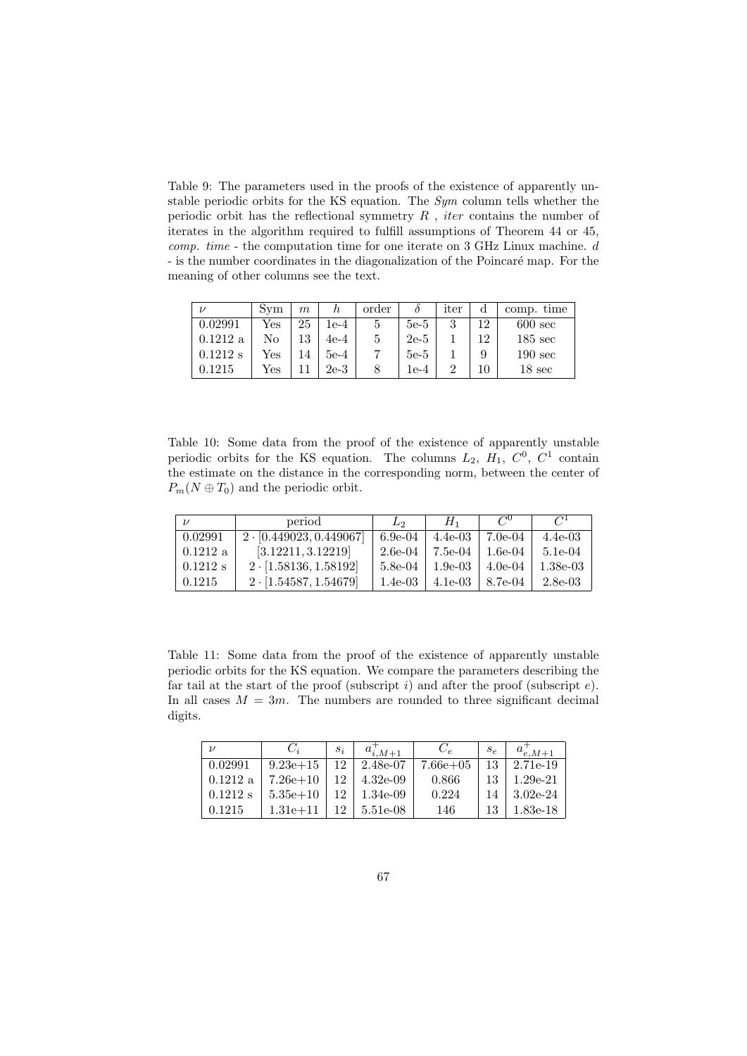Table 9: The parameters used in the proofs of the existence of apparently unstable periodic orbits for the KS equation. The *Sym* column tells whether the periodic orbit has the reflectional symmetry $R$ , *iter* contains the number of iterates in the algorithm required to fulfill assumptions of Theorem 44 or 45, *comp. time* - the computation time for one iterate on 3 GHz Linux machine. $d$ - is the number coordinates in the diagonalization of the Poincaré map. For the meaning of other columns see the text.

| $\nu$ | Sym | $m$ | $h$ | order | $\delta$ | iter | d | comp. time |
|---|---|---|---|---|---|---|---|---|
| 0.02991 | Yes | 25 | 1e-4 | 5 | 5e-5 | 3 | 12 | 600 sec |
| 0.1212 a | No | 13 | 4e-4 | 5 | 2e-5 | 1 | 12 | 185 sec |
| 0.1212 s | Yes | 14 | 5e-4 | 7 | 5e-5 | 1 | 9 | 190 sec |
| 0.1215 | Yes | 11 | 2e-3 | 8 | 1e-4 | 2 | 10 | 18 sec |

Table 10: Some data from the proof of the existence of apparently unstable periodic orbits for the KS equation. The columns $L_2$, $H_1$, $C^0$, $C^1$ contain the estimate on the distance in the corresponding norm, between the center of $P_m(N \oplus T_0)$ and the periodic orbit.

| $\nu$ | period | $L_2$ | $H_1$ | $C^0$ | $C^1$ |
|---|---|---|---|---|---|
| 0.02991 | $2 \cdot [0.449023, 0.449067]$ | 6.9e-04 | 4.4e-03 | 7.0e-04 | 4.4e-03 |
| 0.1212 a | $[3.12211, 3.12219]$ | 2.6e-04 | 7.5e-04 | 1.6e-04 | 5.1e-04 |
| 0.1212 s | $2 \cdot [1.58136, 1.58192]$ | 5.8e-04 | 1.9e-03 | 4.0e-04 | 1.38e-03 |
| 0.1215 | $2 \cdot [1.54587, 1.54679]$ | 1.4e-03 | 4.1e-03 | 8.7e-04 | 2.8e-03 |

Table 11: Some data from the proof of the existence of apparently unstable periodic orbits for the KS equation. We compare the parameters describing the far tail at the start of the proof (subscript $i$) and after the proof (subscript $e$). In all cases $M = 3m$. The numbers are rounded to three significant decimal digits.

| $\nu$ | $C_i$ | $s_i$ | $a^+_{i,M+1}$ | $C_e$ | $s_e$ | $a^+_{e,M+1}$ |
|---|---|---|---|---|---|---|
| 0.02991 | 9.23e+15 | 12 | 2.48e-07 | 7.66e+05 | 13 | 2.71e-19 |
| 0.1212 a | 7.26e+10 | 12 | 4.32e-09 | 0.866 | 13 | 1.29e-21 |
| 0.1212 s | 5.35e+10 | 12 | 1.34e-09 | 0.224 | 14 | 3.02e-24 |
| 0.1215 | 1.31e+11 | 12 | 5.51e-08 | 146 | 13 | 1.83e-18 |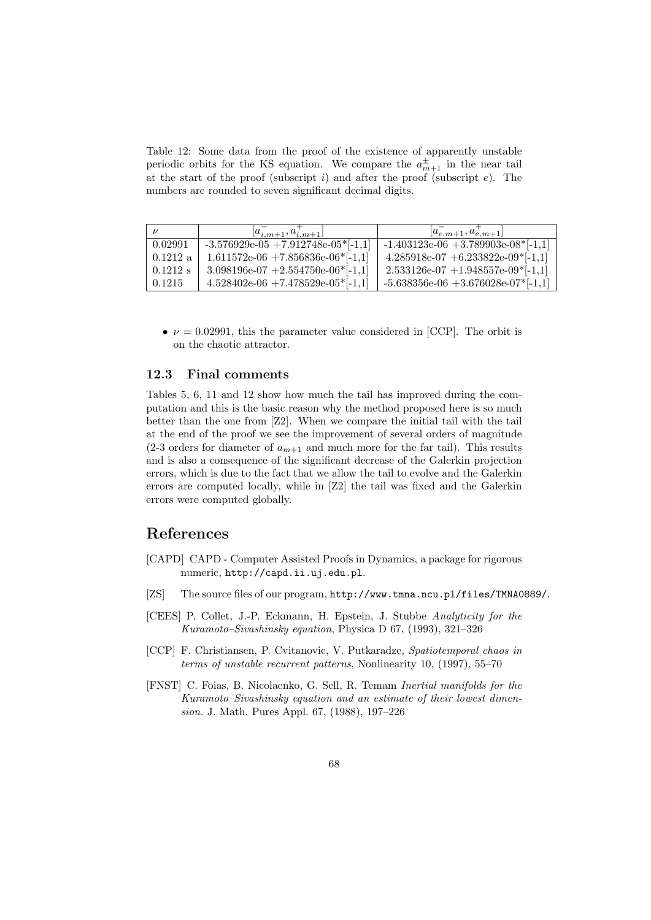Table 12: Some data from the proof of the existence of apparently unstable periodic orbits for the KS equation. We compare the $a^{\pm}_{m+1}$ in the near tail at the start of the proof (subscript $i$) and after the proof (subscript $e$). The numbers are rounded to seven significant decimal digits.

| $\nu$ | $[a^-_{i,m+1}, a^+_{i,m+1}]$ | $[a^-_{e,m+1}, a^+_{e,m+1}]$ |
|---|---|---|
| 0.02991 | -3.576929e-05 +7.912748e-05*[-1,1] | -1.403123e-06 +3.789903e-08*[-1,1] |
| 0.1212 a | 1.611572e-06 +7.856836e-06*[-1,1] | 4.285918e-07 +6.233822e-09*[-1,1] |
| 0.1212 s | 3.098196e-07 +2.554750e-06*[-1,1] | 2.533126e-07 +1.948557e-09*[-1,1] |
| 0.1215 | 4.528402e-06 +7.478529e-05*[-1,1] | -5.638356e-06 +3.676028e-07*[-1,1] |

- $\nu = 0.02991$, this the parameter value considered in [CCP]. The orbit is on the chaotic attractor.

### 12.3 Final comments

Tables 5, 6, 11 and 12 show how much the tail has improved during the computation and this is the basic reason why the method proposed here is so much better than the one from [Z2]. When we compare the initial tail with the tail at the end of the proof we see the improvement of several orders of magnitude (2-3 orders for diameter of $a_{m+1}$ and much more for the far tail). This results and is also a consequence of the significant decrease of the Galerkin projection errors, which is due to the fact that we allow the tail to evolve and the Galerkin errors are computed locally, while in [Z2] the tail was fixed and the Galerkin errors were computed globally.

## References

[CAPD] CAPD - Computer Assisted Proofs in Dynamics, a package for rigorous numeric, `http://capd.ii.uj.edu.pl`.

[ZS] The source files of our program, `http://www.tmna.ncu.pl/files/TMNA0889/`.

[CEES] P. Collet, J.-P. Eckmann, H. Epstein, J. Stubbe *Analyticity for the Kuramoto–Sivashinsky equation*, Physica D 67, (1993), 321–326

[CCP] F. Christiansen, P. Cvitanovic, V. Putkaradze, *Spatiotemporal chaos in terms of unstable recurrent patterns*, Nonlinearity 10, (1997), 55–70

[FNST] C. Foias, B. Nicolaenko, G. Sell, R. Temam *Inertial manifolds for the Kuramoto–Sivashinsky equation and an estimate of their lowest dimension.* J. Math. Pures Appl. 67, (1988), 197–226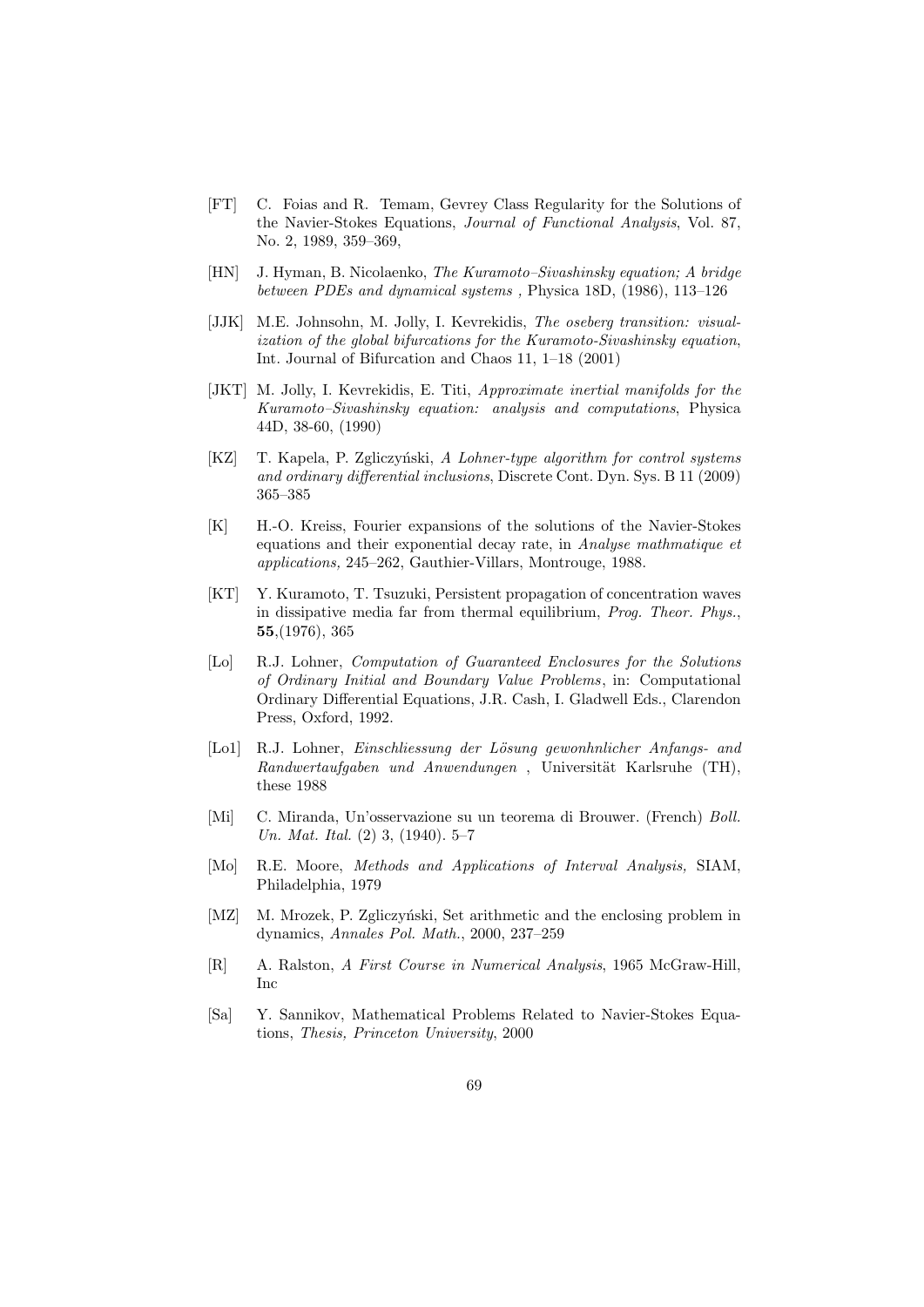- [FT] C. Foias and R. Temam, Gevrey Class Regularity for the Solutions of the Navier-Stokes Equations, *Journal of Functional Analysis*, Vol. 87, No. 2, 1989, 359–369,

- [HN] J. Hyman, B. Nicolaenko, *The Kuramoto–Sivashinsky equation; A bridge between PDEs and dynamical systems* , Physica 18D, (1986), 113–126

- [JJK] M.E. Johnsohn, M. Jolly, I. Kevrekidis, *The oseberg transition: visualization of the global bifurcations for the Kuramoto-Sivashinsky equation*, Int. Journal of Bifurcation and Chaos 11, 1–18 (2001)

- [JKT] M. Jolly, I. Kevrekidis, E. Titi, *Approximate inertial manifolds for the Kuramoto–Sivashinsky equation: analysis and computations*, Physica 44D, 38-60, (1990)

- [KZ] T. Kapela, P. Zgliczyński, *A Lohner-type algorithm for control systems and ordinary differential inclusions*, Discrete Cont. Dyn. Sys. B 11 (2009) 365–385

- [K] H.-O. Kreiss, Fourier expansions of the solutions of the Navier-Stokes equations and their exponential decay rate, in *Analyse mathmatique et applications,* 245–262, Gauthier-Villars, Montrouge, 1988.

- [KT] Y. Kuramoto, T. Tsuzuki, Persistent propagation of concentration waves in dissipative media far from thermal equilibrium, *Prog. Theor. Phys.*, **55**,(1976), 365

- [Lo] R.J. Lohner, *Computation of Guaranteed Enclosures for the Solutions of Ordinary Initial and Boundary Value Problems*, in: Computational Ordinary Differential Equations, J.R. Cash, I. Gladwell Eds., Clarendon Press, Oxford, 1992.

- [Lo1] R.J. Lohner, *Einschliessung der Lösung gewonhnlicher Anfangs- and Randwertaufgaben und Anwendungen* , Universität Karlsruhe (TH), these 1988

- [Mi] C. Miranda, Un'osservazione su un teorema di Brouwer. (French) *Boll. Un. Mat. Ital.* (2) 3, (1940). 5–7

- [Mo] R.E. Moore, *Methods and Applications of Interval Analysis,* SIAM, Philadelphia, 1979

- [MZ] M. Mrozek, P. Zgliczyński, Set arithmetic and the enclosing problem in dynamics, *Annales Pol. Math.*, 2000, 237–259

- [R] A. Ralston, *A First Course in Numerical Analysis*, 1965 McGraw-Hill, Inc

- [Sa] Y. Sannikov, Mathematical Problems Related to Navier-Stokes Equations, *Thesis, Princeton University*, 2000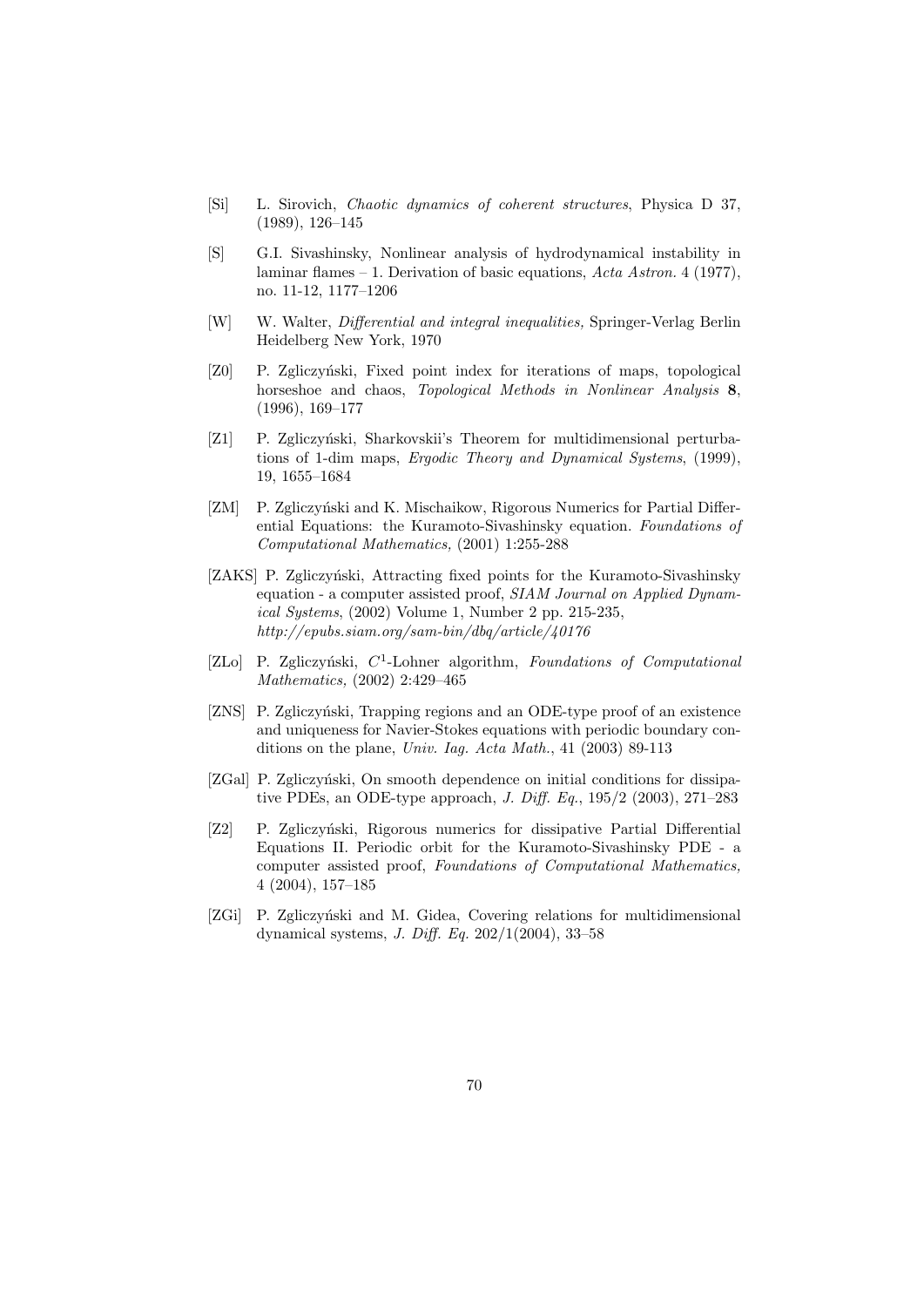[Si] L. Sirovich, *Chaotic dynamics of coherent structures*, Physica D 37, (1989), 126–145

[S] G.I. Sivashinsky, Nonlinear analysis of hydrodynamical instability in laminar flames – 1. Derivation of basic equations, *Acta Astron.* 4 (1977), no. 11-12, 1177–1206

[W] W. Walter, *Differential and integral inequalities,* Springer-Verlag Berlin Heidelberg New York, 1970

[Z0] P. Zgliczyński, Fixed point index for iterations of maps, topological horseshoe and chaos, *Topological Methods in Nonlinear Analysis* **8**, (1996), 169–177

[Z1] P. Zgliczyński, Sharkovskii's Theorem for multidimensional perturbations of 1-dim maps, *Ergodic Theory and Dynamical Systems*, (1999), 19, 1655–1684

[ZM] P. Zgliczyński and K. Mischaikow, Rigorous Numerics for Partial Differential Equations: the Kuramoto-Sivashinsky equation. *Foundations of Computational Mathematics*, (2001) 1:255-288

[ZAKS] P. Zgliczyński, Attracting fixed points for the Kuramoto-Sivashinsky equation - a computer assisted proof, *SIAM Journal on Applied Dynamical Systems*, (2002) Volume 1, Number 2 pp. 215-235, *http://epubs.siam.org/sam-bin/dbq/article/40176*

[ZLo] P. Zgliczyński, $C^1$-Lohner algorithm, *Foundations of Computational Mathematics,* (2002) 2:429–465

[ZNS] P. Zgliczyński, Trapping regions and an ODE-type proof of an existence and uniqueness for Navier-Stokes equations with periodic boundary conditions on the plane, *Univ. Iag. Acta Math.*, 41 (2003) 89-113

[ZGal] P. Zgliczyński, On smooth dependence on initial conditions for dissipative PDEs, an ODE-type approach, *J. Diff. Eq.*, 195/2 (2003), 271–283

[Z2] P. Zgliczyński, Rigorous numerics for dissipative Partial Differential Equations II. Periodic orbit for the Kuramoto-Sivashinsky PDE - a computer assisted proof, *Foundations of Computational Mathematics,* 4 (2004), 157–185

[ZGi] P. Zgliczyński and M. Gidea, Covering relations for multidimensional dynamical systems, *J. Diff. Eq.* 202/1(2004), 33–58